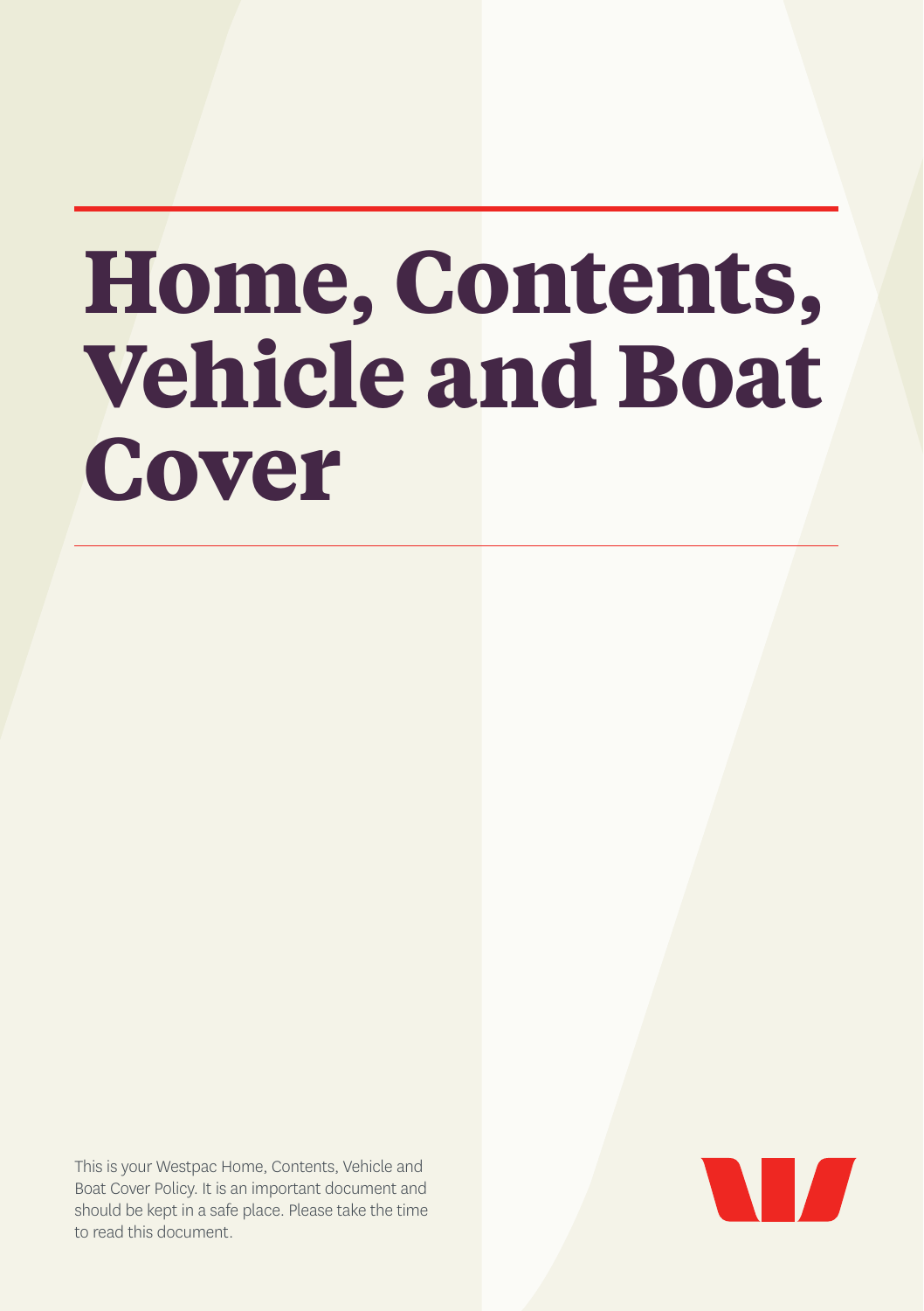# Home, Contents, Vehicle and Boat Cover

This is your Westpac Home, Contents, Vehicle and Boat Cover Policy. It is an important document and should be kept in a safe place. Please take the time to read this document.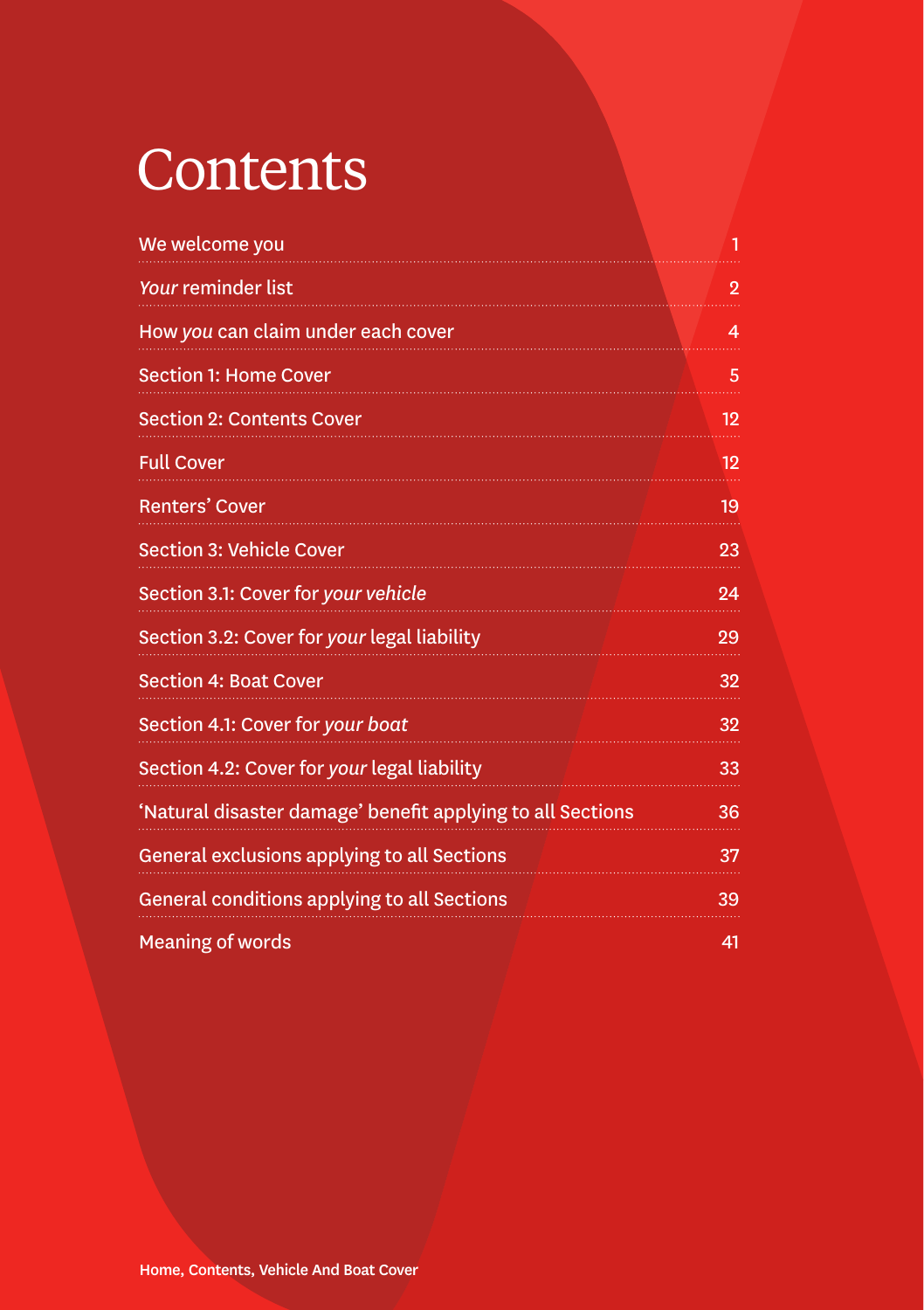# Contents

| | |
|---|---|
| We welcome you | 1 |
| *Your* reminder list | 2 |
| How *you* can claim under each cover | 4 |
| Section 1: Home Cover | 5 |
| Section 2: Contents Cover | 12 |
| Full Cover | 12 |
| Renters' Cover | 19 |
| Section 3: Vehicle Cover | 23 |
| Section 3.1: Cover for *your vehicle* | 24 |
| Section 3.2: Cover for *your* legal liability | 29 |
| Section 4: Boat Cover | 32 |
| Section 4.1: Cover for *your boat* | 32 |
| Section 4.2: Cover for *your* legal liability | 33 |
| 'Natural disaster damage' benefit applying to all Sections | 36 |
| General exclusions applying to all Sections | 37 |
| General conditions applying to all Sections | 39 |
| Meaning of words | 41 |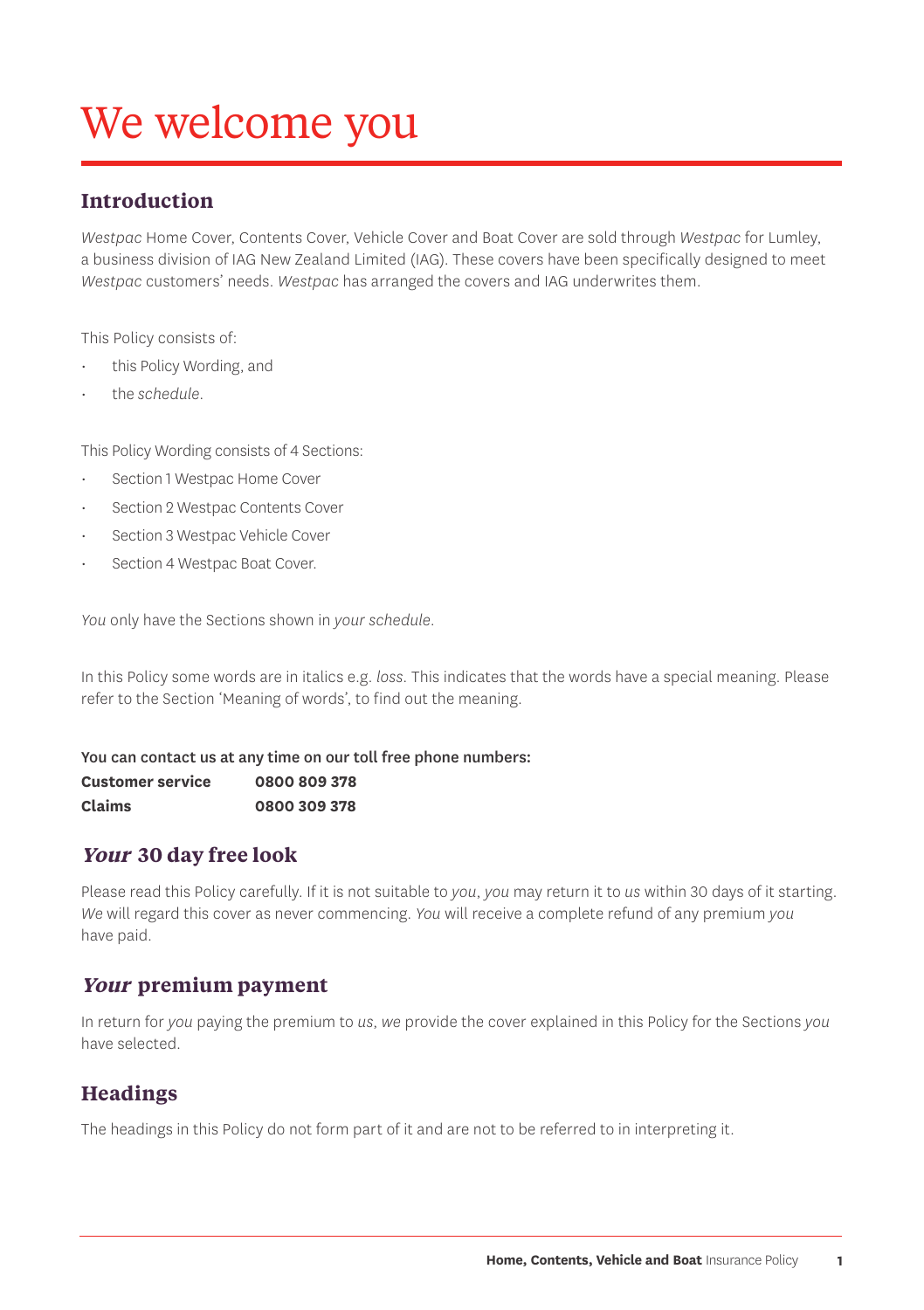# We welcome you

## Introduction

*Westpac* Home Cover, Contents Cover, Vehicle Cover and Boat Cover are sold through *Westpac* for Lumley, a business division of IAG New Zealand Limited (IAG). These covers have been specifically designed to meet *Westpac* customers' needs. *Westpac* has arranged the covers and IAG underwrites them.

This Policy consists of:

- this Policy Wording, and
- the *schedule*.

This Policy Wording consists of 4 Sections:

- Section 1 Westpac Home Cover
- Section 2 Westpac Contents Cover
- Section 3 Westpac Vehicle Cover
- Section 4 Westpac Boat Cover.

*You* only have the Sections shown in *your schedule*.

In this Policy some words are in italics e.g. *loss*. This indicates that the words have a special meaning. Please refer to the Section 'Meaning of words', to find out the meaning.

**You can contact us at any time on our toll free phone numbers:**

| | |
|---|---|
| **Customer service** | **0800 809 378** |
| **Claims** | **0800 309 378** |

## *Your* 30 day free look

Please read this Policy carefully. If it is not suitable to *you*, *you* may return it to *us* within 30 days of it starting. *We* will regard this cover as never commencing. *You* will receive a complete refund of any premium *you* have paid.

## *Your* premium payment

In return for *you* paying the premium to *us*, *we* provide the cover explained in this Policy for the Sections *you* have selected.

## Headings

The headings in this Policy do not form part of it and are not to be referred to in interpreting it.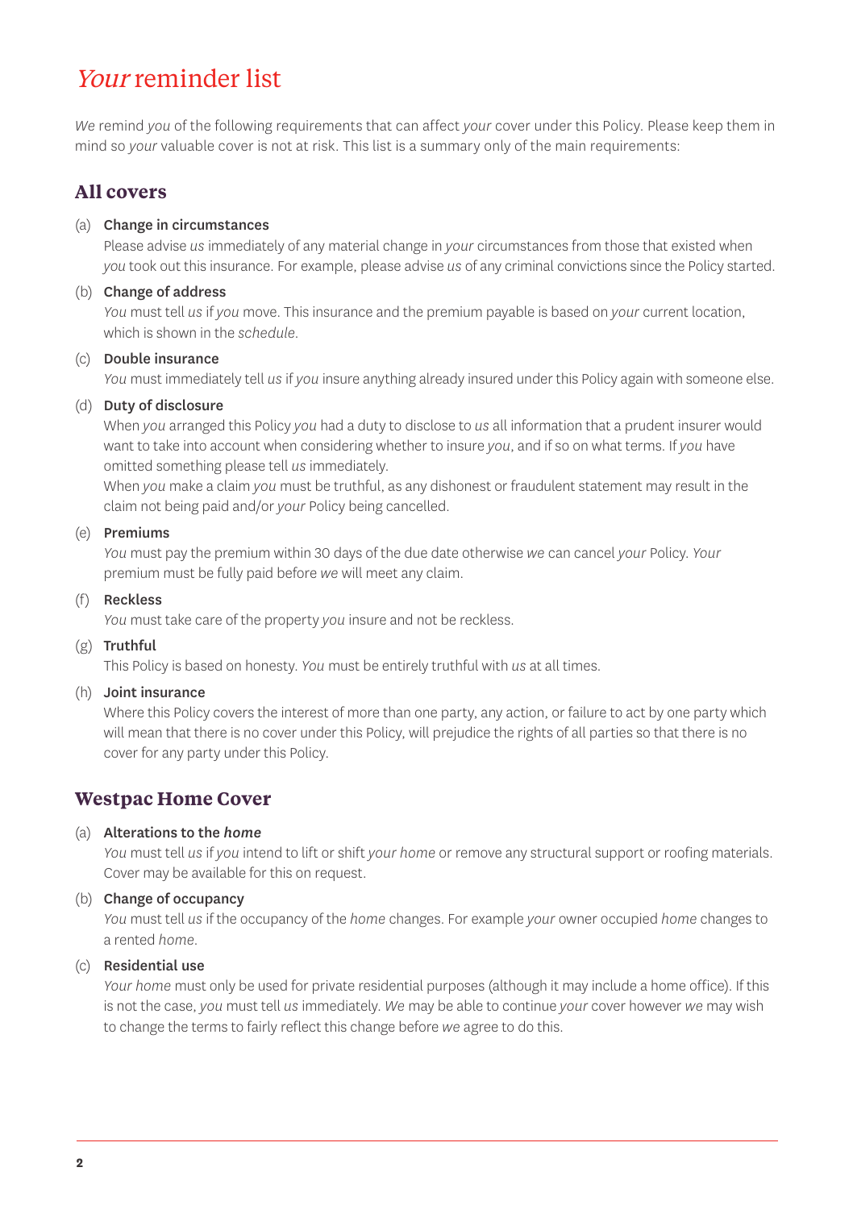# *Your* reminder list

*We* remind *you* of the following requirements that can affect *your* cover under this Policy. Please keep them in mind so *your* valuable cover is not at risk. This list is a summary only of the main requirements:

## All covers

(a) **Change in circumstances**
Please advise *us* immediately of any material change in *your* circumstances from those that existed when *you* took out this insurance. For example, please advise *us* of any criminal convictions since the Policy started.

(b) **Change of address**
*You* must tell *us* if *you* move. This insurance and the premium payable is based on *your* current location, which is shown in the *schedule*.

(c) **Double insurance**
*You* must immediately tell *us* if *you* insure anything already insured under this Policy again with someone else.

(d) **Duty of disclosure**
When *you* arranged this Policy *you* had a duty to disclose to *us* all information that a prudent insurer would want to take into account when considering whether to insure *you*, and if so on what terms. If *you* have omitted something please tell *us* immediately.
When *you* make a claim *you* must be truthful, as any dishonest or fraudulent statement may result in the claim not being paid and/or *your* Policy being cancelled.

(e) **Premiums**
*You* must pay the premium within 30 days of the due date otherwise *we* can cancel *your* Policy. *Your* premium must be fully paid before *we* will meet any claim.

(f) **Reckless**
*You* must take care of the property *you* insure and not be reckless.

(g) **Truthful**
This Policy is based on honesty. *You* must be entirely truthful with *us* at all times.

(h) **Joint insurance**
Where this Policy covers the interest of more than one party, any action, or failure to act by one party which will mean that there is no cover under this Policy, will prejudice the rights of all parties so that there is no cover for any party under this Policy.

## Westpac Home Cover

(a) **Alterations to the *home***
*You* must tell *us* if *you* intend to lift or shift *your home* or remove any structural support or roofing materials. Cover may be available for this on request.

(b) **Change of occupancy**
*You* must tell *us* if the occupancy of the *home* changes. For example *your* owner occupied *home* changes to a rented *home*.

(c) **Residential use**
*Your home* must only be used for private residential purposes (although it may include a home office). If this is not the case, *you* must tell *us* immediately. *We* may be able to continue *your* cover however *we* may wish to change the terms to fairly reflect this change before *we* agree to do this.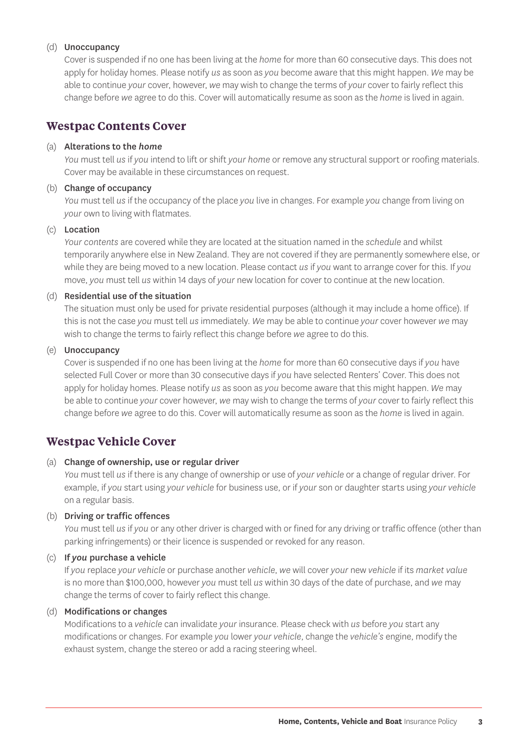(d) **Unoccupancy**

Cover is suspended if no one has been living at the *home* for more than 60 consecutive days. This does not apply for holiday homes. Please notify *us* as soon as *you* become aware that this might happen. *We* may be able to continue *your* cover, however, *we* may wish to change the terms of *your* cover to fairly reflect this change before *we* agree to do this. Cover will automatically resume as soon as the *home* is lived in again.

## Westpac Contents Cover

(a) **Alterations to the *home***

*You* must tell *us* if *you* intend to lift or shift *your home* or remove any structural support or roofing materials. Cover may be available in these circumstances on request.

(b) **Change of occupancy**

*You* must tell *us* if the occupancy of the place *you* live in changes. For example *you* change from living on *your* own to living with flatmates.

(c) **Location**

*Your contents* are covered while they are located at the situation named in the *schedule* and whilst temporarily anywhere else in New Zealand. They are not covered if they are permanently somewhere else, or while they are being moved to a new location. Please contact *us* if *you* want to arrange cover for this. If *you* move, *you* must tell *us* within 14 days of *your* new location for cover to continue at the new location.

(d) **Residential use of the situation**

The situation must only be used for private residential purposes (although it may include a home office). If this is not the case *you* must tell *us* immediately. *We* may be able to continue *your* cover however *we* may wish to change the terms to fairly reflect this change before *we* agree to do this.

(e) **Unoccupancy**

Cover is suspended if no one has been living at the *home* for more than 60 consecutive days if *you* have selected Full Cover or more than 30 consecutive days if *you* have selected Renters' Cover. This does not apply for holiday homes. Please notify *us* as soon as *you* become aware that this might happen. *We* may be able to continue *your* cover however, *we* may wish to change the terms of *your* cover to fairly reflect this change before *we* agree to do this. Cover will automatically resume as soon as the *home* is lived in again.

## Westpac Vehicle Cover

(a) **Change of ownership, use or regular driver**

*You* must tell *us* if there is any change of ownership or use of *your vehicle* or a change of regular driver. For example, if *you* start using *your vehicle* for business use, or if *your* son or daughter starts using *your vehicle* on a regular basis.

(b) **Driving or traffic offences**

*You* must tell *us* if *you* or any other driver is charged with or fined for any driving or traffic offence (other than parking infringements) or their licence is suspended or revoked for any reason.

(c) **If *you* purchase a vehicle**

If *you* replace *your vehicle* or purchase another *vehicle*, *we* will cover *your* new *vehicle* if its *market value* is no more than $100,000, however *you* must tell *us* within 30 days of the date of purchase, and *we* may change the terms of cover to fairly reflect this change.

(d) **Modifications or changes**

Modifications to a *vehicle* can invalidate *your* insurance. Please check with *us* before *you* start any modifications or changes. For example *you* lower *your vehicle*, change the *vehicle's* engine, modify the exhaust system, change the stereo or add a racing steering wheel.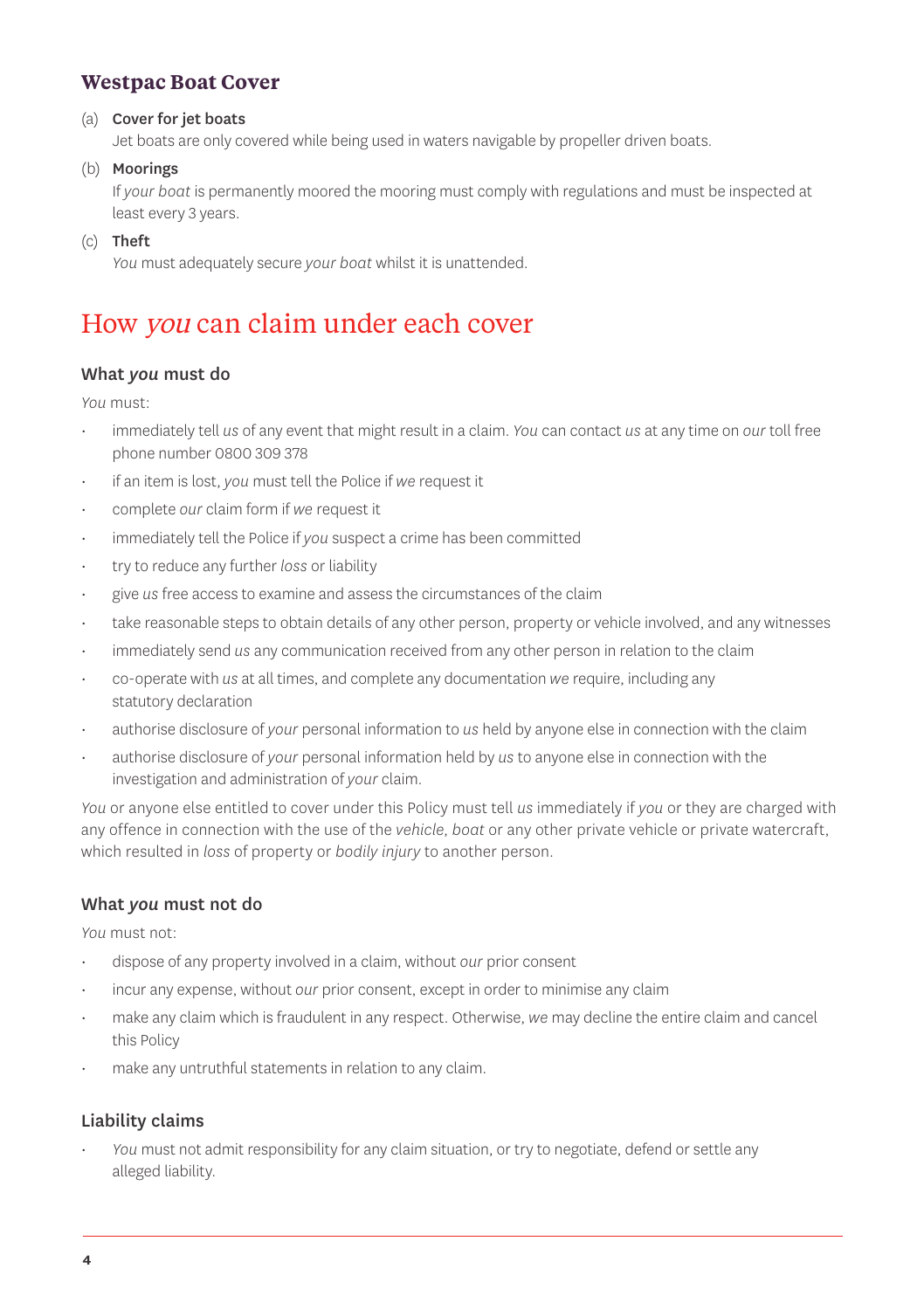## Westpac Boat Cover

(a) **Cover for jet boats**
Jet boats are only covered while being used in waters navigable by propeller driven boats.

(b) **Moorings**
If *your boat* is permanently moored the mooring must comply with regulations and must be inspected at least every 3 years.

(c) **Theft**
*You* must adequately secure *your boat* whilst it is unattended.

# How *you* can claim under each cover

### What *you* must do

*You* must:

- immediately tell *us* of any event that might result in a claim. *You* can contact *us* at any time on *our* toll free phone number 0800 309 378
- if an item is lost, *you* must tell the Police if *we* request it
- complete *our* claim form if *we* request it
- immediately tell the Police if *you* suspect a crime has been committed
- try to reduce any further *loss* or liability
- give *us* free access to examine and assess the circumstances of the claim
- take reasonable steps to obtain details of any other person, property or vehicle involved, and any witnesses
- immediately send *us* any communication received from any other person in relation to the claim
- co-operate with *us* at all times, and complete any documentation *we* require, including any statutory declaration
- authorise disclosure of *your* personal information to *us* held by anyone else in connection with the claim
- authorise disclosure of *your* personal information held by *us* to anyone else in connection with the investigation and administration of *your* claim.

*You* or anyone else entitled to cover under this Policy must tell *us* immediately if *you* or they are charged with any offence in connection with the use of the *vehicle*, *boat* or any other private vehicle or private watercraft, which resulted in *loss* of property or *bodily injury* to another person.

### What *you* must not do

*You* must not:

- dispose of any property involved in a claim, without *our* prior consent
- incur any expense, without *our* prior consent, except in order to minimise any claim
- make any claim which is fraudulent in any respect. Otherwise, *we* may decline the entire claim and cancel this Policy
- make any untruthful statements in relation to any claim.

### Liability claims

- *You* must not admit responsibility for any claim situation, or try to negotiate, defend or settle any alleged liability.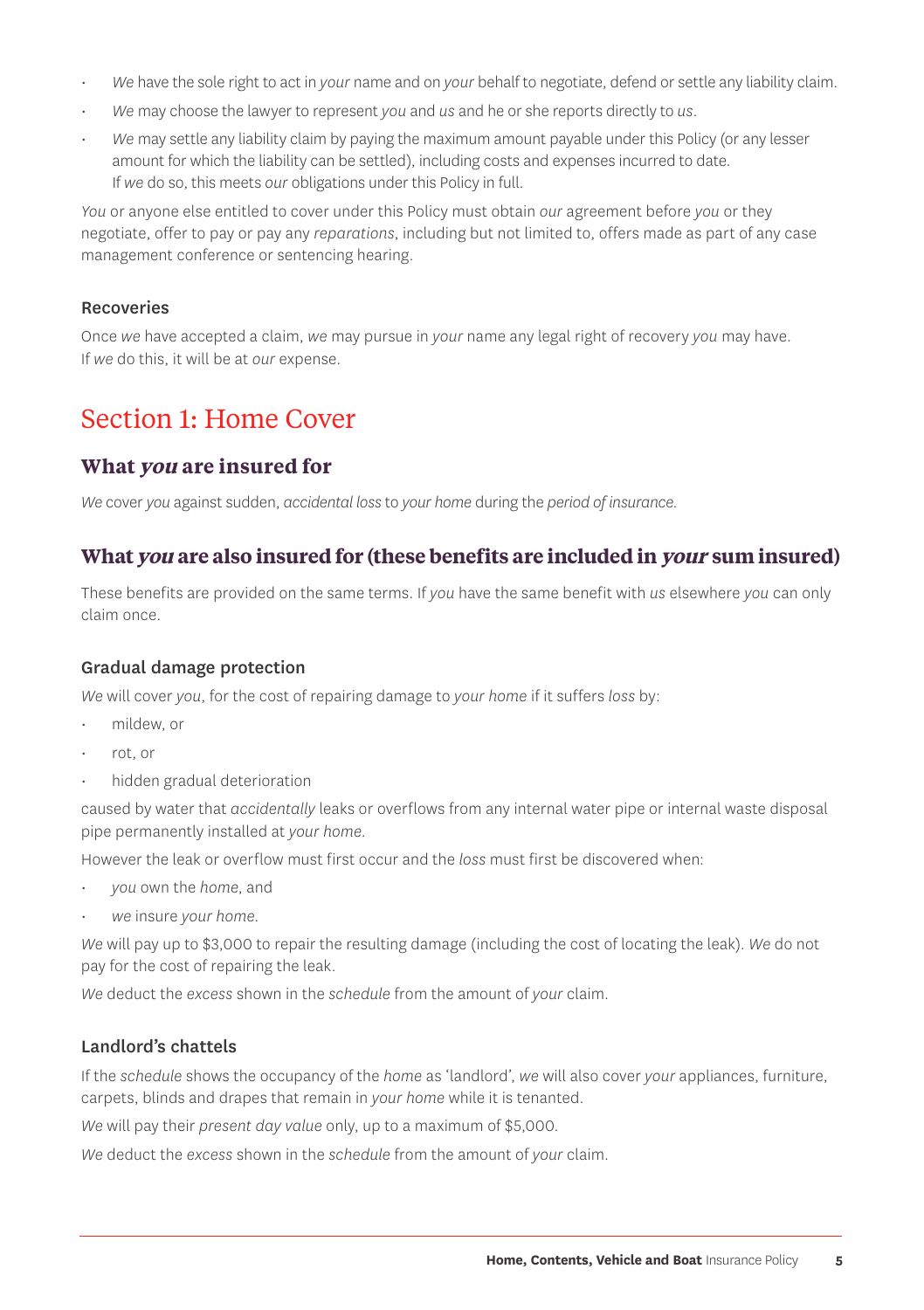- *We* have the sole right to act in *your* name and on *your* behalf to negotiate, defend or settle any liability claim.
- *We* may choose the lawyer to represent *you* and *us* and he or she reports directly to *us*.
- *We* may settle any liability claim by paying the maximum amount payable under this Policy (or any lesser amount for which the liability can be settled), including costs and expenses incurred to date. If *we* do so, this meets *our* obligations under this Policy in full.

*You* or anyone else entitled to cover under this Policy must obtain *our* agreement before *you* or they negotiate, offer to pay or pay any *reparations*, including but not limited to, offers made as part of any case management conference or sentencing hearing.

### Recoveries

Once *we* have accepted a claim, *we* may pursue in *your* name any legal right of recovery *you* may have. If *we* do this, it will be at *our* expense.

# Section 1: Home Cover

## What *you* are insured for

*We* cover *you* against sudden, *accidental loss* to *your home* during the *period of insurance*.

## What *you* are also insured for (these benefits are included in *your* sum insured)

These benefits are provided on the same terms. If *you* have the same benefit with *us* elsewhere *you* can only claim once.

### Gradual damage protection

*We* will cover *you*, for the cost of repairing damage to *your home* if it suffers *loss* by:

- mildew, or
- rot, or
- hidden gradual deterioration

caused by water that *accidentally* leaks or overflows from any internal water pipe or internal waste disposal pipe permanently installed at *your home*.

However the leak or overflow must first occur and the *loss* must first be discovered when:

- *you* own the *home*, and
- *we* insure *your home*.

*We* will pay up to $3,000 to repair the resulting damage (including the cost of locating the leak). *We* do not pay for the cost of repairing the leak.

*We* deduct the *excess* shown in the *schedule* from the amount of *your* claim.

### Landlord's chattels

If the *schedule* shows the occupancy of the *home* as 'landlord', *we* will also cover *your* appliances, furniture, carpets, blinds and drapes that remain in *your home* while it is tenanted.

*We* will pay their *present day value* only, up to a maximum of $5,000.

*We* deduct the *excess* shown in the *schedule* from the amount of *your* claim.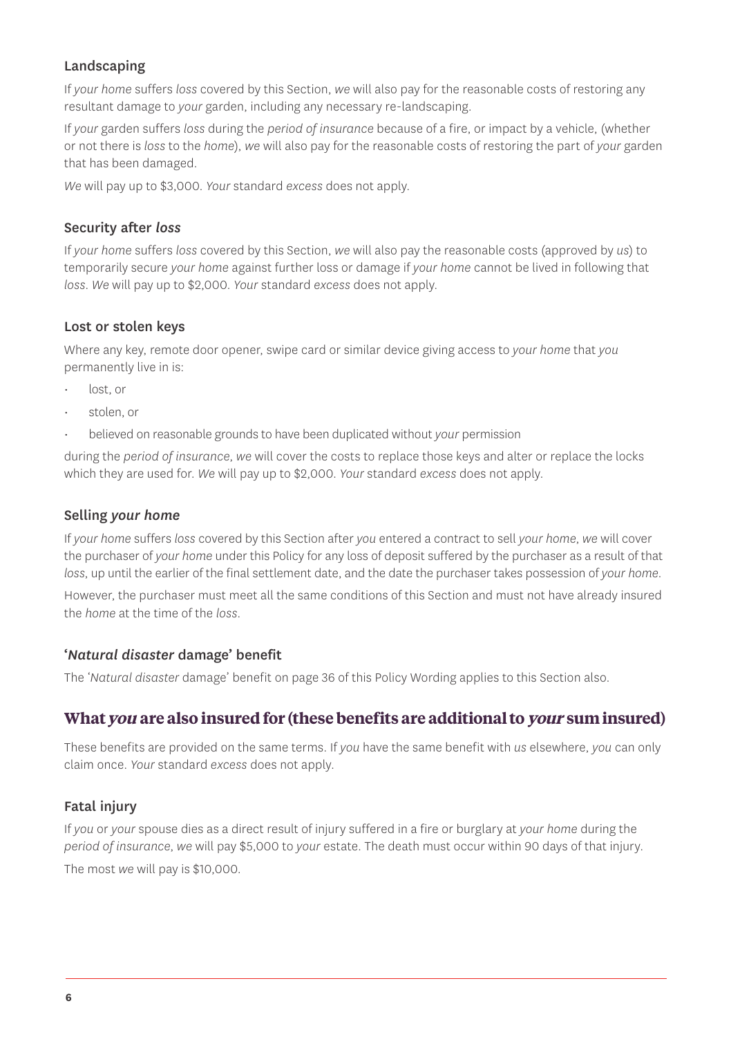### Landscaping

If *your home* suffers *loss* covered by this Section, *we* will also pay for the reasonable costs of restoring any resultant damage to *your* garden, including any necessary re-landscaping.

If *your* garden suffers *loss* during the *period of insurance* because of a fire, or impact by a vehicle, (whether or not there is *loss* to the *home*), *we* will also pay for the reasonable costs of restoring the part of *your* garden that has been damaged.

*We* will pay up to $3,000. *Your* standard *excess* does not apply.

### Security after *loss*

If *your home* suffers *loss* covered by this Section, *we* will also pay the reasonable costs (approved by *us*) to temporarily secure *your home* against further loss or damage if *your home* cannot be lived in following that *loss*. *We* will pay up to $2,000. *Your* standard *excess* does not apply.

### Lost or stolen keys

Where any key, remote door opener, swipe card or similar device giving access to *your home* that *you* permanently live in is:

- lost, or
- stolen, or
- believed on reasonable grounds to have been duplicated without *your* permission

during the *period of insurance*, *we* will cover the costs to replace those keys and alter or replace the locks which they are used for. *We* will pay up to $2,000. *Your* standard *excess* does not apply.

### Selling *your home*

If *your home* suffers *loss* covered by this Section after *you* entered a contract to sell *your home*, *we* will cover the purchaser of *your home* under this Policy for any loss of deposit suffered by the purchaser as a result of that *loss*, up until the earlier of the final settlement date, and the date the purchaser takes possession of *your home*.

However, the purchaser must meet all the same conditions of this Section and must not have already insured the *home* at the time of the *loss*.

### '*Natural disaster* damage' benefit

The '*Natural disaster* damage' benefit on page 36 of this Policy Wording applies to this Section also.

## What *you* are also insured for (these benefits are additional to *your* sum insured)

These benefits are provided on the same terms. If *you* have the same benefit with *us* elsewhere, *you* can only claim once. *Your* standard *excess* does not apply.

### Fatal injury

If *you* or *your* spouse dies as a direct result of injury suffered in a fire or burglary at *your home* during the *period of insurance*, *we* will pay $5,000 to *your* estate. The death must occur within 90 days of that injury.

The most *we* will pay is $10,000.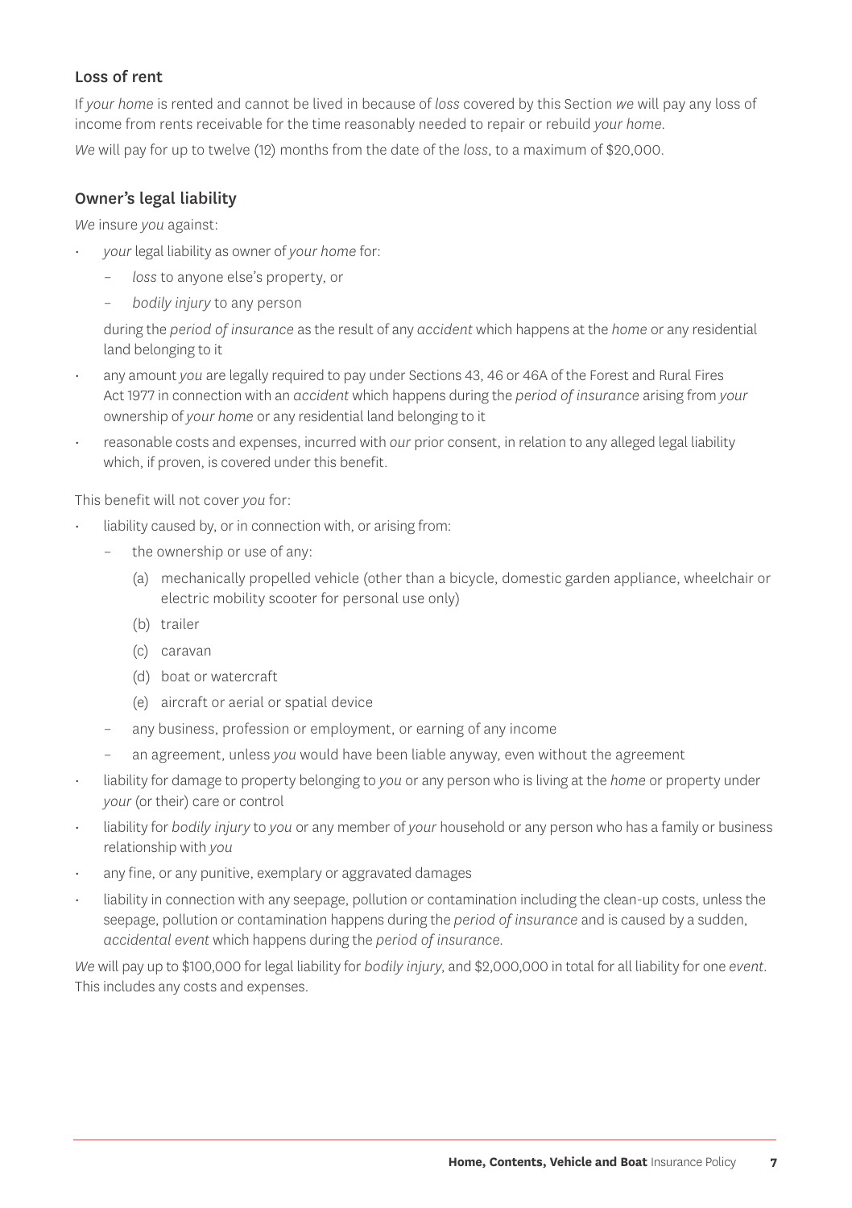### Loss of rent

If *your home* is rented and cannot be lived in because of *loss* covered by this Section *we* will pay any loss of income from rents receivable for the time reasonably needed to repair or rebuild *your home*.

*We* will pay for up to twelve (12) months from the date of the *loss*, to a maximum of $20,000.

### Owner's legal liability

*We* insure *you* against:

- *your* legal liability as owner of *your home* for:
  - *loss* to anyone else's property, or
  - *bodily injury* to any person

  during the *period of insurance* as the result of any *accident* which happens at the *home* or any residential land belonging to it
- any amount *you* are legally required to pay under Sections 43, 46 or 46A of the Forest and Rural Fires Act 1977 in connection with an *accident* which happens during the *period of insurance* arising from *your* ownership of *your home* or any residential land belonging to it
- reasonable costs and expenses, incurred with *our* prior consent, in relation to any alleged legal liability which, if proven, is covered under this benefit.

This benefit will not cover *you* for:

- liability caused by, or in connection with, or arising from:
  - the ownership or use of any:
    - (a) mechanically propelled vehicle (other than a bicycle, domestic garden appliance, wheelchair or electric mobility scooter for personal use only)
    - (b) trailer
    - (c) caravan
    - (d) boat or watercraft
    - (e) aircraft or aerial or spatial device
  - any business, profession or employment, or earning of any income
  - an agreement, unless *you* would have been liable anyway, even without the agreement
- liability for damage to property belonging to *you* or any person who is living at the *home* or property under *your* (or their) care or control
- liability for *bodily injury* to *you* or any member of *your* household or any person who has a family or business relationship with *you*
- any fine, or any punitive, exemplary or aggravated damages
- liability in connection with any seepage, pollution or contamination including the clean-up costs, unless the seepage, pollution or contamination happens during the *period of insurance* and is caused by a sudden, *accidental event* which happens during the *period of insurance.*

*We* will pay up to $100,000 for legal liability for *bodily injury*, and $2,000,000 in total for all liability for one *event*. This includes any costs and expenses.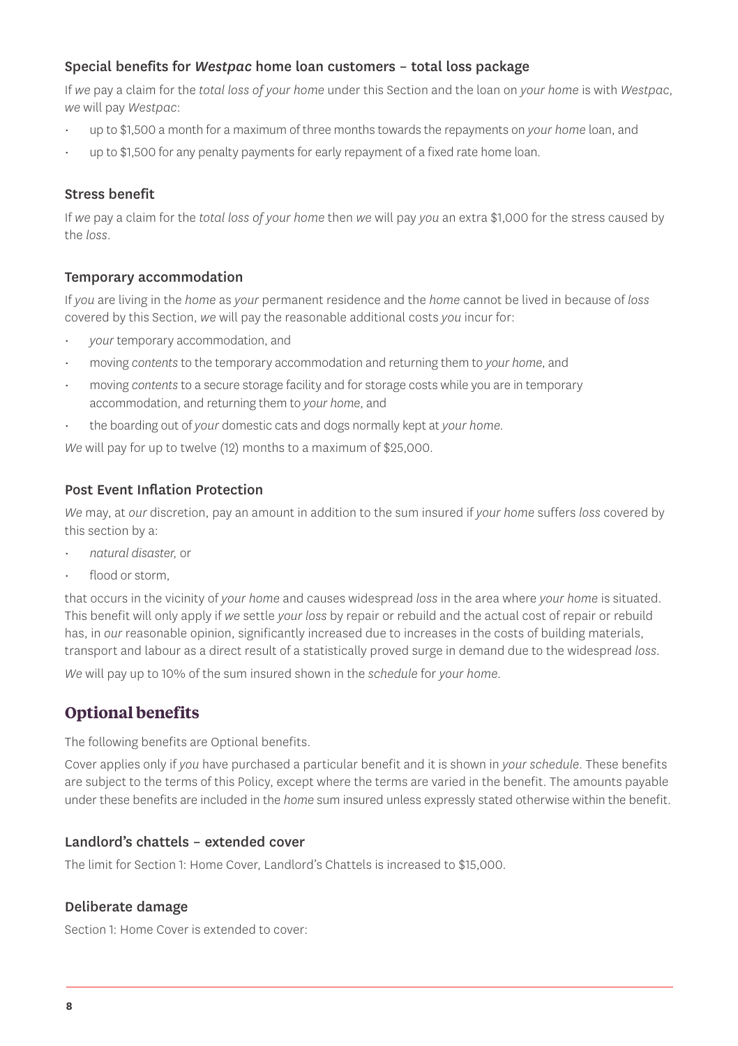### Special benefits for *Westpac* home loan customers – total loss package

If *we* pay a claim for the *total loss of your home* under this Section and the loan on *your home* is with *Westpac*, *we* will pay *Westpac*:

- up to $1,500 a month for a maximum of three months towards the repayments on *your home* loan, and
- up to $1,500 for any penalty payments for early repayment of a fixed rate home loan.

### Stress benefit

If *we* pay a claim for the *total loss of your home* then *we* will pay *you* an extra $1,000 for the stress caused by the *loss*.

### Temporary accommodation

If *you* are living in the *home* as *your* permanent residence and the *home* cannot be lived in because of *loss* covered by this Section, *we* will pay the reasonable additional costs *you* incur for:

- *your* temporary accommodation, and
- moving *contents* to the temporary accommodation and returning them to *your home*, and
- moving *contents* to a secure storage facility and for storage costs while you are in temporary accommodation, and returning them to *your home*, and
- the boarding out of *your* domestic cats and dogs normally kept at *your home*.

*We* will pay for up to twelve (12) months to a maximum of $25,000.

### Post Event Inflation Protection

*We* may, at *our* discretion, pay an amount in addition to the sum insured if *your home* suffers *loss* covered by this section by a:

- *natural disaster,* or
- flood or storm,

that occurs in the vicinity of *your home* and causes widespread *loss* in the area where *your home* is situated. This benefit will only apply if *we* settle *your loss* by repair or rebuild and the actual cost of repair or rebuild has, in *our* reasonable opinion, significantly increased due to increases in the costs of building materials, transport and labour as a direct result of a statistically proved surge in demand due to the widespread *loss*.

*We* will pay up to 10% of the sum insured shown in the *schedule* for *your home*.

## Optional benefits

The following benefits are Optional benefits.

Cover applies only if *you* have purchased a particular benefit and it is shown in *your schedule*. These benefits are subject to the terms of this Policy, except where the terms are varied in the benefit. The amounts payable under these benefits are included in the *home* sum insured unless expressly stated otherwise within the benefit.

### Landlord's chattels – extended cover

The limit for Section 1: Home Cover, Landlord's Chattels is increased to $15,000.

### Deliberate damage

Section 1: Home Cover is extended to cover: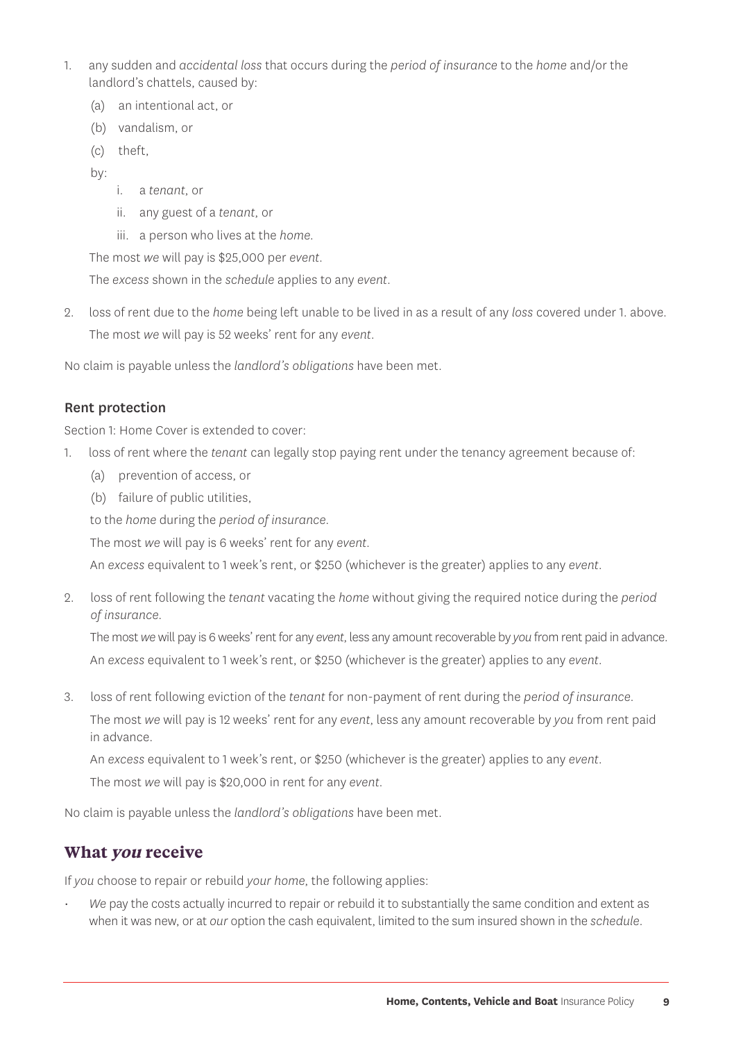1. any sudden and *accidental loss* that occurs during the *period of insurance* to the *home* and/or the landlord's chattels, caused by:
   (a) an intentional act, or
   (b) vandalism, or
   (c) theft,

   by:
   i. a *tenant*, or
   ii. any guest of a *tenant*, or
   iii. a person who lives at the *home*.

   The most *we* will pay is $25,000 per *event*.

   The *excess* shown in the *schedule* applies to any *event*.

2. loss of rent due to the *home* being left unable to be lived in as a result of any *loss* covered under 1. above.

   The most *we* will pay is 52 weeks' rent for any *event*.

No claim is payable unless the *landlord's obligations* have been met.

### Rent protection

Section 1: Home Cover is extended to cover:

1. loss of rent where the *tenant* can legally stop paying rent under the tenancy agreement because of:
   (a) prevention of access, or
   (b) failure of public utilities,

   to the *home* during the *period of insurance*.

   The most *we* will pay is 6 weeks' rent for any *event*.

   An *excess* equivalent to 1 week's rent, or $250 (whichever is the greater) applies to any *event*.

2. loss of rent following the *tenant* vacating the *home* without giving the required notice during the *period of insurance*.

   The most *we* will pay is 6 weeks' rent for any *event*, less any amount recoverable by *you* from rent paid in advance.

   An *excess* equivalent to 1 week's rent, or $250 (whichever is the greater) applies to any *event*.

3. loss of rent following eviction of the *tenant* for non-payment of rent during the *period of insurance*.

   The most *we* will pay is 12 weeks' rent for any *event*, less any amount recoverable by *you* from rent paid in advance.

   An *excess* equivalent to 1 week's rent, or $250 (whichever is the greater) applies to any *event*.

   The most *we* will pay is $20,000 in rent for any *event*.

No claim is payable unless the *landlord's obligations* have been met.

## What *you* receive

If *you* choose to repair or rebuild *your home*, the following applies:

- *We* pay the costs actually incurred to repair or rebuild it to substantially the same condition and extent as when it was new, or at *our* option the cash equivalent, limited to the sum insured shown in the *schedule*.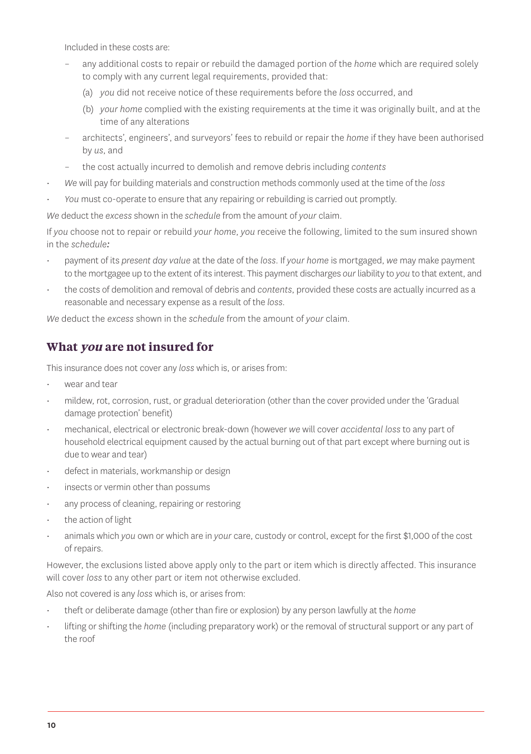Included in these costs are:

- any additional costs to repair or rebuild the damaged portion of the *home* which are required solely to comply with any current legal requirements, provided that:
  - (a) *you* did not receive notice of these requirements before the *loss* occurred, and
  - (b) *your home* complied with the existing requirements at the time it was originally built, and at the time of any alterations
- architects', engineers', and surveyors' fees to rebuild or repair the *home* if they have been authorised by *us*, and
- the cost actually incurred to demolish and remove debris including *contents*

- *We* will pay for building materials and construction methods commonly used at the time of the *loss*
- *You* must co-operate to ensure that any repairing or rebuilding is carried out promptly.

*We* deduct the *excess* shown in the *schedule* from the amount of *your* claim.

If *you* choose not to repair or rebuild *your home*, *you* receive the following, limited to the sum insured shown in the *schedule:*

- payment of its *present day value* at the date of the *loss*. If *your home* is mortgaged, *we* may make payment to the mortgagee up to the extent of its interest. This payment discharges *our* liability to *you* to that extent, and
- the costs of demolition and removal of debris and *contents*, provided these costs are actually incurred as a reasonable and necessary expense as a result of the *loss*.

*We* deduct the *excess* shown in the *schedule* from the amount of *your* claim.

## What *you* are not insured for

This insurance does not cover any *loss* which is, or arises from:

- wear and tear
- mildew, rot, corrosion, rust, or gradual deterioration (other than the cover provided under the 'Gradual damage protection' benefit)
- mechanical, electrical or electronic break-down (however *we* will cover *accidental loss* to any part of household electrical equipment caused by the actual burning out of that part except where burning out is due to wear and tear)
- defect in materials, workmanship or design
- insects or vermin other than possums
- any process of cleaning, repairing or restoring
- the action of light
- animals which *you* own or which are in *your* care, custody or control, except for the first $1,000 of the cost of repairs.

However, the exclusions listed above apply only to the part or item which is directly affected. This insurance will cover *loss* to any other part or item not otherwise excluded.

Also not covered is any *loss* which is, or arises from:

- theft or deliberate damage (other than fire or explosion) by any person lawfully at the *home*
- lifting or shifting the *home* (including preparatory work) or the removal of structural support or any part of the roof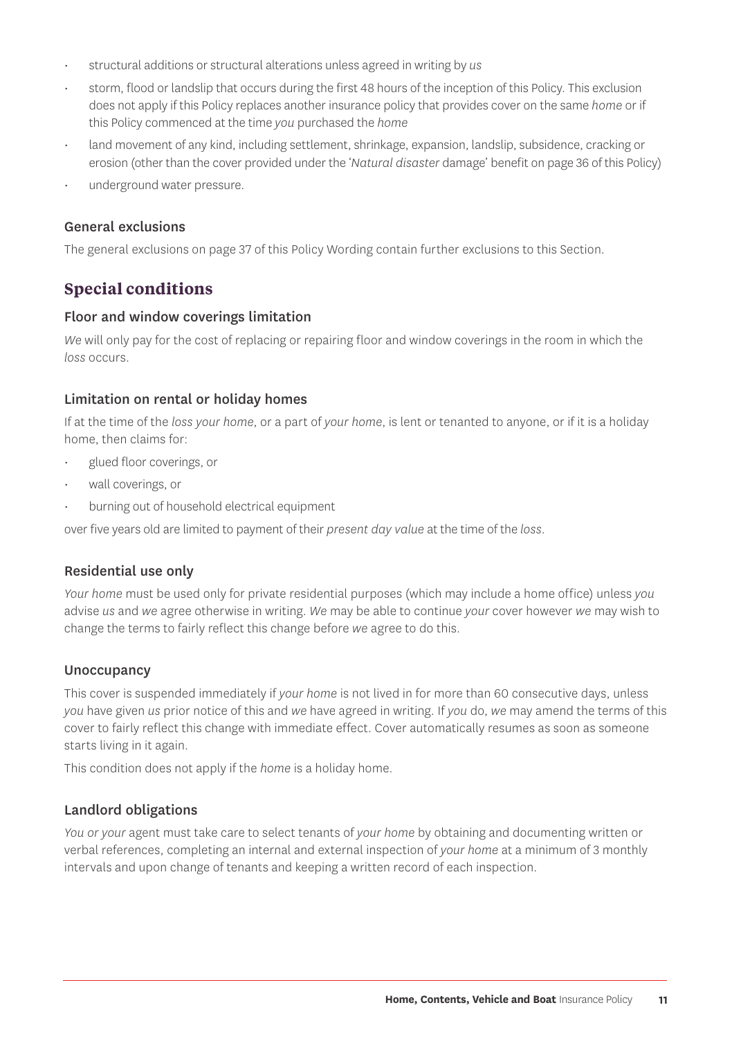- structural additions or structural alterations unless agreed in writing by *us*
- storm, flood or landslip that occurs during the first 48 hours of the inception of this Policy. This exclusion does not apply if this Policy replaces another insurance policy that provides cover on the same *home* or if this Policy commenced at the time *you* purchased the *home*
- land movement of any kind, including settlement, shrinkage, expansion, landslip, subsidence, cracking or erosion (other than the cover provided under the '*Natural disaster* damage' benefit on page 36 of this Policy)
- underground water pressure.

### General exclusions

The general exclusions on page 37 of this Policy Wording contain further exclusions to this Section.

## Special conditions

### Floor and window coverings limitation

*We* will only pay for the cost of replacing or repairing floor and window coverings in the room in which the *loss* occurs.

### Limitation on rental or holiday homes

If at the time of the *loss your home*, or a part of *your home*, is lent or tenanted to anyone, or if it is a holiday home, then claims for:

- glued floor coverings, or
- wall coverings, or
- burning out of household electrical equipment

over five years old are limited to payment of their *present day value* at the time of the *loss*.

### Residential use only

*Your home* must be used only for private residential purposes (which may include a home office) unless *you* advise *us* and *we* agree otherwise in writing. *We* may be able to continue *your* cover however *we* may wish to change the terms to fairly reflect this change before *we* agree to do this.

### Unoccupancy

This cover is suspended immediately if *your home* is not lived in for more than 60 consecutive days, unless *you* have given *us* prior notice of this and *we* have agreed in writing. If *you* do, *we* may amend the terms of this cover to fairly reflect this change with immediate effect. Cover automatically resumes as soon as someone starts living in it again.

This condition does not apply if the *home* is a holiday home.

### Landlord obligations

*You or your* agent must take care to select tenants of *your home* by obtaining and documenting written or verbal references, completing an internal and external inspection of *your home* at a minimum of 3 monthly intervals and upon change of tenants and keeping a written record of each inspection.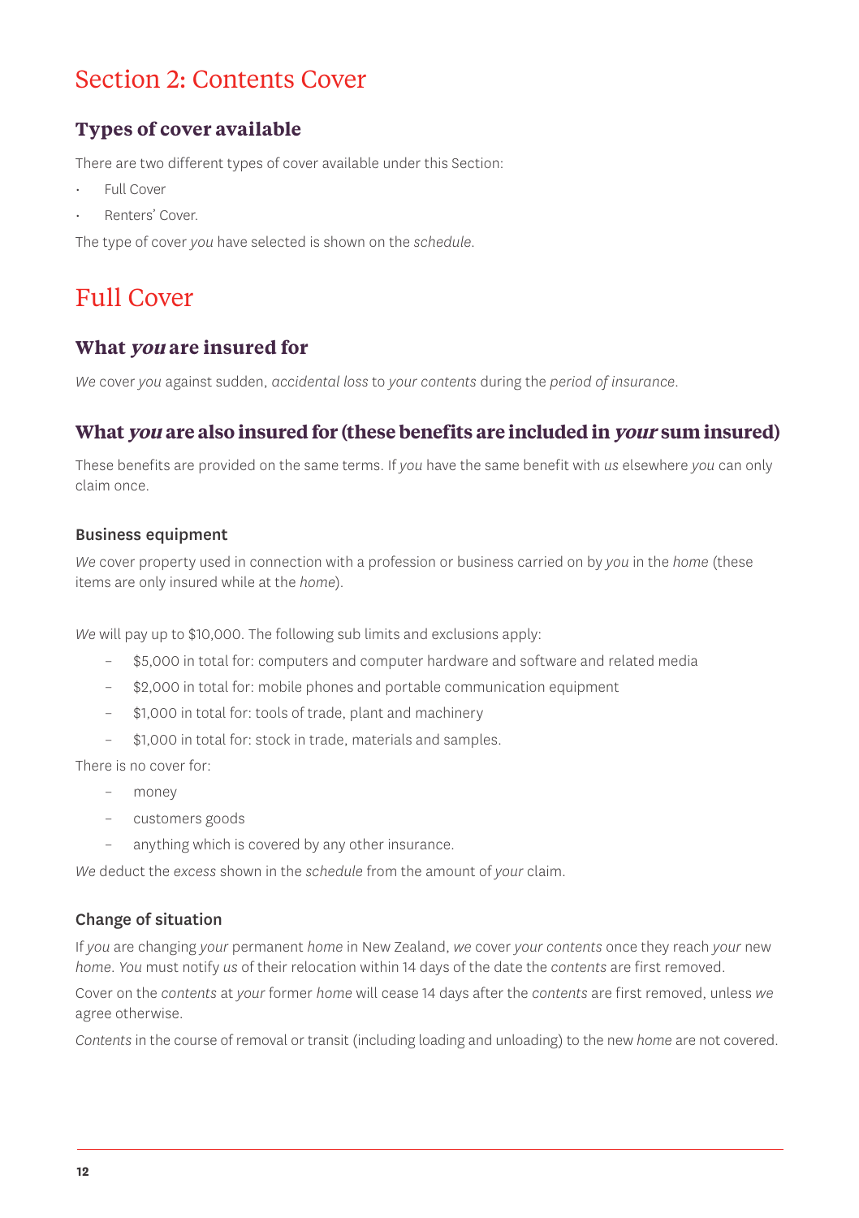# Section 2: Contents Cover

## Types of cover available

There are two different types of cover available under this Section:

- Full Cover
- Renters' Cover.

The type of cover *you* have selected is shown on the *schedule*.

# Full Cover

## What *you* are insured for

*We* cover *you* against sudden, *accidental loss* to *your contents* during the *period of insurance*.

## What *you* are also insured for (these benefits are included in *your* sum insured)

These benefits are provided on the same terms. If *you* have the same benefit with *us* elsewhere *you* can only claim once.

### Business equipment

*We* cover property used in connection with a profession or business carried on by *you* in the *home* (these items are only insured while at the *home*).

*We* will pay up to $10,000. The following sub limits and exclusions apply:

- $5,000 in total for: computers and computer hardware and software and related media
- $2,000 in total for: mobile phones and portable communication equipment
- $1,000 in total for: tools of trade, plant and machinery
- $1,000 in total for: stock in trade, materials and samples.

There is no cover for:

- money
- customers goods
- anything which is covered by any other insurance.

*We* deduct the *excess* shown in the *schedule* from the amount of *your* claim.

### Change of situation

If *you* are changing *your* permanent *home* in New Zealand, *we* cover *your contents* once they reach *your* new *home*. *You* must notify *us* of their relocation within 14 days of the date the *contents* are first removed.

Cover on the *contents* at *your* former *home* will cease 14 days after the *contents* are first removed, unless *we* agree otherwise.

*Contents* in the course of removal or transit (including loading and unloading) to the new *home* are not covered.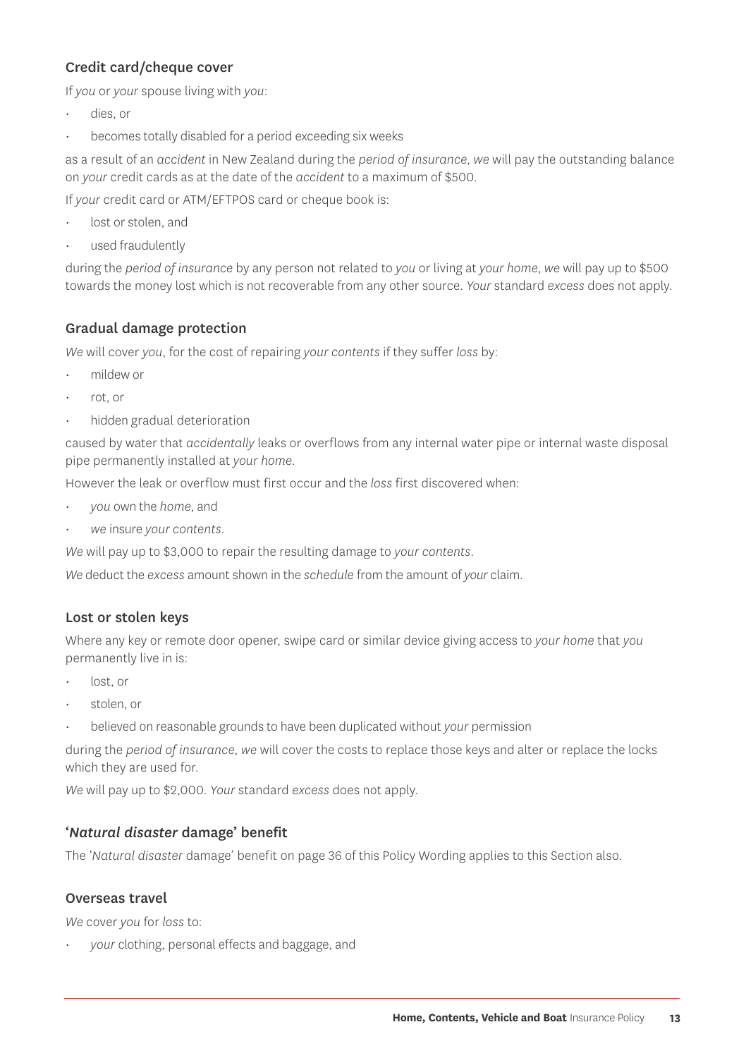### Credit card/cheque cover

If *you* or *your* spouse living with *you*:

- dies, or
- becomes totally disabled for a period exceeding six weeks

as a result of an *accident* in New Zealand during the *period of insurance*, *we* will pay the outstanding balance on *your* credit cards as at the date of the *accident* to a maximum of $500.

If *your* credit card or ATM/EFTPOS card or cheque book is:

- lost or stolen, and
- used fraudulently

during the *period of insurance* by any person not related to *you* or living at *your home*, *we* will pay up to $500 towards the money lost which is not recoverable from any other source. *Your* standard *excess* does not apply.

### Gradual damage protection

*We* will cover *you*, for the cost of repairing *your contents* if they suffer *loss* by:

- mildew or
- rot, or
- hidden gradual deterioration

caused by water that *accidentally* leaks or overflows from any internal water pipe or internal waste disposal pipe permanently installed at *your home*.

However the leak or overflow must first occur and the *loss* first discovered when:

- *you* own the *home*, and
- *we* insure *your contents*.

*We* will pay up to $3,000 to repair the resulting damage to *your contents*.

*We* deduct the *excess* amount shown in the *schedule* from the amount of *your* claim.

### Lost or stolen keys

Where any key or remote door opener, swipe card or similar device giving access to *your home* that *you* permanently live in is:

- lost, or
- stolen, or
- believed on reasonable grounds to have been duplicated without *your* permission

during the *period of insurance*, *we* will cover the costs to replace those keys and alter or replace the locks which they are used for.

*We* will pay up to $2,000. *Your* standard *excess* does not apply.

### '*Natural disaster* damage' benefit

The '*Natural disaster* damage' benefit on page 36 of this Policy Wording applies to this Section also.

### Overseas travel

*We* cover *you* for *loss* to:

- *your* clothing, personal effects and baggage, and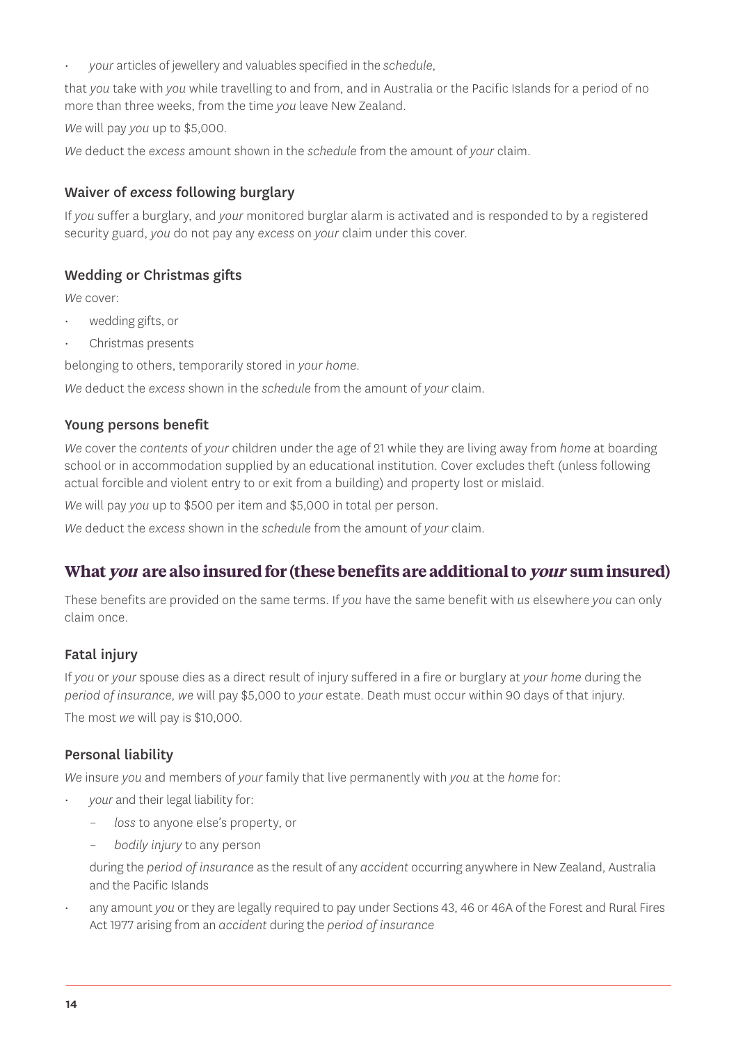- *your* articles of jewellery and valuables specified in the *schedule*,

that *you* take with *you* while travelling to and from, and in Australia or the Pacific Islands for a period of no more than three weeks, from the time *you* leave New Zealand.

*We* will pay *you* up to $5,000.

*We* deduct the *excess* amount shown in the *schedule* from the amount of *your* claim.

### Waiver of *excess* following burglary

If *you* suffer a burglary, and *your* monitored burglar alarm is activated and is responded to by a registered security guard, *you* do not pay any *excess* on *your* claim under this cover.

### Wedding or Christmas gifts

*We* cover:

- wedding gifts, or
- Christmas presents

belonging to others, temporarily stored in *your home*.

*We* deduct the *excess* shown in the *schedule* from the amount of *your* claim.

### Young persons benefit

*We* cover the *contents* of *your* children under the age of 21 while they are living away from *home* at boarding school or in accommodation supplied by an educational institution. Cover excludes theft (unless following actual forcible and violent entry to or exit from a building) and property lost or mislaid.

*We* will pay *you* up to $500 per item and $5,000 in total per person.

*We* deduct the *excess* shown in the *schedule* from the amount of *your* claim.

## What *you* are also insured for (these benefits are additional to *your* sum insured)

These benefits are provided on the same terms. If *you* have the same benefit with *us* elsewhere *you* can only claim once.

### Fatal injury

If *you* or *your* spouse dies as a direct result of injury suffered in a fire or burglary at *your home* during the *period of insurance*, *we* will pay $5,000 to *your* estate. Death must occur within 90 days of that injury.

The most *we* will pay is $10,000.

### Personal liability

*We* insure *you* and members of *your* family that live permanently with *you* at the *home* for:

- *your* and their legal liability for:
  - *loss* to anyone else's property, or
  - *bodily injury* to any person

  during the *period of insurance* as the result of any *accident* occurring anywhere in New Zealand, Australia and the Pacific Islands
- any amount *you* or they are legally required to pay under Sections 43, 46 or 46A of the Forest and Rural Fires Act 1977 arising from an *accident* during the *period of insurance*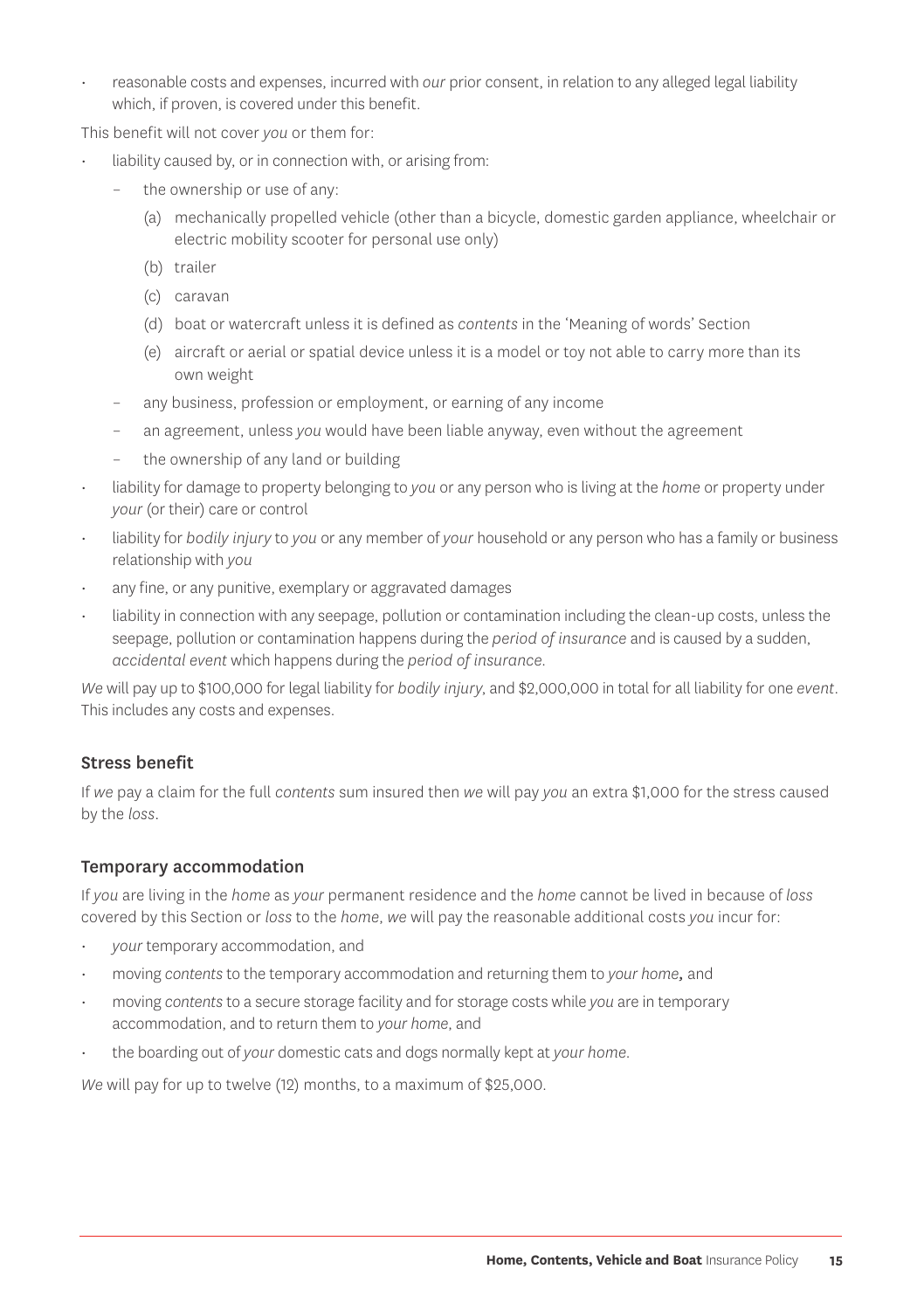- reasonable costs and expenses, incurred with *our* prior consent, in relation to any alleged legal liability which, if proven, is covered under this benefit.

This benefit will not cover *you* or them for:

- liability caused by, or in connection with, or arising from:
  - the ownership or use of any:
    - (a) mechanically propelled vehicle (other than a bicycle, domestic garden appliance, wheelchair or electric mobility scooter for personal use only)
    - (b) trailer
    - (c) caravan
    - (d) boat or watercraft unless it is defined as *contents* in the 'Meaning of words' Section
    - (e) aircraft or aerial or spatial device unless it is a model or toy not able to carry more than its own weight
  - any business, profession or employment, or earning of any income
  - an agreement, unless *you* would have been liable anyway, even without the agreement
  - the ownership of any land or building
- liability for damage to property belonging to *you* or any person who is living at the *home* or property under *your* (or their) care or control
- liability for *bodily injury* to *you* or any member of *your* household or any person who has a family or business relationship with *you*
- any fine, or any punitive, exemplary or aggravated damages
- liability in connection with any seepage, pollution or contamination including the clean-up costs, unless the seepage, pollution or contamination happens during the *period of insurance* and is caused by a sudden, *accidental event* which happens during the *period of insurance*.

*We* will pay up to $100,000 for legal liability for *bodily injury*, and $2,000,000 in total for all liability for one *event*. This includes any costs and expenses.

### Stress benefit

If *we* pay a claim for the full *contents* sum insured then *we* will pay *you* an extra $1,000 for the stress caused by the *loss*.

### Temporary accommodation

If *you* are living in the *home* as *your* permanent residence and the *home* cannot be lived in because of *loss* covered by this Section or *loss* to the *home*, *we* will pay the reasonable additional costs *you* incur for:

- *your* temporary accommodation, and
- moving *contents* to the temporary accommodation and returning them to *your home*, and
- moving *contents* to a secure storage facility and for storage costs while *you* are in temporary accommodation, and to return them to *your home*, and
- the boarding out of *your* domestic cats and dogs normally kept at *your home*.

*We* will pay for up to twelve (12) months, to a maximum of $25,000.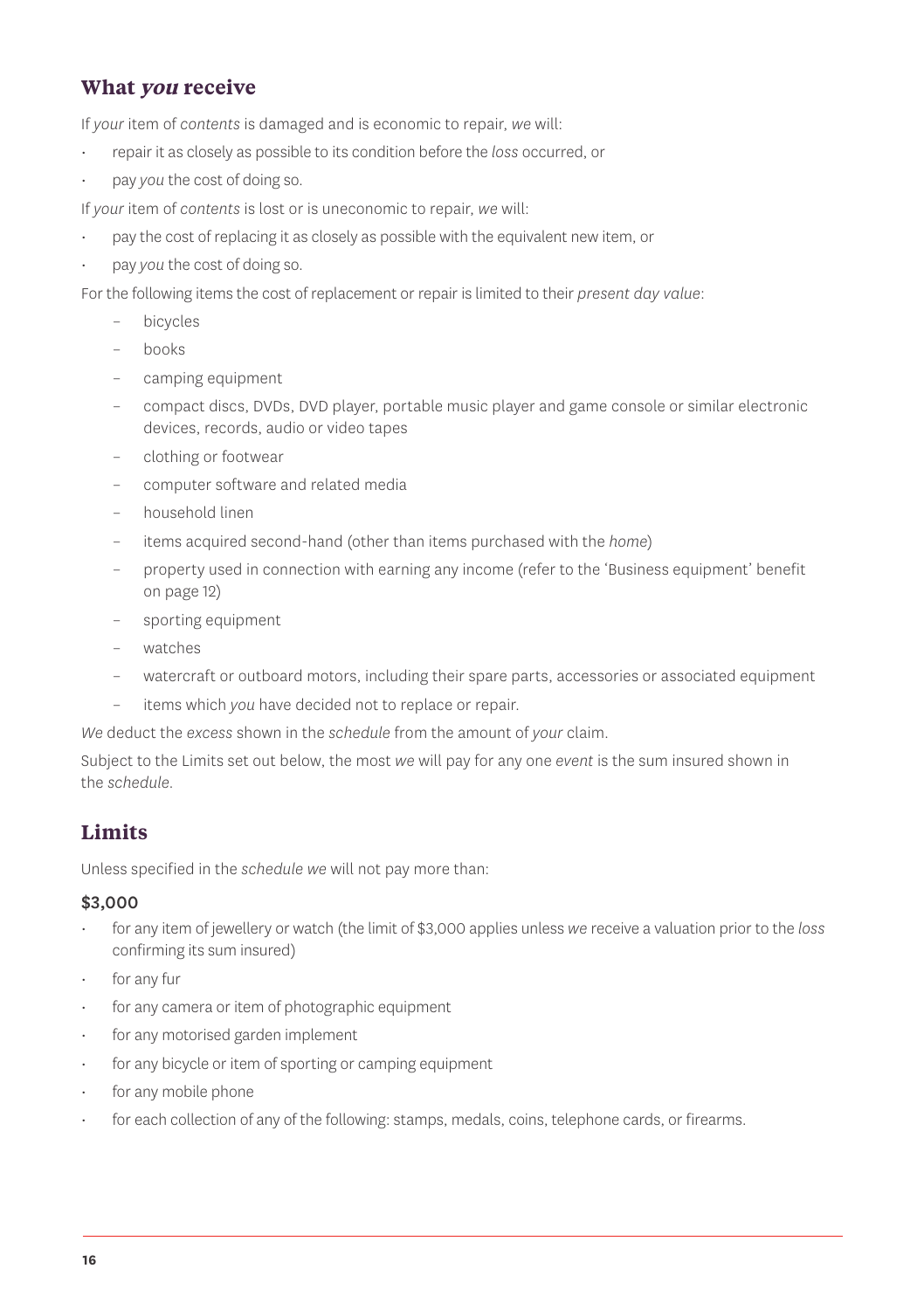## What *you* receive

If *your* item of *contents* is damaged and is economic to repair, *we* will:

- repair it as closely as possible to its condition before the *loss* occurred, or
- pay *you* the cost of doing so.

If *your* item of *contents* is lost or is uneconomic to repair, *we* will:

- pay the cost of replacing it as closely as possible with the equivalent new item, or
- pay *you* the cost of doing so.

For the following items the cost of replacement or repair is limited to their *present day value*:

  - bicycles
  - books
  - camping equipment
  - compact discs, DVDs, DVD player, portable music player and game console or similar electronic devices, records, audio or video tapes
  - clothing or footwear
  - computer software and related media
  - household linen
  - items acquired second-hand (other than items purchased with the *home*)
  - property used in connection with earning any income (refer to the 'Business equipment' benefit on page 12)
  - sporting equipment
  - watches
  - watercraft or outboard motors, including their spare parts, accessories or associated equipment
  - items which *you* have decided not to replace or repair.

*We* deduct the *excess* shown in the *schedule* from the amount of *your* claim.

Subject to the Limits set out below, the most *we* will pay for any one *event* is the sum insured shown in the *schedule*.

## Limits

Unless specified in the *schedule we* will not pay more than:

### $3,000

- for any item of jewellery or watch (the limit of $3,000 applies unless *we* receive a valuation prior to the *loss* confirming its sum insured)
- for any fur
- for any camera or item of photographic equipment
- for any motorised garden implement
- for any bicycle or item of sporting or camping equipment
- for any mobile phone
- for each collection of any of the following: stamps, medals, coins, telephone cards, or firearms.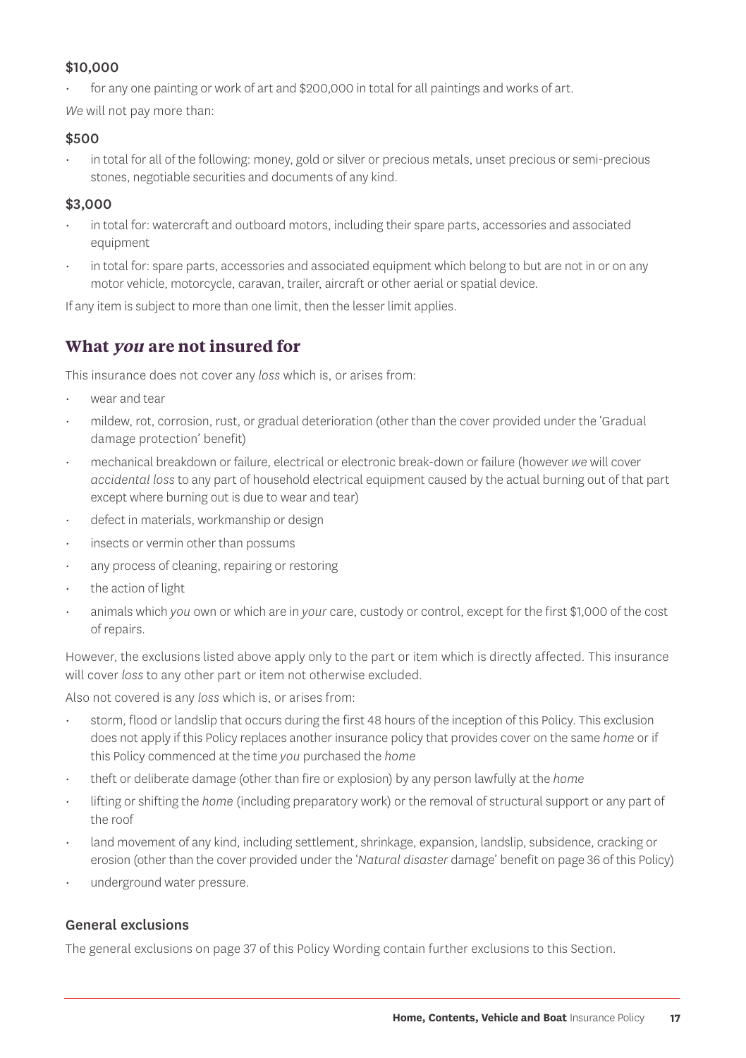**$10,000**

- for any one painting or work of art and $200,000 in total for all paintings and works of art.

*We* will not pay more than:

**$500**

- in total for all of the following: money, gold or silver or precious metals, unset precious or semi-precious stones, negotiable securities and documents of any kind.

**$3,000**

- in total for: watercraft and outboard motors, including their spare parts, accessories and associated equipment
- in total for: spare parts, accessories and associated equipment which belong to but are not in or on any motor vehicle, motorcycle, caravan, trailer, aircraft or other aerial or spatial device.

If any item is subject to more than one limit, then the lesser limit applies.

## What *you* are not insured for

This insurance does not cover any *loss* which is, or arises from:

- wear and tear
- mildew, rot, corrosion, rust, or gradual deterioration (other than the cover provided under the 'Gradual damage protection' benefit)
- mechanical breakdown or failure, electrical or electronic break-down or failure (however *we* will cover *accidental loss* to any part of household electrical equipment caused by the actual burning out of that part except where burning out is due to wear and tear)
- defect in materials, workmanship or design
- insects or vermin other than possums
- any process of cleaning, repairing or restoring
- the action of light
- animals which *you* own or which are in *your* care, custody or control, except for the first $1,000 of the cost of repairs.

However, the exclusions listed above apply only to the part or item which is directly affected. This insurance will cover *loss* to any other part or item not otherwise excluded.

Also not covered is any *loss* which is, or arises from:

- storm, flood or landslip that occurs during the first 48 hours of the inception of this Policy. This exclusion does not apply if this Policy replaces another insurance policy that provides cover on the same *home* or if this Policy commenced at the time *you* purchased the *home*
- theft or deliberate damage (other than fire or explosion) by any person lawfully at the *home*
- lifting or shifting the *home* (including preparatory work) or the removal of structural support or any part of the roof
- land movement of any kind, including settlement, shrinkage, expansion, landslip, subsidence, cracking or erosion (other than the cover provided under the '*Natural disaster* damage' benefit on page 36 of this Policy)
- underground water pressure.

### General exclusions

The general exclusions on page 37 of this Policy Wording contain further exclusions to this Section.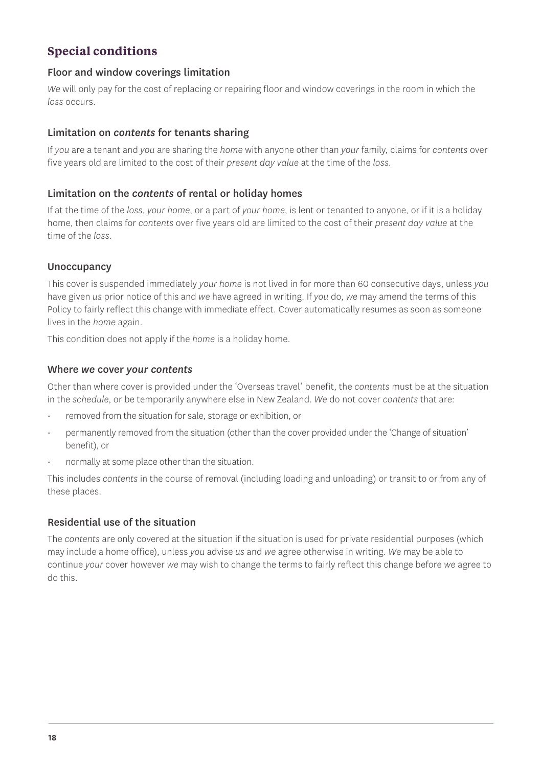## Special conditions

### Floor and window coverings limitation

*We* will only pay for the cost of replacing or repairing floor and window coverings in the room in which the *loss* occurs.

### Limitation on *contents* for tenants sharing

If *you* are a tenant and *you* are sharing the *home* with anyone other than *your* family, claims for *contents* over five years old are limited to the cost of their *present day value* at the time of the *loss*.

### Limitation on the *contents* of rental or holiday homes

If at the time of the *loss*, *your home*, or a part of *your home*, is lent or tenanted to anyone, or if it is a holiday home, then claims for *contents* over five years old are limited to the cost of their *present day value* at the time of the *loss*.

### Unoccupancy

This cover is suspended immediately *your home* is not lived in for more than 60 consecutive days, unless *you* have given *us* prior notice of this and *we* have agreed in writing. If *you* do, *we* may amend the terms of this Policy to fairly reflect this change with immediate effect. Cover automatically resumes as soon as someone lives in the *home* again.

This condition does not apply if the *home* is a holiday home.

### Where *we* cover *your contents*

Other than where cover is provided under the 'Overseas travel' benefit, the *contents* must be at the situation in the *schedule*, or be temporarily anywhere else in New Zealand. *We* do not cover *contents* that are:

- removed from the situation for sale, storage or exhibition, or
- permanently removed from the situation (other than the cover provided under the 'Change of situation' benefit), or
- normally at some place other than the situation.

This includes *contents* in the course of removal (including loading and unloading) or transit to or from any of these places.

### Residential use of the situation

The *contents* are only covered at the situation if the situation is used for private residential purposes (which may include a home office), unless *you* advise *us* and *we* agree otherwise in writing. *We* may be able to continue *your* cover however *we* may wish to change the terms to fairly reflect this change before *we* agree to do this.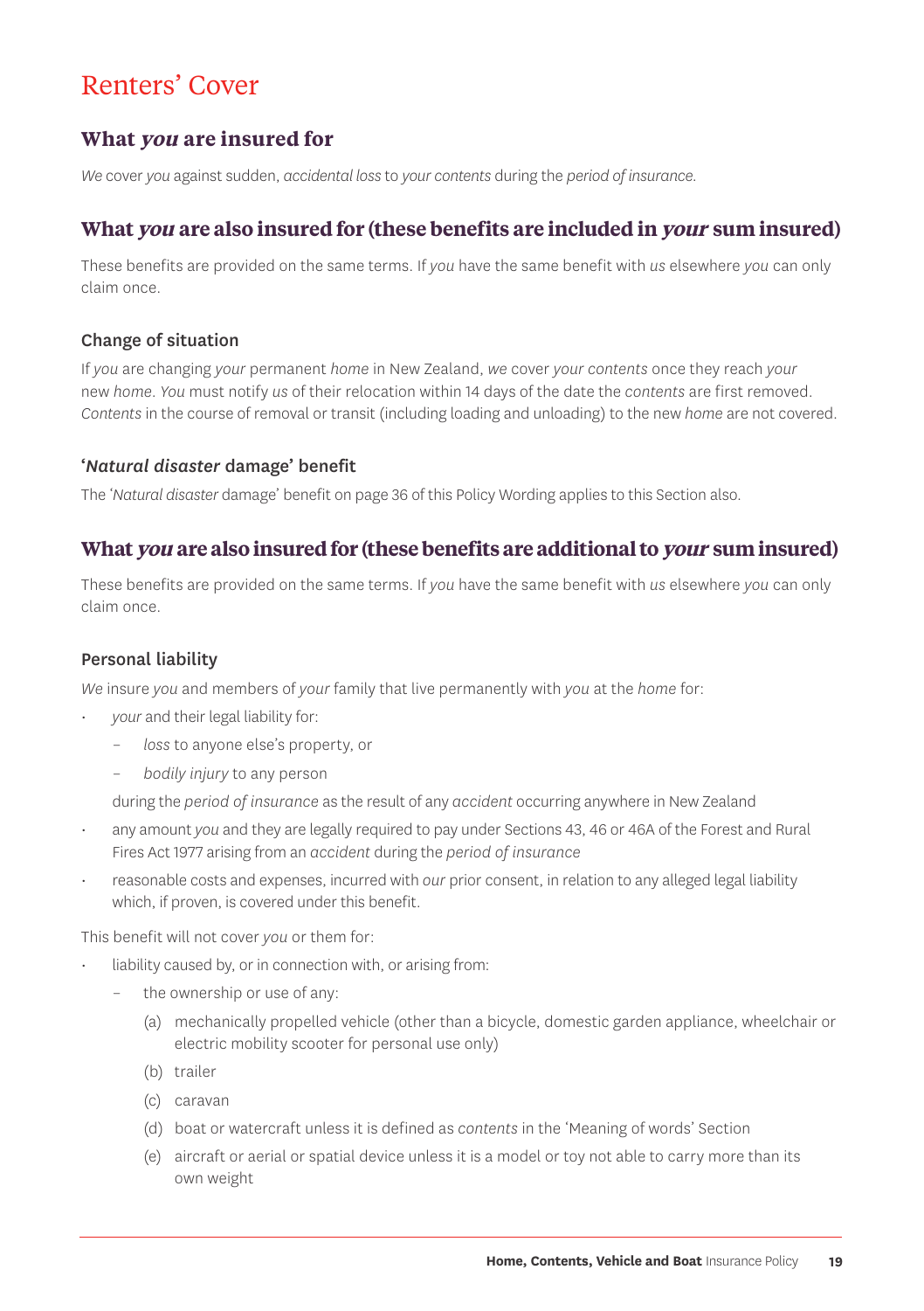# Renters' Cover

## What *you* are insured for

*We* cover *you* against sudden, *accidental loss* to *your contents* during the *period of insurance*.

## What *you* are also insured for (these benefits are included in *your* sum insured)

These benefits are provided on the same terms. If *you* have the same benefit with *us* elsewhere *you* can only claim once.

### Change of situation

If *you* are changing *your* permanent *home* in New Zealand, *we* cover *your contents* once they reach *your* new *home*. *You* must notify *us* of their relocation within 14 days of the date the *contents* are first removed. *Contents* in the course of removal or transit (including loading and unloading) to the new *home* are not covered.

### '*Natural disaster* damage' benefit

The '*Natural disaster* damage' benefit on page 36 of this Policy Wording applies to this Section also.

## What *you* are also insured for (these benefits are additional to *your* sum insured)

These benefits are provided on the same terms. If *you* have the same benefit with *us* elsewhere *you* can only claim once.

### Personal liability

*We* insure *you* and members of *your* family that live permanently with *you* at the *home* for:

- *your* and their legal liability for:
  - *loss* to anyone else's property, or
  - *bodily injury* to any person

  during the *period of insurance* as the result of any *accident* occurring anywhere in New Zealand
- any amount *you* and they are legally required to pay under Sections 43, 46 or 46A of the Forest and Rural Fires Act 1977 arising from an *accident* during the *period of insurance*
- reasonable costs and expenses, incurred with *our* prior consent, in relation to any alleged legal liability which, if proven, is covered under this benefit.

This benefit will not cover *you* or them for:

- liability caused by, or in connection with, or arising from:
  - the ownership or use of any:
    - (a) mechanically propelled vehicle (other than a bicycle, domestic garden appliance, wheelchair or electric mobility scooter for personal use only)
    - (b) trailer
    - (c) caravan
    - (d) boat or watercraft unless it is defined as *contents* in the 'Meaning of words' Section
    - (e) aircraft or aerial or spatial device unless it is a model or toy not able to carry more than its own weight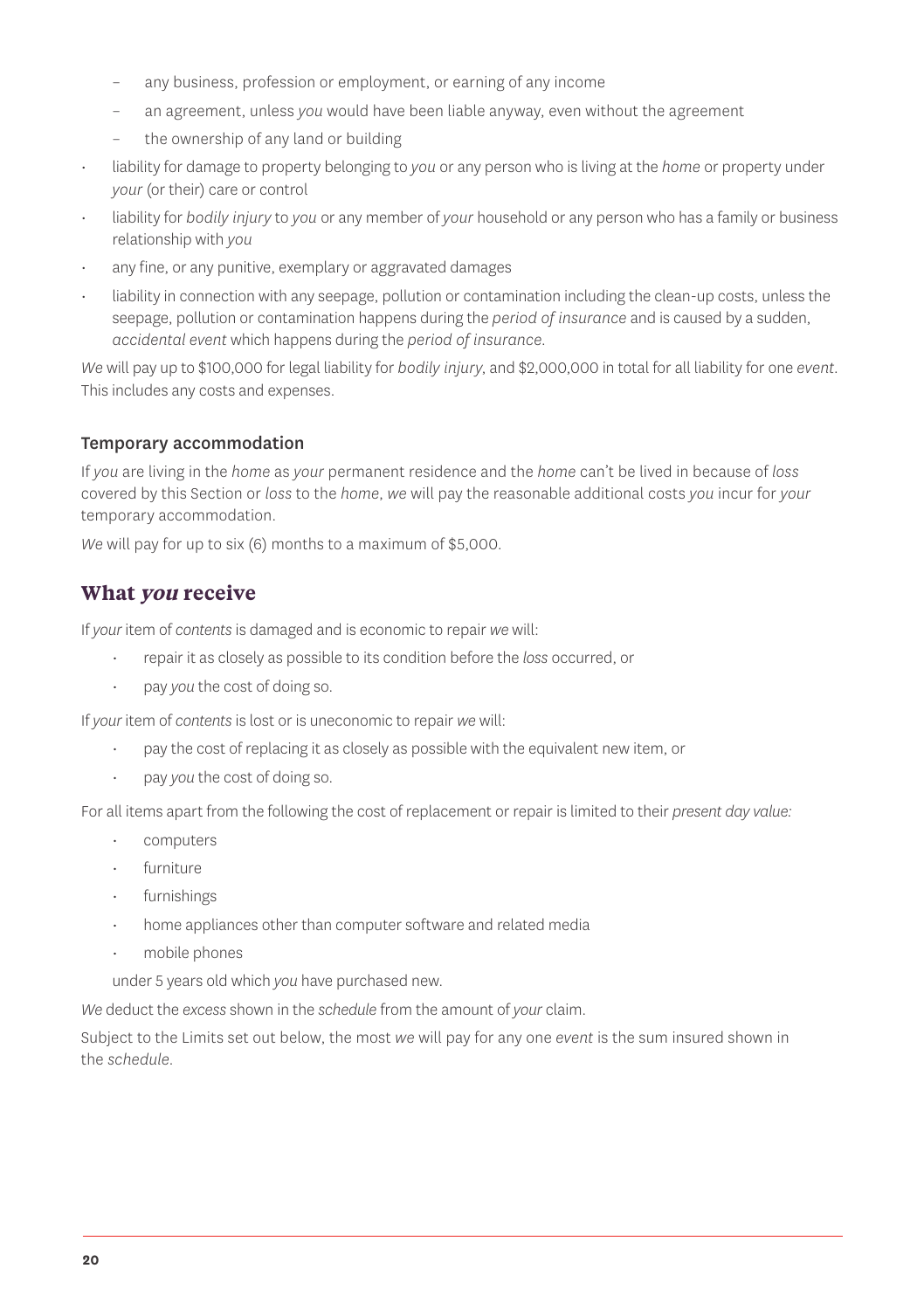- any business, profession or employment, or earning of any income
  - an agreement, unless *you* would have been liable anyway, even without the agreement
  - the ownership of any land or building
- liability for damage to property belonging to *you* or any person who is living at the *home* or property under *your* (or their) care or control
- liability for *bodily injury* to *you* or any member of *your* household or any person who has a family or business relationship with *you*
- any fine, or any punitive, exemplary or aggravated damages
- liability in connection with any seepage, pollution or contamination including the clean-up costs, unless the seepage, pollution or contamination happens during the *period of insurance* and is caused by a sudden, *accidental event* which happens during the *period of insurance*.

*We* will pay up to $100,000 for legal liability for *bodily injury*, and $2,000,000 in total for all liability for one *event*. This includes any costs and expenses.

### Temporary accommodation

If *you* are living in the *home* as *your* permanent residence and the *home* can't be lived in because of *loss* covered by this Section or *loss* to the *home*, *we* will pay the reasonable additional costs *you* incur for *your* temporary accommodation.

*We* will pay for up to six (6) months to a maximum of $5,000.

## What *you* receive

If *your* item of *contents* is damaged and is economic to repair *we* will:

- repair it as closely as possible to its condition before the *loss* occurred, or
- pay *you* the cost of doing so.

If *your* item of *contents* is lost or is uneconomic to repair *we* will:

- pay the cost of replacing it as closely as possible with the equivalent new item, or
- pay *you* the cost of doing so.

For all items apart from the following the cost of replacement or repair is limited to their *present day value:*

- computers
- furniture
- furnishings
- home appliances other than computer software and related media
- mobile phones

under 5 years old which *you* have purchased new.

*We* deduct the *excess* shown in the *schedule* from the amount of *your* claim.

Subject to the Limits set out below, the most *we* will pay for any one *event* is the sum insured shown in the *schedule*.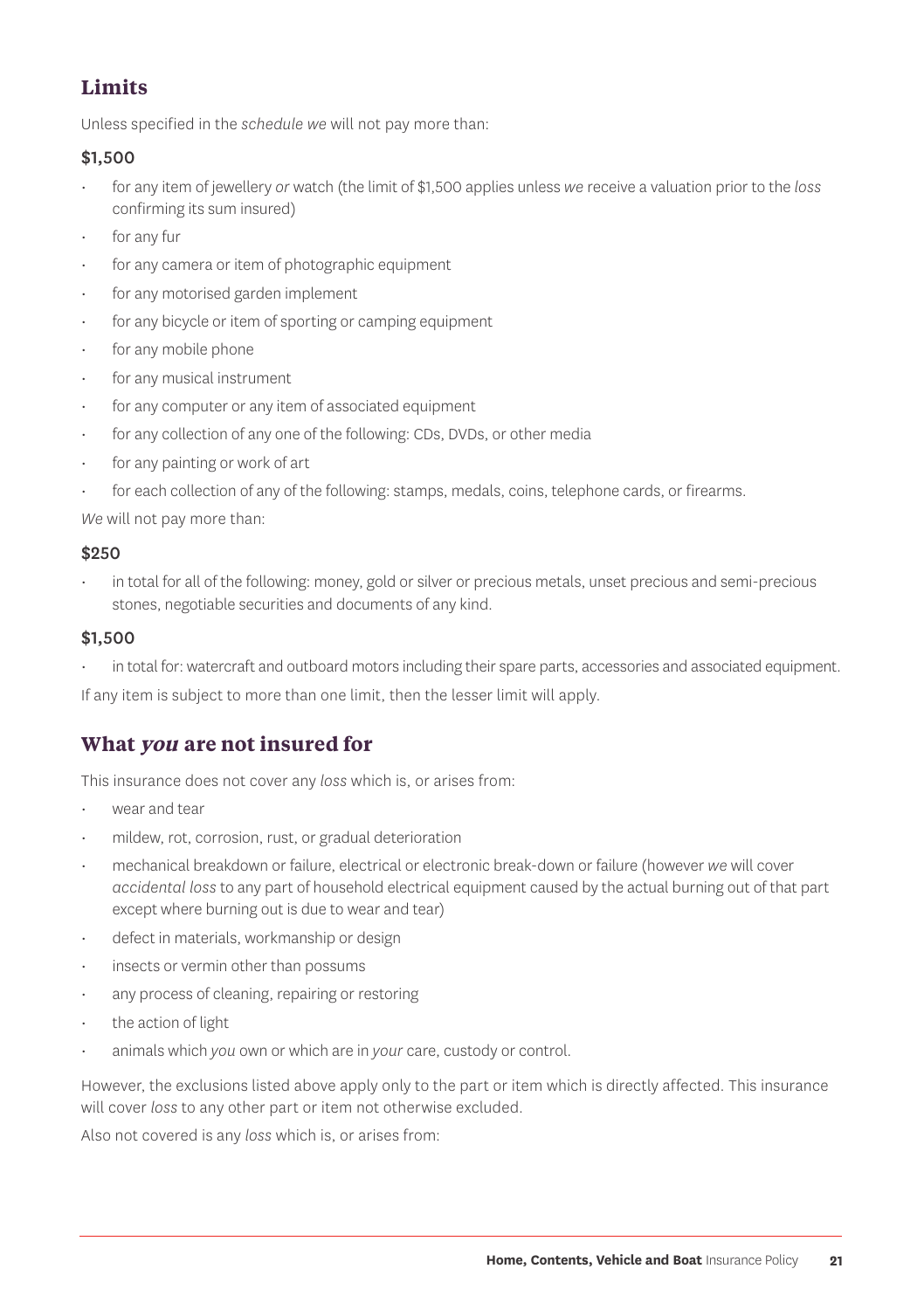## Limits

Unless specified in the *schedule we* will not pay more than:

**$1,500**

- for any item of jewellery *or* watch (the limit of $1,500 applies unless *we* receive a valuation prior to the *loss* confirming its sum insured)
- for any fur
- for any camera or item of photographic equipment
- for any motorised garden implement
- for any bicycle or item of sporting or camping equipment
- for any mobile phone
- for any musical instrument
- for any computer or any item of associated equipment
- for any collection of any one of the following: CDs, DVDs, or other media
- for any painting or work of art
- for each collection of any of the following: stamps, medals, coins, telephone cards, or firearms.

*We* will not pay more than:

**$250**

- in total for all of the following: money, gold or silver or precious metals, unset precious and semi-precious stones, negotiable securities and documents of any kind.

**$1,500**

- in total for: watercraft and outboard motors including their spare parts, accessories and associated equipment.

If any item is subject to more than one limit, then the lesser limit will apply.

## What *you* are not insured for

This insurance does not cover any *loss* which is, or arises from:

- wear and tear
- mildew, rot, corrosion, rust, or gradual deterioration
- mechanical breakdown or failure, electrical or electronic break-down or failure (however *we* will cover *accidental loss* to any part of household electrical equipment caused by the actual burning out of that part except where burning out is due to wear and tear)
- defect in materials, workmanship or design
- insects or vermin other than possums
- any process of cleaning, repairing or restoring
- the action of light
- animals which *you* own or which are in *your* care, custody or control.

However, the exclusions listed above apply only to the part or item which is directly affected. This insurance will cover *loss* to any other part or item not otherwise excluded.

Also not covered is any *loss* which is, or arises from: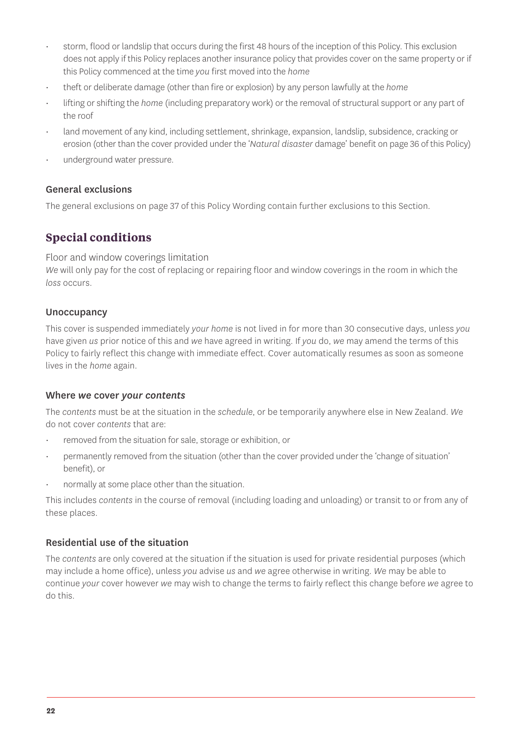- storm, flood or landslip that occurs during the first 48 hours of the inception of this Policy. This exclusion does not apply if this Policy replaces another insurance policy that provides cover on the same property or if this Policy commenced at the time *you* first moved into the *home*
- theft or deliberate damage (other than fire or explosion) by any person lawfully at the *home*
- lifting or shifting the *home* (including preparatory work) or the removal of structural support or any part of the roof
- land movement of any kind, including settlement, shrinkage, expansion, landslip, subsidence, cracking or erosion (other than the cover provided under the '*Natural disaster* damage' benefit on page 36 of this Policy)
- underground water pressure.

### General exclusions

The general exclusions on page 37 of this Policy Wording contain further exclusions to this Section.

## Special conditions

Floor and window coverings limitation

*We* will only pay for the cost of replacing or repairing floor and window coverings in the room in which the *loss* occurs.

### Unoccupancy

This cover is suspended immediately *your home* is not lived in for more than 30 consecutive days, unless *you* have given *us* prior notice of this and *we* have agreed in writing. If *you* do, *we* may amend the terms of this Policy to fairly reflect this change with immediate effect. Cover automatically resumes as soon as someone lives in the *home* again.

### Where *we* cover *your contents*

The *contents* must be at the situation in the *schedule*, or be temporarily anywhere else in New Zealand. *We* do not cover *contents* that are:

- removed from the situation for sale, storage or exhibition, or
- permanently removed from the situation (other than the cover provided under the 'change of situation' benefit), or
- normally at some place other than the situation.

This includes *contents* in the course of removal (including loading and unloading) or transit to or from any of these places.

### Residential use of the situation

The *contents* are only covered at the situation if the situation is used for private residential purposes (which may include a home office), unless *you* advise *us* and *we* agree otherwise in writing. *We* may be able to continue *your* cover however *we* may wish to change the terms to fairly reflect this change before *we* agree to do this.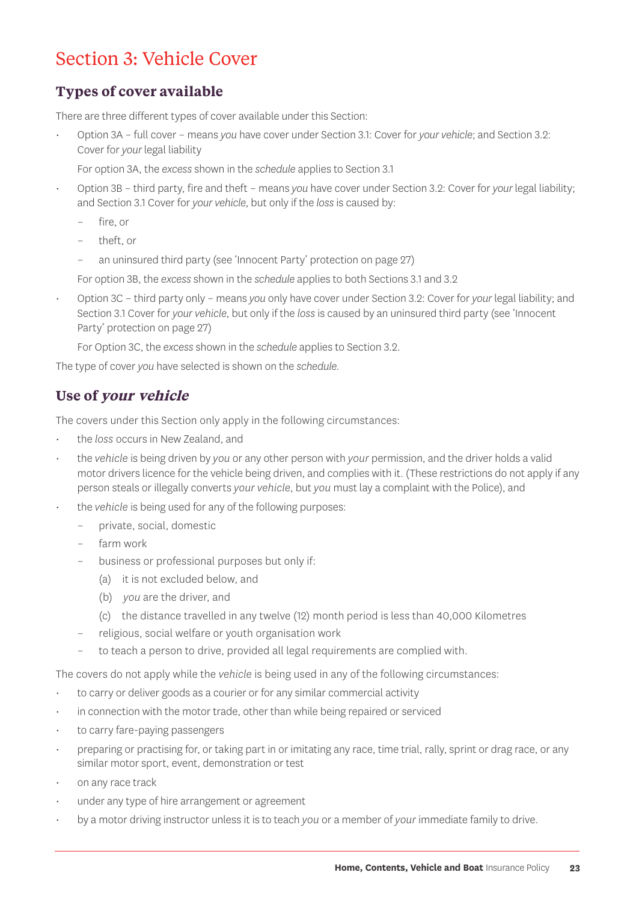# Section 3: Vehicle Cover

## Types of cover available

There are three different types of cover available under this Section:

- Option 3A – full cover – means *you* have cover under Section 3.1: Cover for *your vehicle*; and Section 3.2: Cover for *your* legal liability

  For option 3A, the *excess* shown in the *schedule* applies to Section 3.1

- Option 3B – third party, fire and theft – means *you* have cover under Section 3.2: Cover for *your* legal liability; and Section 3.1 Cover for *your vehicle*, but only if the *loss* is caused by:
  - fire, or
  - theft, or
  - an uninsured third party (see 'Innocent Party' protection on page 27)

  For option 3B, the *excess* shown in the *schedule* applies to both Sections 3.1 and 3.2

- Option 3C – third party only – means *you* only have cover under Section 3.2: Cover for *your* legal liability; and Section 3.1 Cover for *your vehicle*, but only if the *loss* is caused by an uninsured third party (see 'Innocent Party' protection on page 27)

  For Option 3C, the *excess* shown in the *schedule* applies to Section 3.2.

The type of cover *you* have selected is shown on the *schedule*.

## Use of ***your vehicle***

The covers under this Section only apply in the following circumstances:

- the *loss* occurs in New Zealand, and
- the *vehicle* is being driven by *you* or any other person with *your* permission, and the driver holds a valid motor drivers licence for the vehicle being driven, and complies with it. (These restrictions do not apply if any person steals or illegally converts *your vehicle*, but *you* must lay a complaint with the Police), and
- the *vehicle* is being used for any of the following purposes:
  - private, social, domestic
  - farm work
  - business or professional purposes but only if:
    - (a) it is not excluded below, and
    - (b) *you* are the driver, and
    - (c) the distance travelled in any twelve (12) month period is less than 40,000 Kilometres
  - religious, social welfare or youth organisation work
  - to teach a person to drive, provided all legal requirements are complied with.

The covers do not apply while the *vehicle* is being used in any of the following circumstances:

- to carry or deliver goods as a courier or for any similar commercial activity
- in connection with the motor trade, other than while being repaired or serviced
- to carry fare-paying passengers
- preparing or practising for, or taking part in or imitating any race, time trial, rally, sprint or drag race, or any similar motor sport, event, demonstration or test
- on any race track
- under any type of hire arrangement or agreement
- by a motor driving instructor unless it is to teach *you* or a member of *your* immediate family to drive.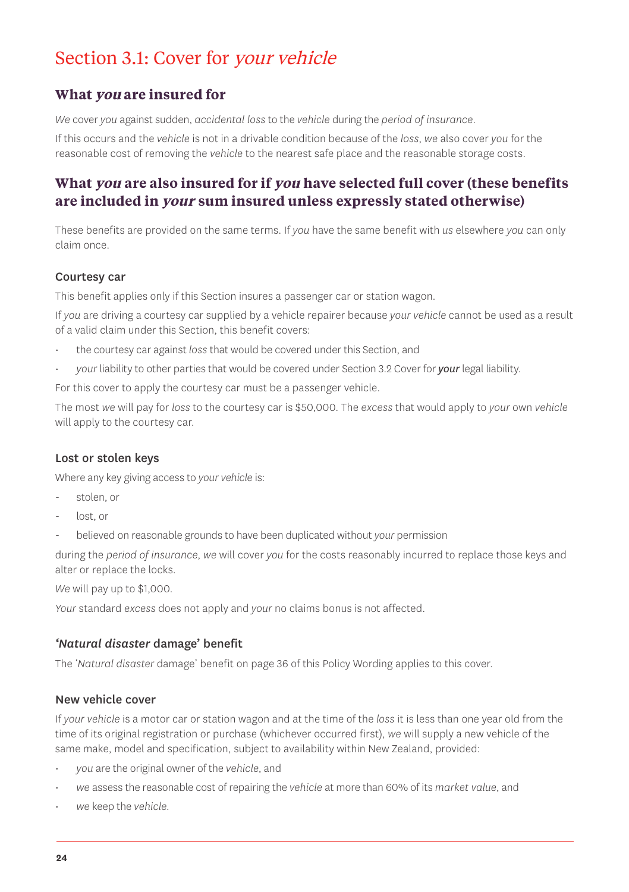# Section 3.1: Cover for *your vehicle*

## What *you* are insured for

*We* cover *you* against sudden, *accidental loss* to the *vehicle* during the *period of insurance*.

If this occurs and the *vehicle* is not in a drivable condition because of the *loss*, *we* also cover *you* for the reasonable cost of removing the *vehicle* to the nearest safe place and the reasonable storage costs.

## What *you* are also insured for if *you* have selected full cover (these benefits are included in *your* sum insured unless expressly stated otherwise)

These benefits are provided on the same terms. If *you* have the same benefit with *us* elsewhere *you* can only claim once.

### Courtesy car

This benefit applies only if this Section insures a passenger car or station wagon.

If *you* are driving a courtesy car supplied by a vehicle repairer because *your vehicle* cannot be used as a result of a valid claim under this Section, this benefit covers:

- the courtesy car against *loss* that would be covered under this Section, and
- *your* liability to other parties that would be covered under Section 3.2 Cover for ***your*** legal liability.

For this cover to apply the courtesy car must be a passenger vehicle.

The most *we* will pay for *loss* to the courtesy car is $50,000. The *excess* that would apply to *your* own *vehicle* will apply to the courtesy car.

### Lost or stolen keys

Where any key giving access to *your vehicle* is:

- stolen, or
- lost, or
- believed on reasonable grounds to have been duplicated without *your* permission

during the *period of insurance*, *we* will cover *you* for the costs reasonably incurred to replace those keys and alter or replace the locks.

*We* will pay up to $1,000.

*Your* standard *excess* does not apply and *your* no claims bonus is not affected.

### '*Natural disaster* damage' benefit

The '*Natural disaster* damage' benefit on page 36 of this Policy Wording applies to this cover.

### New vehicle cover

If *your vehicle* is a motor car or station wagon and at the time of the *loss* it is less than one year old from the time of its original registration or purchase (whichever occurred first), *we* will supply a new vehicle of the same make, model and specification, subject to availability within New Zealand, provided:

- *you* are the original owner of the *vehicle*, and
- *we* assess the reasonable cost of repairing the *vehicle* at more than 60% of its *market value*, and
- *we* keep the *vehicle*.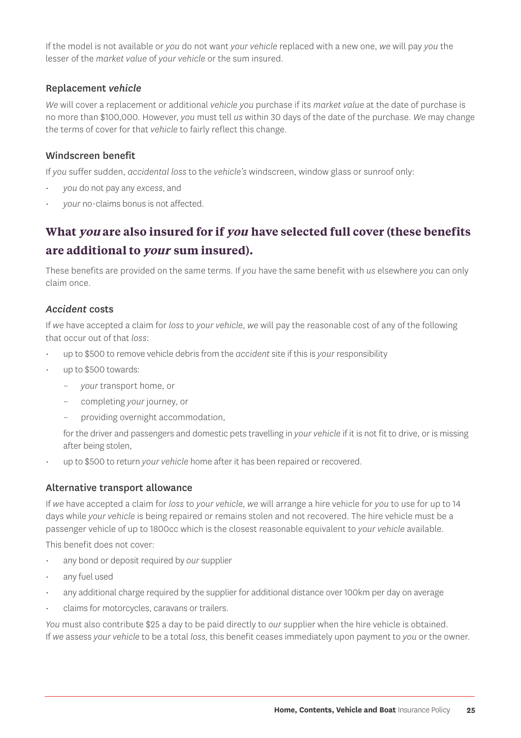If the model is not available or *you* do not want *your vehicle* replaced with a new one, *we* will pay *you* the lesser of the *market value* of *your vehicle* or the sum insured.

### Replacement *vehicle*

*We* will cover a replacement or additional *vehicle you* purchase if its *market value* at the date of purchase is no more than $100,000. However, *you* must tell *us* within 30 days of the date of the purchase. *We* may change the terms of cover for that *vehicle* to fairly reflect this change.

### Windscreen benefit

If *you* suffer sudden, *accidental loss* to the *vehicle's* windscreen, window glass or sunroof only:

- *you* do not pay any *excess*, and
- *your* no-claims bonus is not affected.

## What *you* are also insured for if *you* have selected full cover (these benefits are additional to *your* sum insured).

These benefits are provided on the same terms. If *you* have the same benefit with *us* elsewhere *you* can only claim once.

### *Accident* costs

If *we* have accepted a claim for *loss* to *your vehicle*, *we* will pay the reasonable cost of any of the following that occur out of that *loss*:

- up to $500 to remove vehicle debris from the *accident* site if this is *your* responsibility
- up to $500 towards:
  - *your* transport home, or
  - completing *your* journey, or
  - providing overnight accommodation,

  for the driver and passengers and domestic pets travelling in *your vehicle* if it is not fit to drive, or is missing after being stolen,
- up to $500 to return *your vehicle* home after it has been repaired or recovered.

### Alternative transport allowance

If *we* have accepted a claim for *loss* to *your vehicle*, *we* will arrange a hire vehicle for *you* to use for up to 14 days while *your vehicle* is being repaired or remains stolen and not recovered. The hire vehicle must be a passenger vehicle of up to 1800cc which is the closest reasonable equivalent to *your vehicle* available.

This benefit does not cover:

- any bond or deposit required by *our* supplier
- any fuel used
- any additional charge required by the supplier for additional distance over 100km per day on average
- claims for motorcycles, caravans or trailers.

*You* must also contribute $25 a day to be paid directly to *our* supplier when the hire vehicle is obtained. If *we* assess *your vehicle* to be a total *loss*, this benefit ceases immediately upon payment to *you* or the owner.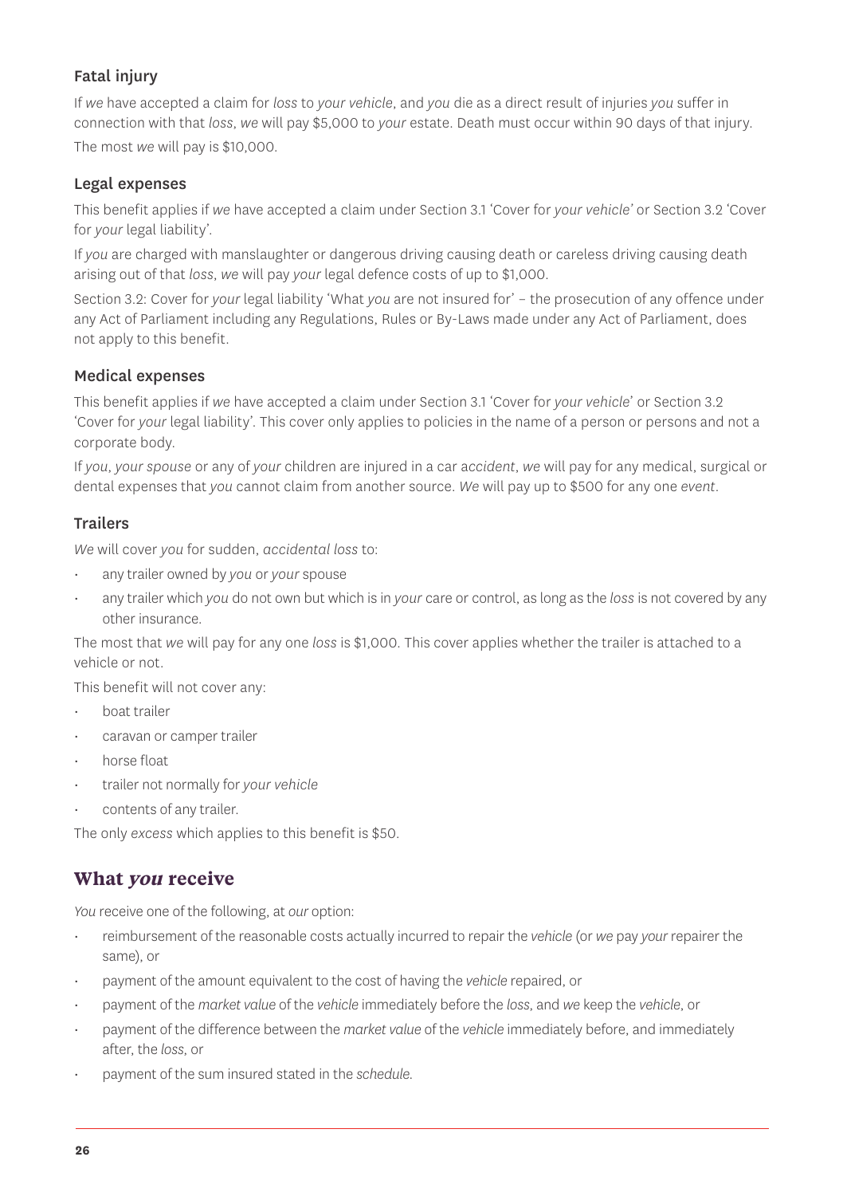### Fatal injury

If *we* have accepted a claim for *loss* to *your vehicle*, and *you* die as a direct result of injuries *you* suffer in connection with that *loss*, *we* will pay $5,000 to *your* estate. Death must occur within 90 days of that injury. The most *we* will pay is $10,000.

### Legal expenses

This benefit applies if *we* have accepted a claim under Section 3.1 'Cover for *your vehicle*' or Section 3.2 'Cover for *your* legal liability'.

If *you* are charged with manslaughter or dangerous driving causing death or careless driving causing death arising out of that *loss*, *we* will pay *your* legal defence costs of up to $1,000.

Section 3.2: Cover for *your* legal liability 'What *you* are not insured for' – the prosecution of any offence under any Act of Parliament including any Regulations, Rules or By-Laws made under any Act of Parliament, does not apply to this benefit.

### Medical expenses

This benefit applies if *we* have accepted a claim under Section 3.1 'Cover for *your vehicle*' or Section 3.2 'Cover for *your* legal liability'. This cover only applies to policies in the name of a person or persons and not a corporate body.

If *you*, *your spouse* or any of *your* children are injured in a car *accident*, *we* will pay for any medical, surgical or dental expenses that *you* cannot claim from another source. *We* will pay up to $500 for any one *event*.

### Trailers

*We* will cover *you* for sudden, *accidental loss* to:

- any trailer owned by *you* or *your* spouse
- any trailer which *you* do not own but which is in *your* care or control, as long as the *loss* is not covered by any other insurance.

The most that *we* will pay for any one *loss* is $1,000. This cover applies whether the trailer is attached to a vehicle or not.

This benefit will not cover any:

- boat trailer
- caravan or camper trailer
- horse float
- trailer not normally for *your vehicle*
- contents of any trailer.

The only *excess* which applies to this benefit is $50.

## What *you* receive

*You* receive one of the following, at *our* option:

- reimbursement of the reasonable costs actually incurred to repair the *vehicle* (or *we* pay *your* repairer the same), or
- payment of the amount equivalent to the cost of having the *vehicle* repaired, or
- payment of the *market value* of the *vehicle* immediately before the *loss*, and *we* keep the *vehicle*, or
- payment of the difference between the *market value* of the *vehicle* immediately before, and immediately after, the *loss*, or
- payment of the sum insured stated in the *schedule*.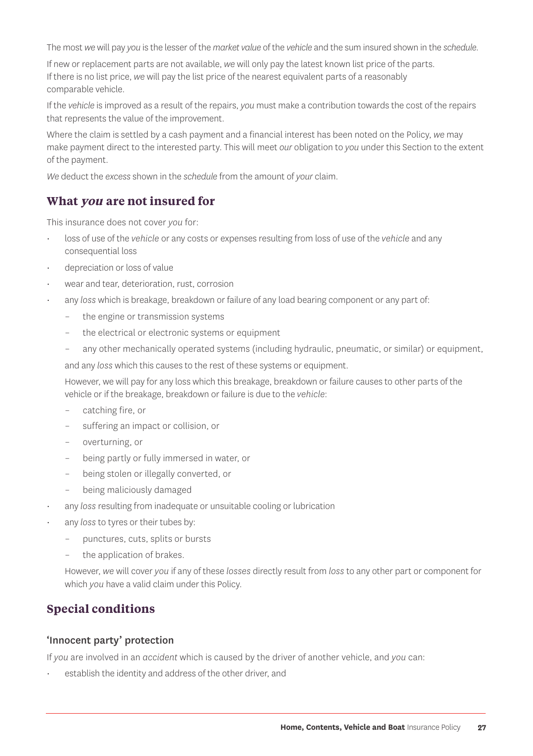The most *we* will pay *you* is the lesser of the *market value* of the *vehicle* and the sum insured shown in the *schedule*.

If new or replacement parts are not available, *we* will only pay the latest known list price of the parts. If there is no list price, *we* will pay the list price of the nearest equivalent parts of a reasonably comparable vehicle.

If the *vehicle* is improved as a result of the repairs, *you* must make a contribution towards the cost of the repairs that represents the value of the improvement.

Where the claim is settled by a cash payment and a financial interest has been noted on the Policy, *we* may make payment direct to the interested party. This will meet *our* obligation to *you* under this Section to the extent of the payment.

*We* deduct the *excess* shown in the *schedule* from the amount of *your* claim.

## What *you* are not insured for

This insurance does not cover *you* for:

- loss of use of the *vehicle* or any costs or expenses resulting from loss of use of the *vehicle* and any consequential loss
- depreciation or loss of value
- wear and tear, deterioration, rust, corrosion
- any *loss* which is breakage, breakdown or failure of any load bearing component or any part of:
  - the engine or transmission systems
  - the electrical or electronic systems or equipment
  - any other mechanically operated systems (including hydraulic, pneumatic, or similar) or equipment,

  and any *loss* which this causes to the rest of these systems or equipment.

  However, we will pay for any loss which this breakage, breakdown or failure causes to other parts of the vehicle or if the breakage, breakdown or failure is due to the *vehicle*:
  - catching fire, or
  - suffering an impact or collision, or
  - overturning, or
  - being partly or fully immersed in water, or
  - being stolen or illegally converted, or
  - being maliciously damaged
- any *loss* resulting from inadequate or unsuitable cooling or lubrication
- any *loss* to tyres or their tubes by:
  - punctures, cuts, splits or bursts
  - the application of brakes.

  However, *we* will cover *you* if any of these *losses* directly result from *loss* to any other part or component for which *you* have a valid claim under this Policy.

## Special conditions

### 'Innocent party' protection

If *you* are involved in an *accident* which is caused by the driver of another vehicle, and *you* can:

- establish the identity and address of the other driver, and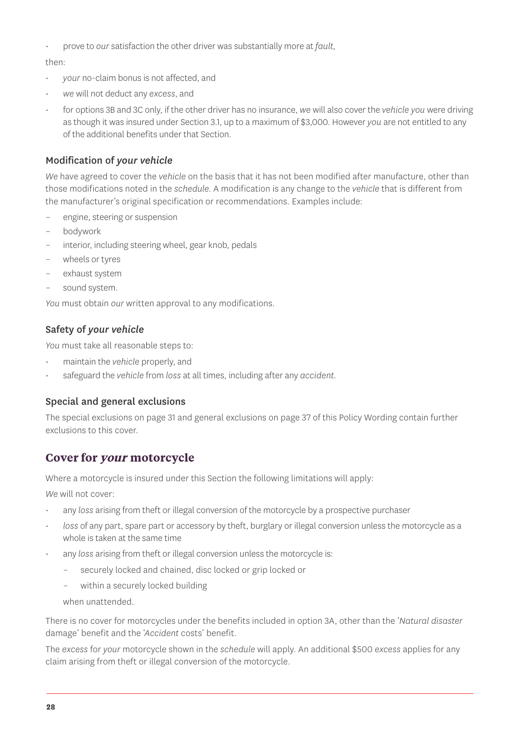- prove to *our* satisfaction the other driver was substantially more at *fault*,

then:

- *your* no-claim bonus is not affected, and
- *we* will not deduct any *excess*, and
- for options 3B and 3C only, if the other driver has no insurance, *we* will also cover the *vehicle you* were driving as though it was insured under Section 3.1, up to a maximum of $3,000. However *you* are not entitled to any of the additional benefits under that Section.

### Modification of *your vehicle*

*We* have agreed to cover the *vehicle* on the basis that it has not been modified after manufacture, other than those modifications noted in the *schedule*. A modification is any change to the *vehicle* that is different from the manufacturer's original specification or recommendations. Examples include:

- engine, steering or suspension
- bodywork
- interior, including steering wheel, gear knob, pedals
- wheels or tyres
- exhaust system
- sound system.

*You* must obtain *our* written approval to any modifications.

### Safety of *your vehicle*

*You* must take all reasonable steps to:

- maintain the *vehicle* properly, and
- safeguard the *vehicle* from *loss* at all times, including after any *accident*.

### Special and general exclusions

The special exclusions on page 31 and general exclusions on page 37 of this Policy Wording contain further exclusions to this cover.

## Cover for *your* motorcycle

Where a motorcycle is insured under this Section the following limitations will apply:

*We* will not cover:

- any *loss* arising from theft or illegal conversion of the motorcycle by a prospective purchaser
- *loss* of any part, spare part or accessory by theft, burglary or illegal conversion unless the motorcycle as a whole is taken at the same time
- any *loss* arising from theft or illegal conversion unless the motorcycle is:
  - securely locked and chained, disc locked or grip locked or
  - within a securely locked building

  when unattended.

There is no cover for motorcycles under the benefits included in option 3A, other than the '*Natural disaster* damage' benefit and the '*Accident* costs' benefit.

The *excess* for *your* motorcycle shown in the *schedule* will apply. An additional $500 *excess* applies for any claim arising from theft or illegal conversion of the motorcycle.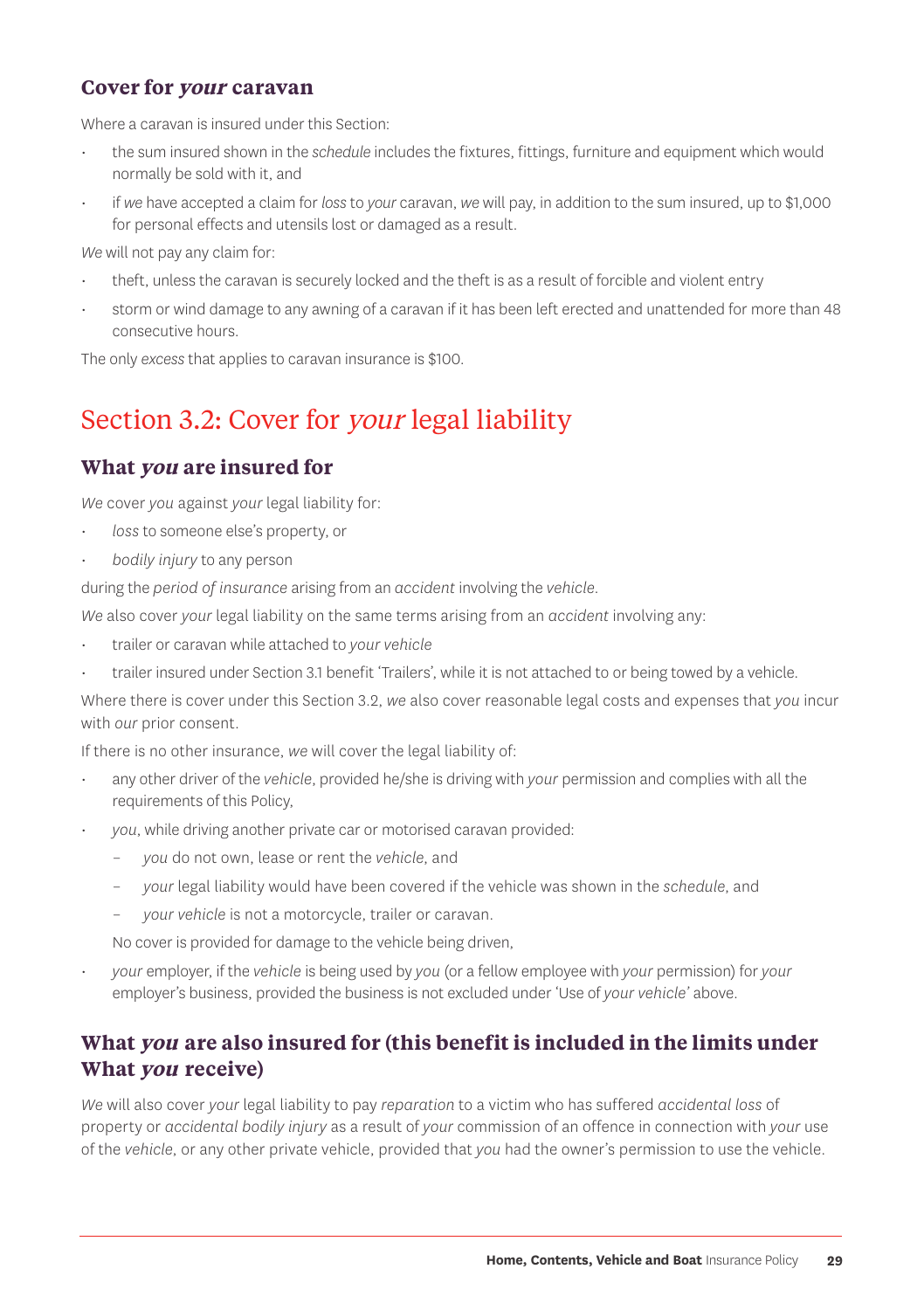### Cover for *your* caravan

Where a caravan is insured under this Section:

- the sum insured shown in the *schedule* includes the fixtures, fittings, furniture and equipment which would normally be sold with it, and
- if *we* have accepted a claim for *loss* to *your* caravan, *we* will pay, in addition to the sum insured, up to $1,000 for personal effects and utensils lost or damaged as a result.

*We* will not pay any claim for:

- theft, unless the caravan is securely locked and the theft is as a result of forcible and violent entry
- storm or wind damage to any awning of a caravan if it has been left erected and unattended for more than 48 consecutive hours.

The only *excess* that applies to caravan insurance is $100.

## Section 3.2: Cover for *your* legal liability

### What *you* are insured for

*We* cover *you* against *your* legal liability for:

- *loss* to someone else's property, or
- *bodily injury* to any person

during the *period of insurance* arising from an *accident* involving the *vehicle*.

*We* also cover *your* legal liability on the same terms arising from an *accident* involving any:

- trailer or caravan while attached to *your vehicle*
- trailer insured under Section 3.1 benefit 'Trailers', while it is not attached to or being towed by a vehicle.

Where there is cover under this Section 3.2, *we* also cover reasonable legal costs and expenses that *you* incur with *our* prior consent.

If there is no other insurance, *we* will cover the legal liability of:

- any other driver of the *vehicle*, provided he/she is driving with *your* permission and complies with all the requirements of this Policy,
- *you*, while driving another private car or motorised caravan provided:
  - *you* do not own, lease or rent the *vehicle*, and
  - *your* legal liability would have been covered if the vehicle was shown in the *schedule*, and
  - *your vehicle* is not a motorcycle, trailer or caravan.

  No cover is provided for damage to the vehicle being driven,
- *your* employer, if the *vehicle* is being used by *you* (or a fellow employee with *your* permission) for *your* employer's business, provided the business is not excluded under 'Use of *your vehicle*' above.

### What *you* are also insured for (this benefit is included in the limits under What *you* receive)

*We* will also cover *your* legal liability to pay *reparation* to a victim who has suffered *accidental loss* of property or *accidental bodily injury* as a result of *your* commission of an offence in connection with *your* use of the *vehicle*, or any other private vehicle, provided that *you* had the owner's permission to use the vehicle.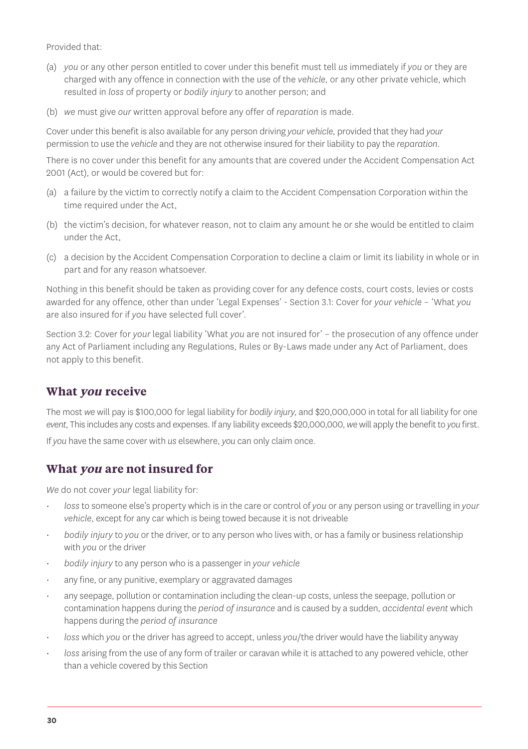Provided that:

(a) *you* or any other person entitled to cover under this benefit must tell *us* immediately if *you* or they are charged with any offence in connection with the use of the *vehicle*, or any other private vehicle, which resulted in *loss* of property or *bodily injury* to another person; and

(b) *we* must give *our* written approval before any offer of *reparation* is made.

Cover under this benefit is also available for any person driving *your vehicle*, provided that they had *your* permission to use the *vehicle* and they are not otherwise insured for their liability to pay the *reparation*.

There is no cover under this benefit for any amounts that are covered under the Accident Compensation Act 2001 (Act), or would be covered but for:

(a) a failure by the victim to correctly notify a claim to the Accident Compensation Corporation within the time required under the Act,

(b) the victim's decision, for whatever reason, not to claim any amount he or she would be entitled to claim under the Act,

(c) a decision by the Accident Compensation Corporation to decline a claim or limit its liability in whole or in part and for any reason whatsoever.

Nothing in this benefit should be taken as providing cover for any defence costs, court costs, levies or costs awarded for any offence, other than under 'Legal Expenses' - Section 3.1: Cover for *your vehicle* – 'What *you* are also insured for if *you* have selected full cover'.

Section 3.2: Cover for *your* legal liability 'What *you* are not insured for' – the prosecution of any offence under any Act of Parliament including any Regulations, Rules or By-Laws made under any Act of Parliament, does not apply to this benefit.

## What *you* receive

The most *we* will pay is $100,000 for legal liability for *bodily injury*, and $20,000,000 in total for all liability for one *event*, This includes any costs and expenses. If any liability exceeds $20,000,000, *we* will apply the benefit to *you* first.

If *you* have the same cover with *us* elsewhere, *you* can only claim once.

## What *you* are not insured for

*We* do not cover *your* legal liability for:

- *loss* to someone else's property which is in the care or control of *you* or any person using or travelling in *your vehicle*, except for any car which is being towed because it is not driveable
- *bodily injury* to *you* or the driver, or to any person who lives with, or has a family or business relationship with *you* or the driver
- *bodily injury* to any person who is a passenger in *your vehicle*
- any fine, or any punitive, exemplary or aggravated damages
- any seepage, pollution or contamination including the clean-up costs, unless the seepage, pollution or contamination happens during the *period of insurance* and is caused by a sudden, *accidental event* which happens during the *period of insurance*
- *loss* which *you* or the driver has agreed to accept, unless *you*/the driver would have the liability anyway
- *loss* arising from the use of any form of trailer or caravan while it is attached to any powered vehicle, other than a vehicle covered by this Section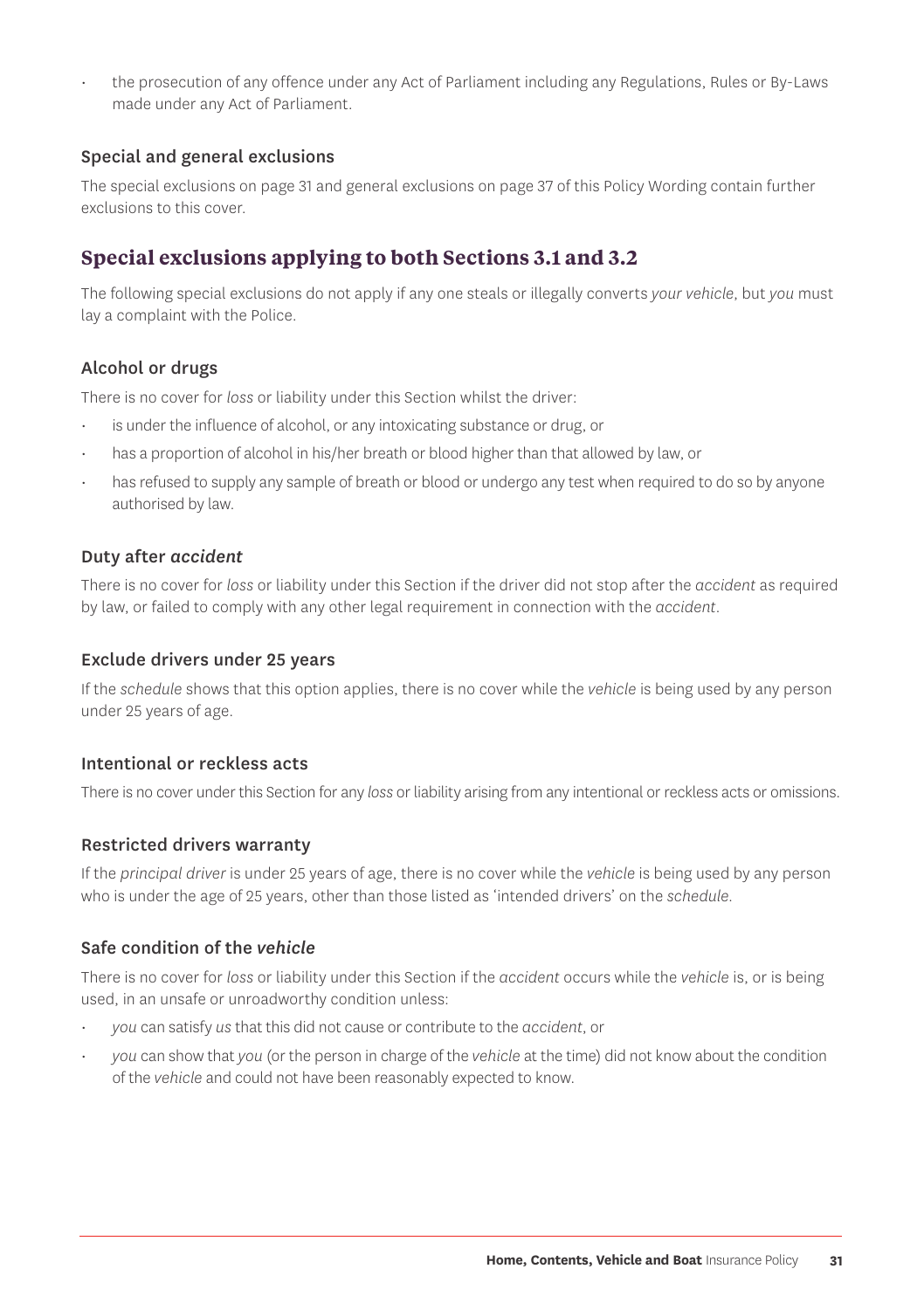- the prosecution of any offence under any Act of Parliament including any Regulations, Rules or By-Laws made under any Act of Parliament.

### Special and general exclusions

The special exclusions on page 31 and general exclusions on page 37 of this Policy Wording contain further exclusions to this cover.

## Special exclusions applying to both Sections 3.1 and 3.2

The following special exclusions do not apply if any one steals or illegally converts *your vehicle*, but *you* must lay a complaint with the Police.

### Alcohol or drugs

There is no cover for *loss* or liability under this Section whilst the driver:

- is under the influence of alcohol, or any intoxicating substance or drug, or
- has a proportion of alcohol in his/her breath or blood higher than that allowed by law, or
- has refused to supply any sample of breath or blood or undergo any test when required to do so by anyone authorised by law.

### Duty after *accident*

There is no cover for *loss* or liability under this Section if the driver did not stop after the *accident* as required by law, or failed to comply with any other legal requirement in connection with the *accident*.

### Exclude drivers under 25 years

If the *schedule* shows that this option applies, there is no cover while the *vehicle* is being used by any person under 25 years of age.

### Intentional or reckless acts

There is no cover under this Section for any *loss* or liability arising from any intentional or reckless acts or omissions.

### Restricted drivers warranty

If the *principal driver* is under 25 years of age, there is no cover while the *vehicle* is being used by any person who is under the age of 25 years, other than those listed as 'intended drivers' on the *schedule*.

### Safe condition of the *vehicle*

There is no cover for *loss* or liability under this Section if the *accident* occurs while the *vehicle* is, or is being used, in an unsafe or unroadworthy condition unless:

- *you* can satisfy *us* that this did not cause or contribute to the *accident*, or
- *you* can show that *you* (or the person in charge of the *vehicle* at the time) did not know about the condition of the *vehicle* and could not have been reasonably expected to know.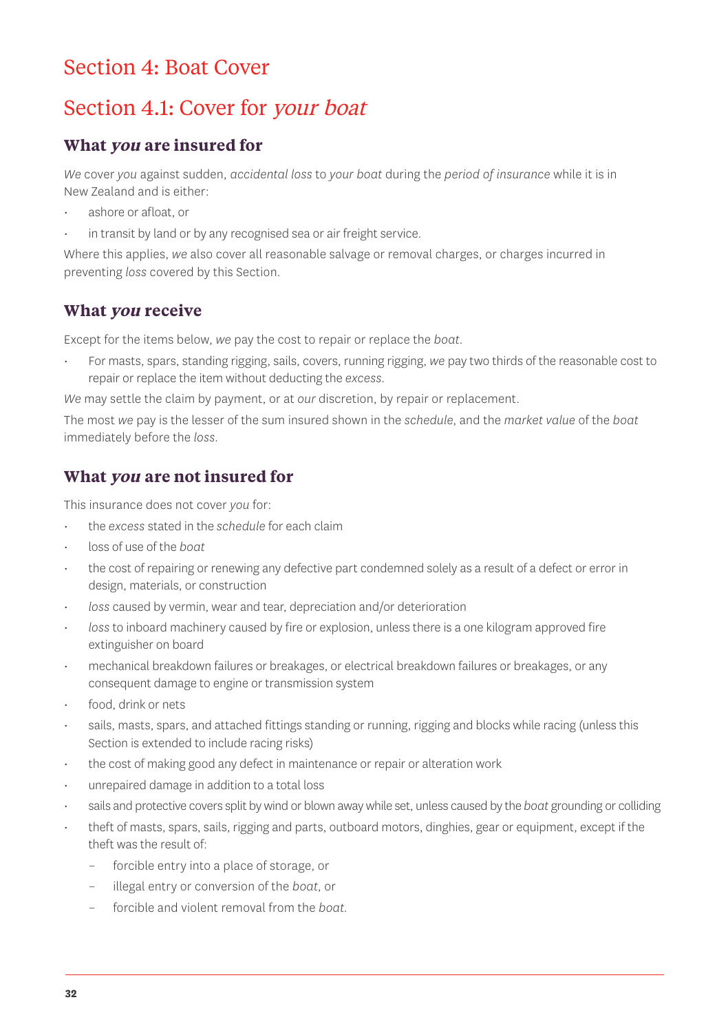# Section 4: Boat Cover

# Section 4.1: Cover for *your boat*

### What *you* are insured for

*We* cover *you* against sudden, *accidental loss* to *your boat* during the *period of insurance* while it is in New Zealand and is either:

- ashore or afloat, or
- in transit by land or by any recognised sea or air freight service.

Where this applies, *we* also cover all reasonable salvage or removal charges, or charges incurred in preventing *loss* covered by this Section.

### What *you* receive

Except for the items below, *we* pay the cost to repair or replace the *boat*.

- For masts, spars, standing rigging, sails, covers, running rigging, *we* pay two thirds of the reasonable cost to repair or replace the item without deducting the *excess*.

*We* may settle the claim by payment, or at *our* discretion, by repair or replacement.

The most *we* pay is the lesser of the sum insured shown in the *schedule*, and the *market value* of the *boat* immediately before the *loss*.

### What *you* are not insured for

This insurance does not cover *you* for:

- the *excess* stated in the *schedule* for each claim
- loss of use of the *boat*
- the cost of repairing or renewing any defective part condemned solely as a result of a defect or error in design, materials, or construction
- *loss* caused by vermin, wear and tear, depreciation and/or deterioration
- *loss* to inboard machinery caused by fire or explosion, unless there is a one kilogram approved fire extinguisher on board
- mechanical breakdown failures or breakages, or electrical breakdown failures or breakages, or any consequent damage to engine or transmission system
- food, drink or nets
- sails, masts, spars, and attached fittings standing or running, rigging and blocks while racing (unless this Section is extended to include racing risks)
- the cost of making good any defect in maintenance or repair or alteration work
- unrepaired damage in addition to a total loss
- sails and protective covers split by wind or blown away while set, unless caused by the *boat* grounding or colliding
- theft of masts, spars, sails, rigging and parts, outboard motors, dinghies, gear or equipment, except if the theft was the result of:
  - forcible entry into a place of storage, or
  - illegal entry or conversion of the *boat*, or
  - forcible and violent removal from the *boat*.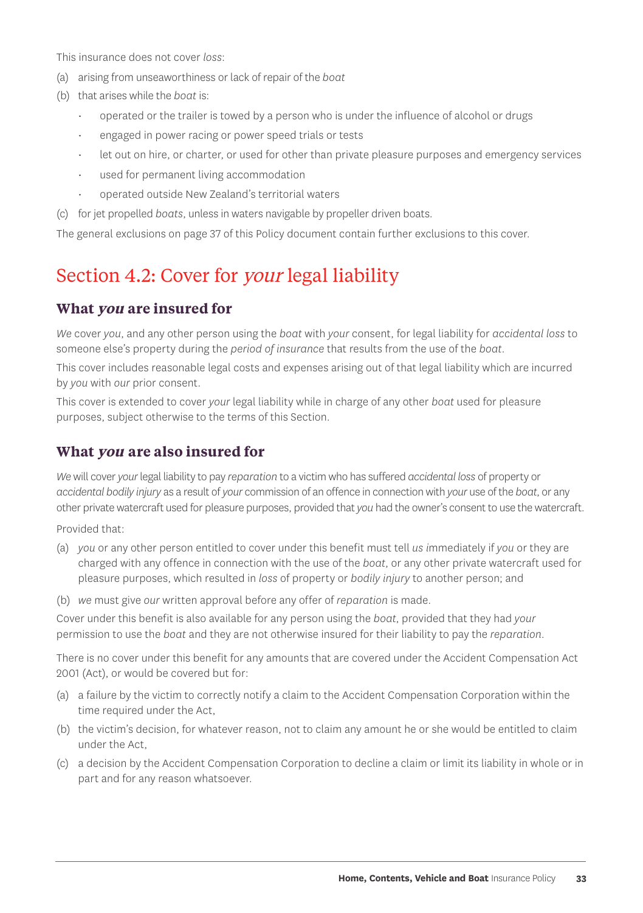This insurance does not cover *loss*:

(a) arising from unseaworthiness or lack of repair of the *boat*

(b) that arises while the *boat* is:

- operated or the trailer is towed by a person who is under the influence of alcohol or drugs
- engaged in power racing or power speed trials or tests
- let out on hire, or charter, or used for other than private pleasure purposes and emergency services
- used for permanent living accommodation
- operated outside New Zealand's territorial waters

(c) for jet propelled *boats*, unless in waters navigable by propeller driven boats.

The general exclusions on page 37 of this Policy document contain further exclusions to this cover.

## Section 4.2: Cover for *your* legal liability

### What *you* are insured for

*We* cover *you*, and any other person using the *boat* with *your* consent, for legal liability for *accidental loss* to someone else's property during the *period of insurance* that results from the use of the *boat*.

This cover includes reasonable legal costs and expenses arising out of that legal liability which are incurred by *you* with *our* prior consent.

This cover is extended to cover *your* legal liability while in charge of any other *boat* used for pleasure purposes, subject otherwise to the terms of this Section.

### What *you* are also insured for

*We* will cover *your* legal liability to pay *reparation* to a victim who has suffered *accidental loss* of property or *accidental bodily injury* as a result of *your* commission of an offence in connection with *your* use of the *boat*, or any other private watercraft used for pleasure purposes, provided that *you* had the owner's consent to use the watercraft.

Provided that:

(a) *you* or any other person entitled to cover under this benefit must tell *us* immediately if *you* or they are charged with any offence in connection with the use of the *boat*, or any other private watercraft used for pleasure purposes, which resulted in *loss* of property or *bodily injury* to another person; and

(b) *we* must give *our* written approval before any offer of *reparation* is made.

Cover under this benefit is also available for any person using the *boat*, provided that they had *your* permission to use the *boat* and they are not otherwise insured for their liability to pay the *reparation*.

There is no cover under this benefit for any amounts that are covered under the Accident Compensation Act 2001 (Act), or would be covered but for:

(a) a failure by the victim to correctly notify a claim to the Accident Compensation Corporation within the time required under the Act,

(b) the victim's decision, for whatever reason, not to claim any amount he or she would be entitled to claim under the Act,

(c) a decision by the Accident Compensation Corporation to decline a claim or limit its liability in whole or in part and for any reason whatsoever.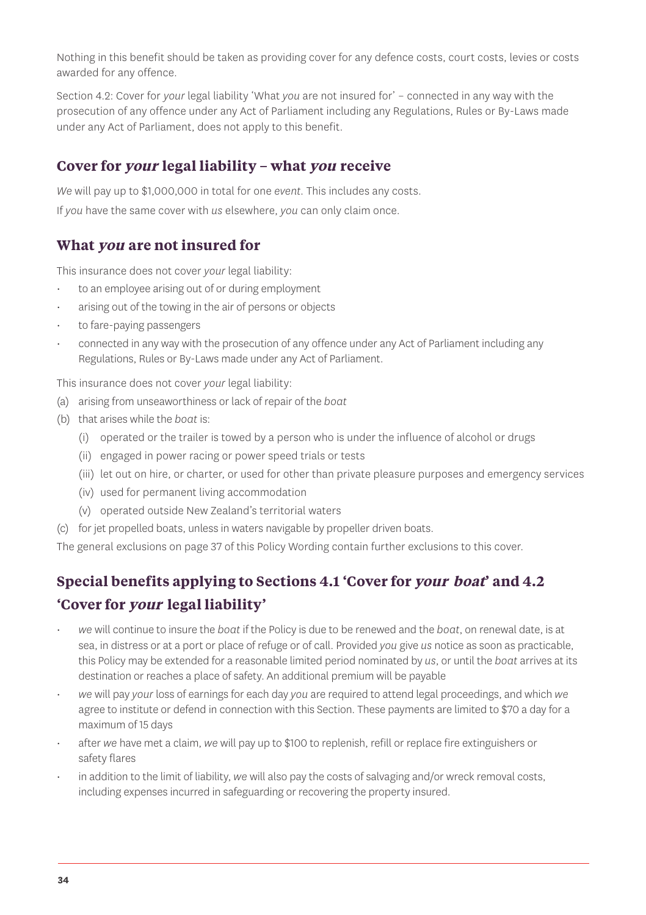Nothing in this benefit should be taken as providing cover for any defence costs, court costs, levies or costs awarded for any offence.

Section 4.2: Cover for *your* legal liability 'What *you* are not insured for' – connected in any way with the prosecution of any offence under any Act of Parliament including any Regulations, Rules or By-Laws made under any Act of Parliament, does not apply to this benefit.

## Cover for *your* legal liability – what *you* receive

*We* will pay up to $1,000,000 in total for one *event*. This includes any costs.

If *you* have the same cover with *us* elsewhere, *you* can only claim once.

## What *you* are not insured for

This insurance does not cover *your* legal liability:

- to an employee arising out of or during employment
- arising out of the towing in the air of persons or objects
- to fare-paying passengers
- connected in any way with the prosecution of any offence under any Act of Parliament including any Regulations, Rules or By-Laws made under any Act of Parliament.

This insurance does not cover *your* legal liability:

(a) arising from unseaworthiness or lack of repair of the *boat*

(b) that arises while the *boat* is:

  (i) operated or the trailer is towed by a person who is under the influence of alcohol or drugs

  (ii) engaged in power racing or power speed trials or tests

  (iii) let out on hire, or charter, or used for other than private pleasure purposes and emergency services

  (iv) used for permanent living accommodation

  (v) operated outside New Zealand's territorial waters

(c) for jet propelled boats, unless in waters navigable by propeller driven boats.

The general exclusions on page 37 of this Policy Wording contain further exclusions to this cover.

## Special benefits applying to Sections 4.1 'Cover for *your boat*' and 4.2 'Cover for *your* legal liability'

- *we* will continue to insure the *boat* if the Policy is due to be renewed and the *boat*, on renewal date, is at sea, in distress or at a port or place of refuge or of call. Provided *you* give *us* notice as soon as practicable, this Policy may be extended for a reasonable limited period nominated by *us*, or until the *boat* arrives at its destination or reaches a place of safety. An additional premium will be payable
- *we* will pay *your* loss of earnings for each day *you* are required to attend legal proceedings, and which *we* agree to institute or defend in connection with this Section. These payments are limited to $70 a day for a maximum of 15 days
- after *we* have met a claim, *we* will pay up to $100 to replenish, refill or replace fire extinguishers or safety flares
- in addition to the limit of liability, *we* will also pay the costs of salvaging and/or wreck removal costs, including expenses incurred in safeguarding or recovering the property insured.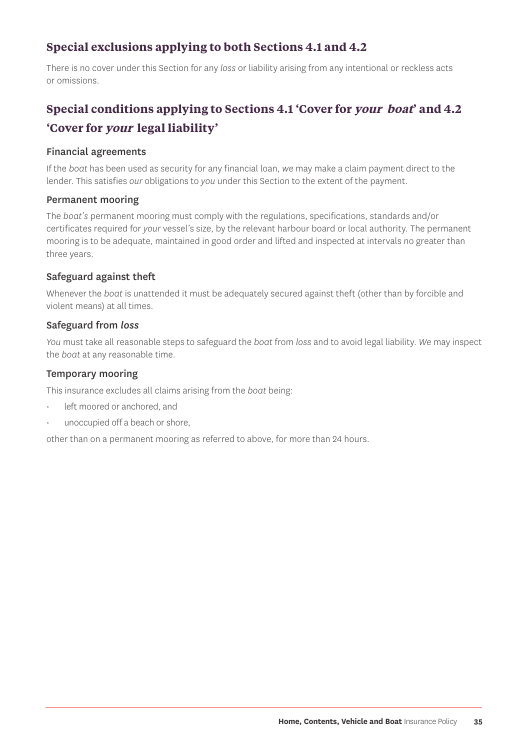## Special exclusions applying to both Sections 4.1 and 4.2

There is no cover under this Section for any *loss* or liability arising from any intentional or reckless acts or omissions.

## Special conditions applying to Sections 4.1 'Cover for *your boat*' and 4.2 'Cover for *your* legal liability'

### Financial agreements

If the *boat* has been used as security for any financial loan, *we* may make a claim payment direct to the lender. This satisfies *our* obligations to *you* under this Section to the extent of the payment.

### Permanent mooring

The *boat's* permanent mooring must comply with the regulations, specifications, standards and/or certificates required for *your* vessel's size, by the relevant harbour board or local authority. The permanent mooring is to be adequate, maintained in good order and lifted and inspected at intervals no greater than three years.

### Safeguard against theft

Whenever the *boat* is unattended it must be adequately secured against theft (other than by forcible and violent means) at all times.

### Safeguard from *loss*

*You* must take all reasonable steps to safeguard the *boat* from *loss* and to avoid legal liability. *We* may inspect the *boat* at any reasonable time.

### Temporary mooring

This insurance excludes all claims arising from the *boat* being:

- left moored or anchored, and
- unoccupied off a beach or shore,

other than on a permanent mooring as referred to above, for more than 24 hours.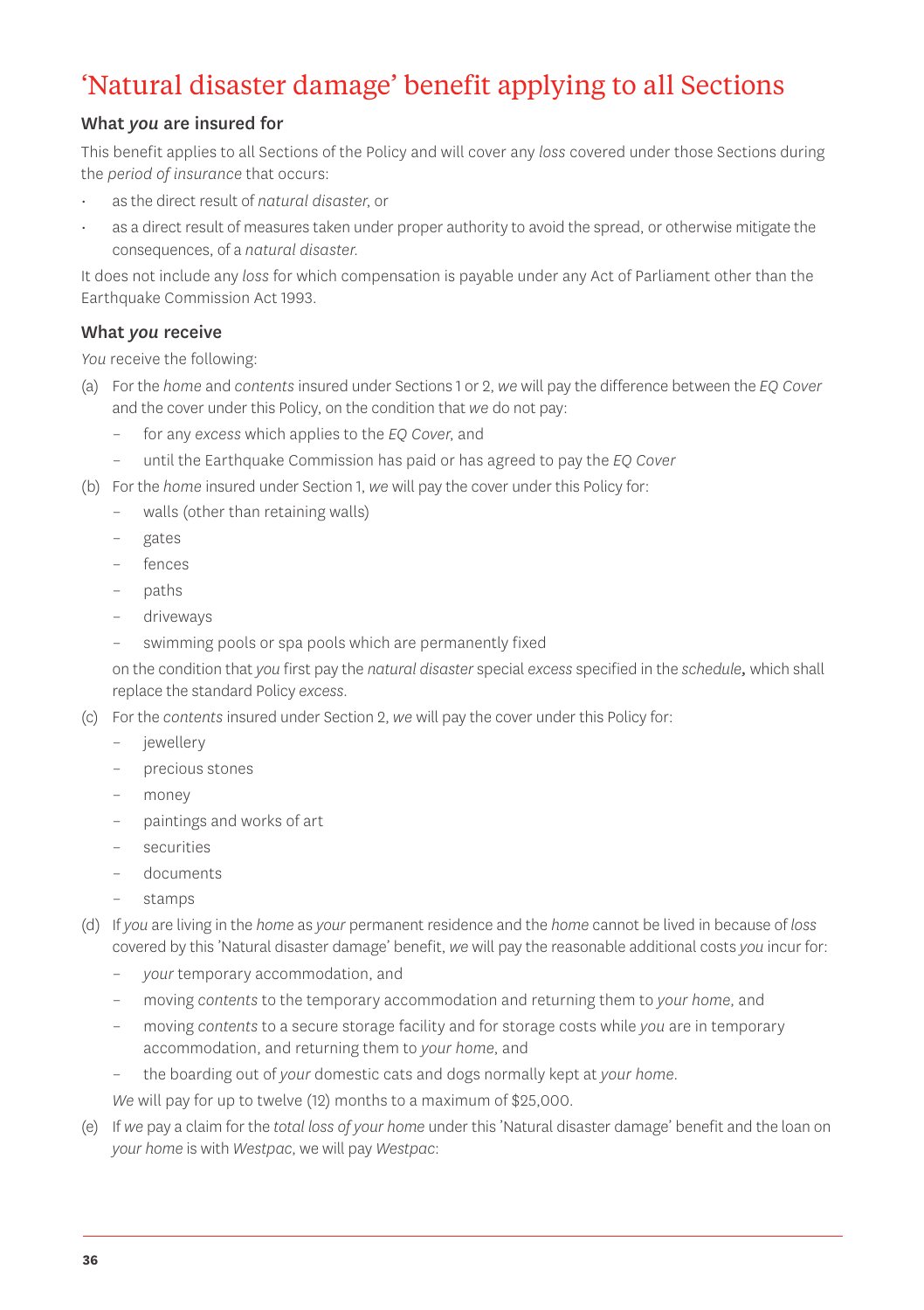# 'Natural disaster damage' benefit applying to all Sections

### What *you* are insured for

This benefit applies to all Sections of the Policy and will cover any *loss* covered under those Sections during the *period of insurance* that occurs:

- as the direct result of *natural disaster*, or
- as a direct result of measures taken under proper authority to avoid the spread, or otherwise mitigate the consequences, of a *natural disaster*.

It does not include any *loss* for which compensation is payable under any Act of Parliament other than the Earthquake Commission Act 1993.

### What *you* receive

*You* receive the following:

(a) For the *home* and *contents* insured under Sections 1 or 2, *we* will pay the difference between the *EQ Cover* and the cover under this Policy, on the condition that *we* do not pay:

- for any *excess* which applies to the *EQ Cover*, and
- until the Earthquake Commission has paid or has agreed to pay the *EQ Cover*

(b) For the *home* insured under Section 1, *we* will pay the cover under this Policy for:

- walls (other than retaining walls)
- gates
- fences
- paths
- driveways
- swimming pools or spa pools which are permanently fixed

on the condition that *you* first pay the *natural disaster* special *excess* specified in the *schedule*, which shall replace the standard Policy *excess*.

(c) For the *contents* insured under Section 2, *we* will pay the cover under this Policy for:

- jewellery
- precious stones
- money
- paintings and works of art
- securities
- documents
- stamps

(d) If *you* are living in the *home* as *your* permanent residence and the *home* cannot be lived in because of *loss* covered by this 'Natural disaster damage' benefit, *we* will pay the reasonable additional costs *you* incur for:

- *your* temporary accommodation, and
- moving *contents* to the temporary accommodation and returning them to *your home*, and
- moving *contents* to a secure storage facility and for storage costs while *you* are in temporary accommodation, and returning them to *your home*, and
- the boarding out of *your* domestic cats and dogs normally kept at *your home*.

*We* will pay for up to twelve (12) months to a maximum of $25,000.

(e) If *we* pay a claim for the *total loss of your home* under this 'Natural disaster damage' benefit and the loan on *your home* is with *Westpac*, we will pay *Westpac*: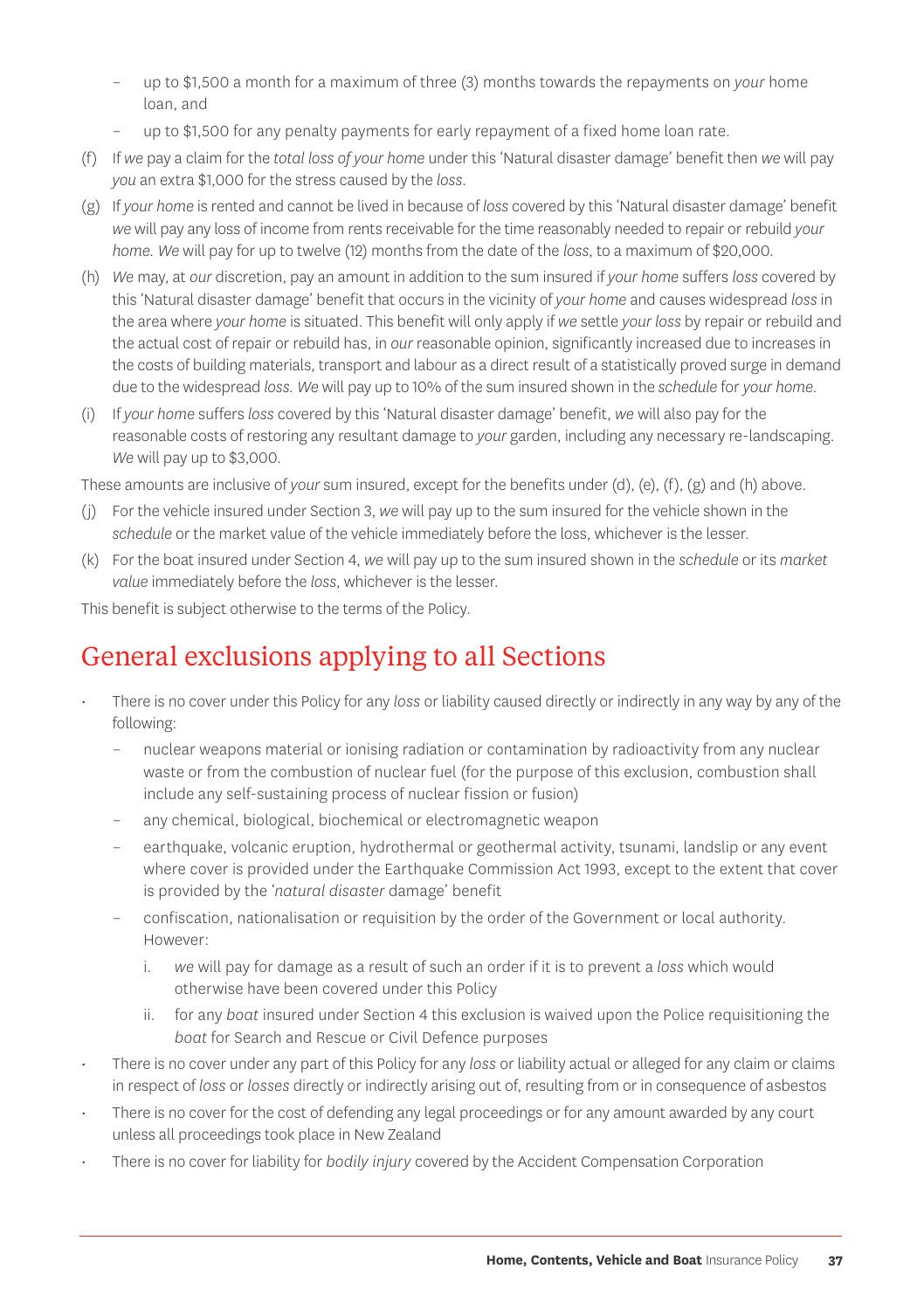- up to $1,500 a month for a maximum of three (3) months towards the repayments on *your* home loan, and
- up to $1,500 for any penalty payments for early repayment of a fixed home loan rate.

(f) If *we* pay a claim for the *total loss of your home* under this 'Natural disaster damage' benefit then *we* will pay *you* an extra $1,000 for the stress caused by the *loss*.

(g) If *your home* is rented and cannot be lived in because of *loss* covered by this 'Natural disaster damage' benefit *we* will pay any loss of income from rents receivable for the time reasonably needed to repair or rebuild *your home*. *We* will pay for up to twelve (12) months from the date of the *loss*, to a maximum of $20,000.

(h) *We* may, at *our* discretion, pay an amount in addition to the sum insured if *your home* suffers *loss* covered by this 'Natural disaster damage' benefit that occurs in the vicinity of *your home* and causes widespread *loss* in the area where *your home* is situated. This benefit will only apply if *we* settle *your loss* by repair or rebuild and the actual cost of repair or rebuild has, in *our* reasonable opinion, significantly increased due to increases in the costs of building materials, transport and labour as a direct result of a statistically proved surge in demand due to the widespread *loss*. *We* will pay up to 10% of the sum insured shown in the *schedule* for *your home*.

(i) If *your home* suffers *loss* covered by this 'Natural disaster damage' benefit, *we* will also pay for the reasonable costs of restoring any resultant damage to *your* garden, including any necessary re-landscaping. *We* will pay up to $3,000.

These amounts are inclusive of *your* sum insured, except for the benefits under (d), (e), (f), (g) and (h) above.

(j) For the vehicle insured under Section 3, *we* will pay up to the sum insured for the vehicle shown in the *schedule* or the market value of the vehicle immediately before the loss, whichever is the lesser.

(k) For the boat insured under Section 4, *we* will pay up to the sum insured shown in the *schedule* or its *market value* immediately before the *loss*, whichever is the lesser.

This benefit is subject otherwise to the terms of the Policy.

# General exclusions applying to all Sections

- There is no cover under this Policy for any *loss* or liability caused directly or indirectly in any way by any of the following:
  - nuclear weapons material or ionising radiation or contamination by radioactivity from any nuclear waste or from the combustion of nuclear fuel (for the purpose of this exclusion, combustion shall include any self-sustaining process of nuclear fission or fusion)
  - any chemical, biological, biochemical or electromagnetic weapon
  - earthquake, volcanic eruption, hydrothermal or geothermal activity, tsunami, landslip or any event where cover is provided under the Earthquake Commission Act 1993, except to the extent that cover is provided by the '*natural disaster* damage' benefit
  - confiscation, nationalisation or requisition by the order of the Government or local authority. However:
    i. *we* will pay for damage as a result of such an order if it is to prevent a *loss* which would otherwise have been covered under this Policy
    ii. for any *boat* insured under Section 4 this exclusion is waived upon the Police requisitioning the *boat* for Search and Rescue or Civil Defence purposes
- There is no cover under any part of this Policy for any *loss* or liability actual or alleged for any claim or claims in respect of *loss* or *losses* directly or indirectly arising out of, resulting from or in consequence of asbestos
- There is no cover for the cost of defending any legal proceedings or for any amount awarded by any court unless all proceedings took place in New Zealand
- There is no cover for liability for *bodily injury* covered by the Accident Compensation Corporation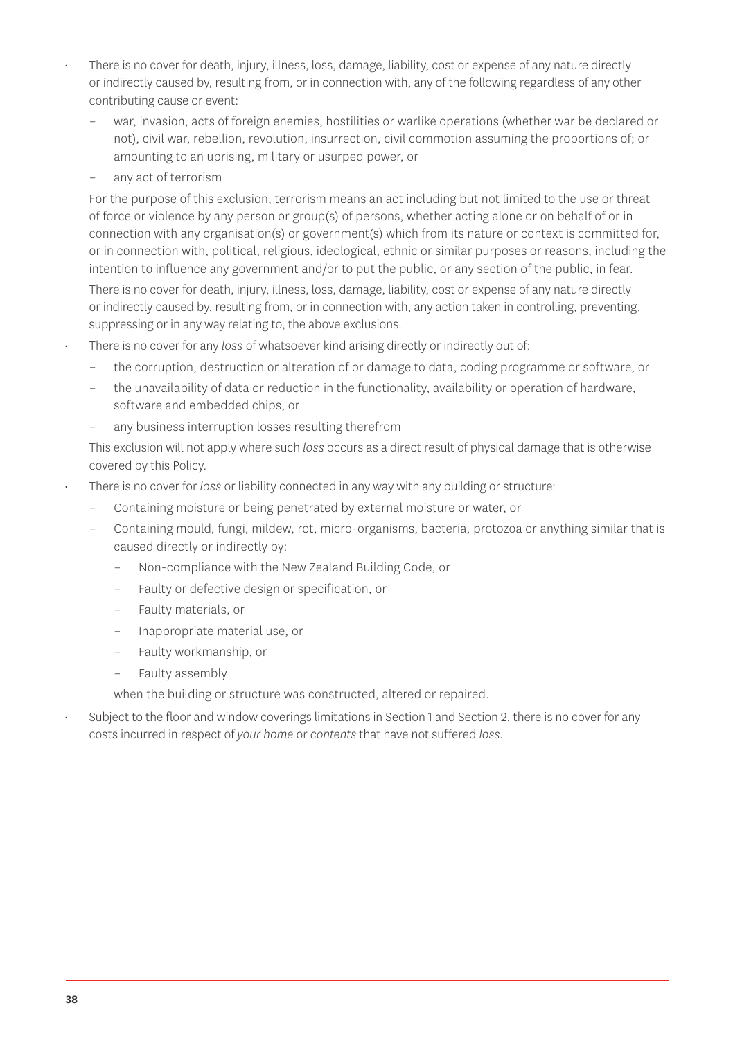- There is no cover for death, injury, illness, loss, damage, liability, cost or expense of any nature directly or indirectly caused by, resulting from, or in connection with, any of the following regardless of any other contributing cause or event:
  - war, invasion, acts of foreign enemies, hostilities or warlike operations (whether war be declared or not), civil war, rebellion, revolution, insurrection, civil commotion assuming the proportions of; or amounting to an uprising, military or usurped power, or
  - any act of terrorism

  For the purpose of this exclusion, terrorism means an act including but not limited to the use or threat of force or violence by any person or group(s) of persons, whether acting alone or on behalf of or in connection with any organisation(s) or government(s) which from its nature or context is committed for, or in connection with, political, religious, ideological, ethnic or similar purposes or reasons, including the intention to influence any government and/or to put the public, or any section of the public, in fear.

  There is no cover for death, injury, illness, loss, damage, liability, cost or expense of any nature directly or indirectly caused by, resulting from, or in connection with, any action taken in controlling, preventing, suppressing or in any way relating to, the above exclusions.

- There is no cover for any *loss* of whatsoever kind arising directly or indirectly out of:
  - the corruption, destruction or alteration of or damage to data, coding programme or software, or
  - the unavailability of data or reduction in the functionality, availability or operation of hardware, software and embedded chips, or
  - any business interruption losses resulting therefrom

  This exclusion will not apply where such *loss* occurs as a direct result of physical damage that is otherwise covered by this Policy.

- There is no cover for *loss* or liability connected in any way with any building or structure:
  - Containing moisture or being penetrated by external moisture or water, or
  - Containing mould, fungi, mildew, rot, micro-organisms, bacteria, protozoa or anything similar that is caused directly or indirectly by:
    - Non-compliance with the New Zealand Building Code, or
    - Faulty or defective design or specification, or
    - Faulty materials, or
    - Inappropriate material use, or
    - Faulty workmanship, or
    - Faulty assembly

    when the building or structure was constructed, altered or repaired.

- Subject to the floor and window coverings limitations in Section 1 and Section 2, there is no cover for any costs incurred in respect of *your home* or *contents* that have not suffered *loss*.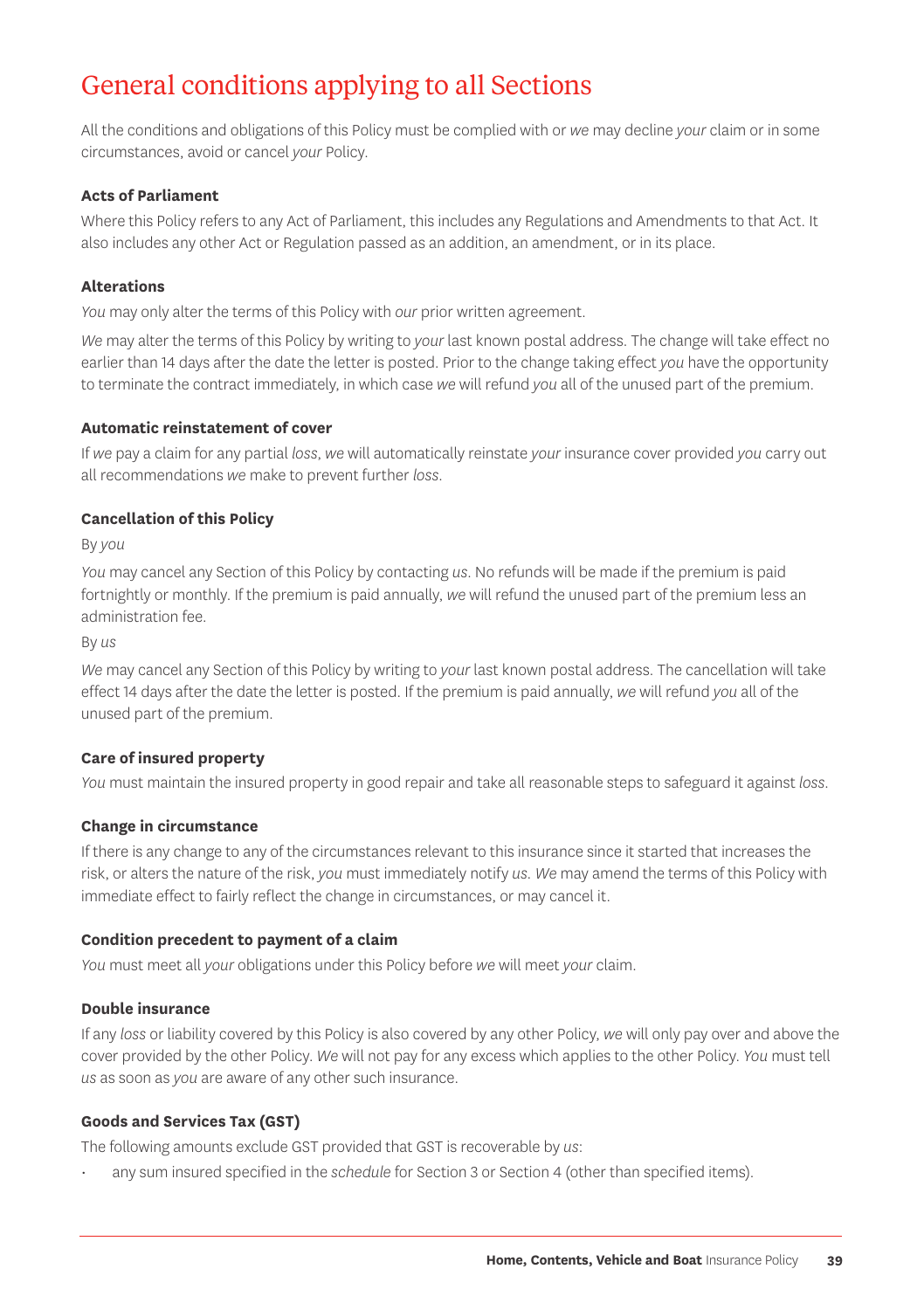# General conditions applying to all Sections

All the conditions and obligations of this Policy must be complied with or *we* may decline *your* claim or in some circumstances, avoid or cancel *your* Policy.

**Acts of Parliament**

Where this Policy refers to any Act of Parliament, this includes any Regulations and Amendments to that Act. It also includes any other Act or Regulation passed as an addition, an amendment, or in its place.

**Alterations**

*You* may only alter the terms of this Policy with *our* prior written agreement.

*We* may alter the terms of this Policy by writing to *your* last known postal address. The change will take effect no earlier than 14 days after the date the letter is posted. Prior to the change taking effect *you* have the opportunity to terminate the contract immediately, in which case *we* will refund *you* all of the unused part of the premium.

**Automatic reinstatement of cover**

If *we* pay a claim for any partial *loss*, *we* will automatically reinstate *your* insurance cover provided *you* carry out all recommendations *we* make to prevent further *loss*.

**Cancellation of this Policy**

By *you*

*You* may cancel any Section of this Policy by contacting *us*. No refunds will be made if the premium is paid fortnightly or monthly. If the premium is paid annually, *we* will refund the unused part of the premium less an administration fee.

By *us*

*We* may cancel any Section of this Policy by writing to *your* last known postal address. The cancellation will take effect 14 days after the date the letter is posted. If the premium is paid annually, *we* will refund *you* all of the unused part of the premium.

**Care of insured property**

*You* must maintain the insured property in good repair and take all reasonable steps to safeguard it against *loss*.

**Change in circumstance**

If there is any change to any of the circumstances relevant to this insurance since it started that increases the risk, or alters the nature of the risk, *you* must immediately notify *us*. *We* may amend the terms of this Policy with immediate effect to fairly reflect the change in circumstances, or may cancel it.

**Condition precedent to payment of a claim**

*You* must meet all *your* obligations under this Policy before *we* will meet *your* claim.

**Double insurance**

If any *loss* or liability covered by this Policy is also covered by any other Policy, *we* will only pay over and above the cover provided by the other Policy. *We* will not pay for any excess which applies to the other Policy. *You* must tell *us* as soon as *you* are aware of any other such insurance.

**Goods and Services Tax (GST)**

The following amounts exclude GST provided that GST is recoverable by *us*:

- any sum insured specified in the *schedule* for Section 3 or Section 4 (other than specified items).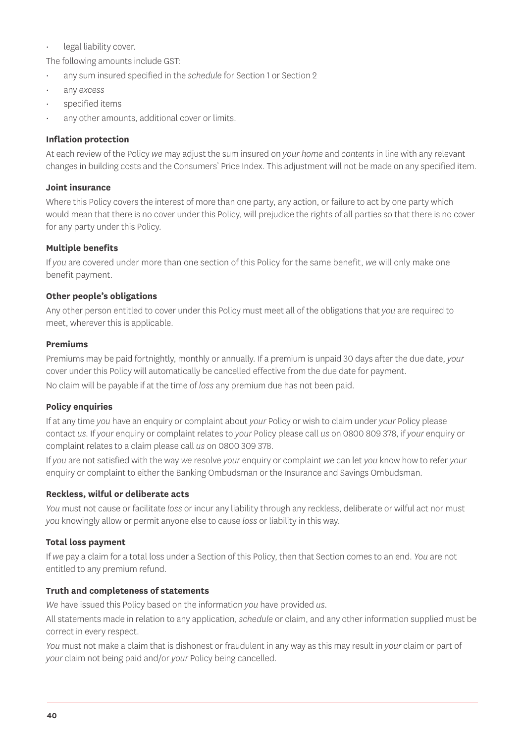- legal liability cover.

The following amounts include GST:

- any sum insured specified in the *schedule* for Section 1 or Section 2
- any *excess*
- specified items
- any other amounts, additional cover or limits.

**Inflation protection**

At each review of the Policy *we* may adjust the sum insured on *your home* and *contents* in line with any relevant changes in building costs and the Consumers' Price Index. This adjustment will not be made on any specified item.

**Joint insurance**

Where this Policy covers the interest of more than one party, any action, or failure to act by one party which would mean that there is no cover under this Policy, will prejudice the rights of all parties so that there is no cover for any party under this Policy.

**Multiple benefits**

If *you* are covered under more than one section of this Policy for the same benefit, *we* will only make one benefit payment.

**Other people's obligations**

Any other person entitled to cover under this Policy must meet all of the obligations that *you* are required to meet, wherever this is applicable.

**Premiums**

Premiums may be paid fortnightly, monthly or annually. If a premium is unpaid 30 days after the due date, *your* cover under this Policy will automatically be cancelled effective from the due date for payment.

No claim will be payable if at the time of *loss* any premium due has not been paid.

**Policy enquiries**

If at any time *you* have an enquiry or complaint about *your* Policy or wish to claim under *your* Policy please contact *us*. If *your* enquiry or complaint relates to *your* Policy please call *us* on 0800 809 378, if *your* enquiry or complaint relates to a claim please call *us* on 0800 309 378.

If *you* are not satisfied with the way *we* resolve *your* enquiry or complaint *we* can let *you* know how to refer *your* enquiry or complaint to either the Banking Ombudsman or the Insurance and Savings Ombudsman.

**Reckless, wilful or deliberate acts**

*You* must not cause or facilitate *loss* or incur any liability through any reckless, deliberate or wilful act nor must *you* knowingly allow or permit anyone else to cause *loss* or liability in this way.

**Total loss payment**

If *we* pay a claim for a total loss under a Section of this Policy, then that Section comes to an end. *You* are not entitled to any premium refund.

**Truth and completeness of statements**

*We* have issued this Policy based on the information *you* have provided *us*.

All statements made in relation to any application, *schedule* or claim, and any other information supplied must be correct in every respect.

*You* must not make a claim that is dishonest or fraudulent in any way as this may result in *your* claim or part of *your* claim not being paid and/or *your* Policy being cancelled.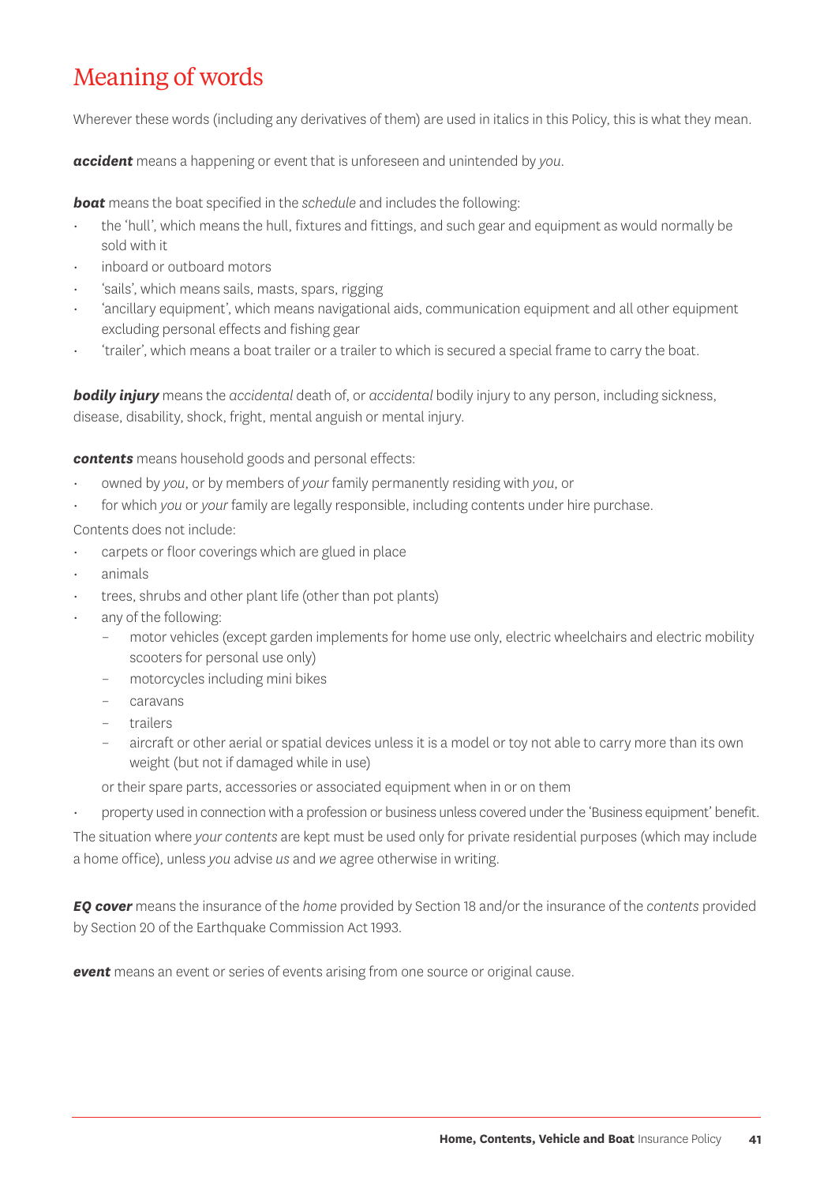# Meaning of words

Wherever these words (including any derivatives of them) are used in italics in this Policy, this is what they mean.

***accident*** means a happening or event that is unforeseen and unintended by *you*.

***boat*** means the boat specified in the *schedule* and includes the following:

- the 'hull', which means the hull, fixtures and fittings, and such gear and equipment as would normally be sold with it
- inboard or outboard motors
- 'sails', which means sails, masts, spars, rigging
- 'ancillary equipment', which means navigational aids, communication equipment and all other equipment excluding personal effects and fishing gear
- 'trailer', which means a boat trailer or a trailer to which is secured a special frame to carry the boat.

***bodily injury*** means the *accidental* death of, or *accidental* bodily injury to any person, including sickness, disease, disability, shock, fright, mental anguish or mental injury.

***contents*** means household goods and personal effects:

- owned by *you*, or by members of *your* family permanently residing with *you*, or
- for which *you* or *your* family are legally responsible, including contents under hire purchase.

Contents does not include:

- carpets or floor coverings which are glued in place
- animals
- trees, shrubs and other plant life (other than pot plants)
- any of the following:
  - motor vehicles (except garden implements for home use only, electric wheelchairs and electric mobility scooters for personal use only)
  - motorcycles including mini bikes
  - caravans
  - trailers
  - aircraft or other aerial or spatial devices unless it is a model or toy not able to carry more than its own weight (but not if damaged while in use)

  or their spare parts, accessories or associated equipment when in or on them
- property used in connection with a profession or business unless covered under the 'Business equipment' benefit.

The situation where *your contents* are kept must be used only for private residential purposes (which may include a home office), unless *you* advise *us* and *we* agree otherwise in writing.

***EQ cover*** means the insurance of the *home* provided by Section 18 and/or the insurance of the *contents* provided by Section 20 of the Earthquake Commission Act 1993.

***event*** means an event or series of events arising from one source or original cause.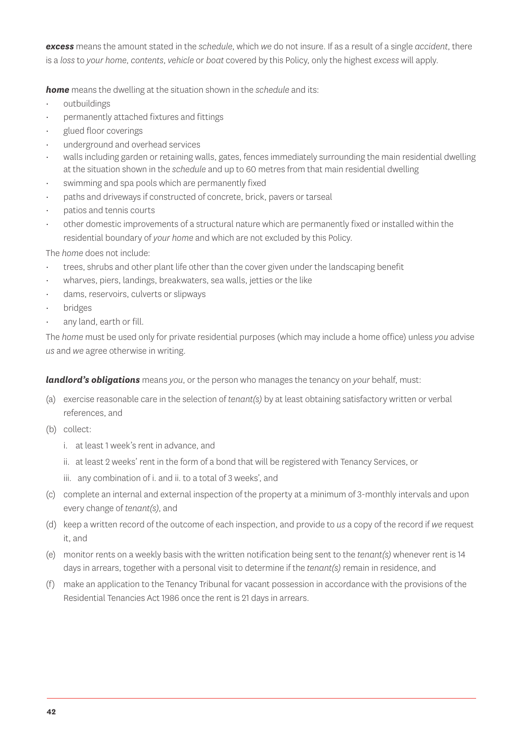***excess*** means the amount stated in the *schedule*, which *we* do not insure. If as a result of a single *accident*, there is a *loss* to *your home*, *contents*, *vehicle* or *boat* covered by this Policy, only the highest *excess* will apply.

***home*** means the dwelling at the situation shown in the *schedule* and its:

- outbuildings
- permanently attached fixtures and fittings
- glued floor coverings
- underground and overhead services
- walls including garden or retaining walls, gates, fences immediately surrounding the main residential dwelling at the situation shown in the *schedule* and up to 60 metres from that main residential dwelling
- swimming and spa pools which are permanently fixed
- paths and driveways if constructed of concrete, brick, pavers or tarseal
- patios and tennis courts
- other domestic improvements of a structural nature which are permanently fixed or installed within the residential boundary of *your home* and which are not excluded by this Policy.

The *home* does not include:

- trees, shrubs and other plant life other than the cover given under the landscaping benefit
- wharves, piers, landings, breakwaters, sea walls, jetties or the like
- dams, reservoirs, culverts or slipways
- bridges
- any land, earth or fill.

The *home* must be used only for private residential purposes (which may include a home office) unless *you* advise *us* and *we* agree otherwise in writing.

***landlord's obligations*** means *you*, or the person who manages the tenancy on *your* behalf, must:

(a) exercise reasonable care in the selection of *tenant(s)* by at least obtaining satisfactory written or verbal references, and

(b) collect:

   i. at least 1 week's rent in advance, and

   ii. at least 2 weeks' rent in the form of a bond that will be registered with Tenancy Services, or

   iii. any combination of i. and ii. to a total of 3 weeks', and

(c) complete an internal and external inspection of the property at a minimum of 3-monthly intervals and upon every change of *tenant(s)*, and

(d) keep a written record of the outcome of each inspection, and provide to *us* a copy of the record if *we* request it, and

(e) monitor rents on a weekly basis with the written notification being sent to the *tenant(s)* whenever rent is 14 days in arrears, together with a personal visit to determine if the *tenant(s)* remain in residence, and

(f) make an application to the Tenancy Tribunal for vacant possession in accordance with the provisions of the Residential Tenancies Act 1986 once the rent is 21 days in arrears.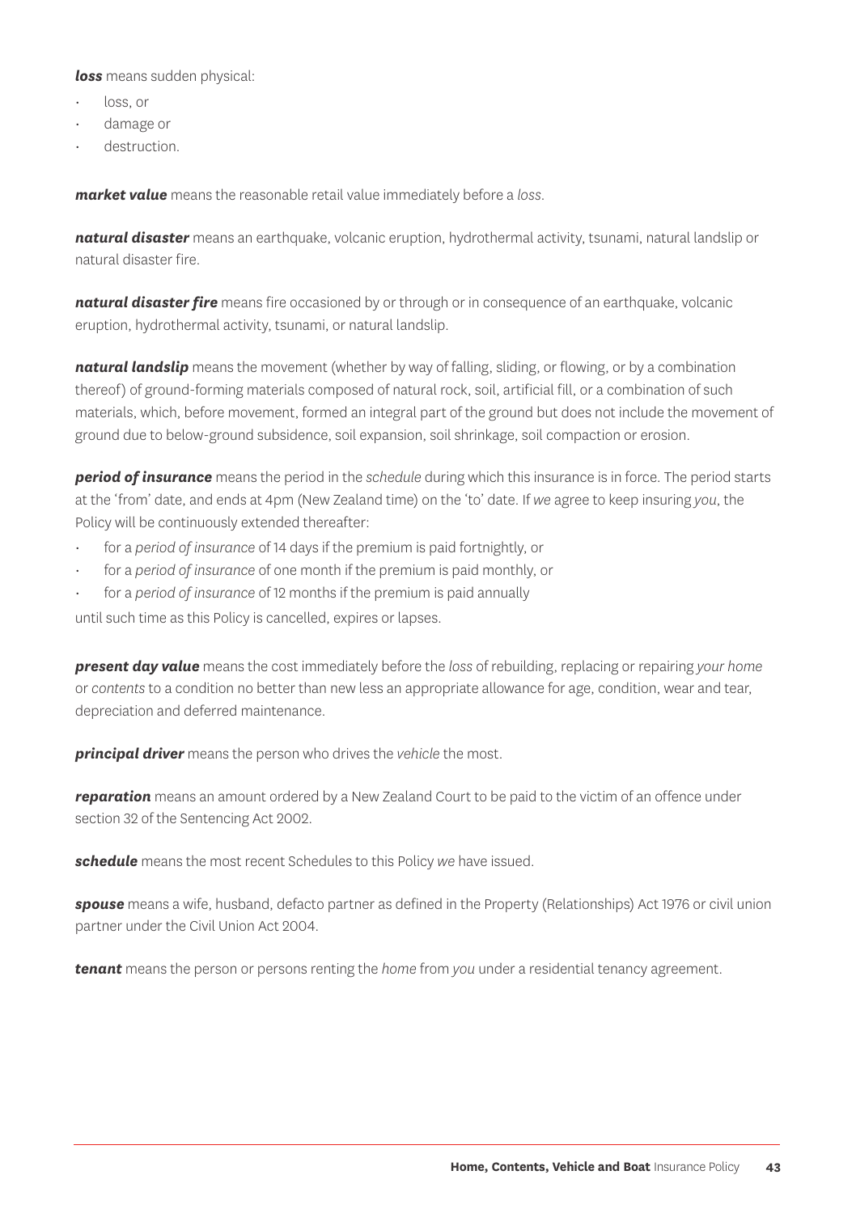***loss*** means sudden physical:

- loss, or
- damage or
- destruction.

***market value*** means the reasonable retail value immediately before a *loss*.

***natural disaster*** means an earthquake, volcanic eruption, hydrothermal activity, tsunami, natural landslip or natural disaster fire.

***natural disaster fire*** means fire occasioned by or through or in consequence of an earthquake, volcanic eruption, hydrothermal activity, tsunami, or natural landslip.

***natural landslip*** means the movement (whether by way of falling, sliding, or flowing, or by a combination thereof) of ground-forming materials composed of natural rock, soil, artificial fill, or a combination of such materials, which, before movement, formed an integral part of the ground but does not include the movement of ground due to below-ground subsidence, soil expansion, soil shrinkage, soil compaction or erosion.

***period of insurance*** means the period in the *schedule* during which this insurance is in force. The period starts at the 'from' date, and ends at 4pm (New Zealand time) on the 'to' date. If *we* agree to keep insuring *you*, the Policy will be continuously extended thereafter:

- for a *period of insurance* of 14 days if the premium is paid fortnightly, or
- for a *period of insurance* of one month if the premium is paid monthly, or
- for a *period of insurance* of 12 months if the premium is paid annually

until such time as this Policy is cancelled, expires or lapses.

***present day value*** means the cost immediately before the *loss* of rebuilding, replacing or repairing *your home* or *contents* to a condition no better than new less an appropriate allowance for age, condition, wear and tear, depreciation and deferred maintenance.

***principal driver*** means the person who drives the *vehicle* the most.

***reparation*** means an amount ordered by a New Zealand Court to be paid to the victim of an offence under section 32 of the Sentencing Act 2002.

***schedule*** means the most recent Schedules to this Policy *we* have issued.

***spouse*** means a wife, husband, defacto partner as defined in the Property (Relationships) Act 1976 or civil union partner under the Civil Union Act 2004.

***tenant*** means the person or persons renting the *home* from *you* under a residential tenancy agreement.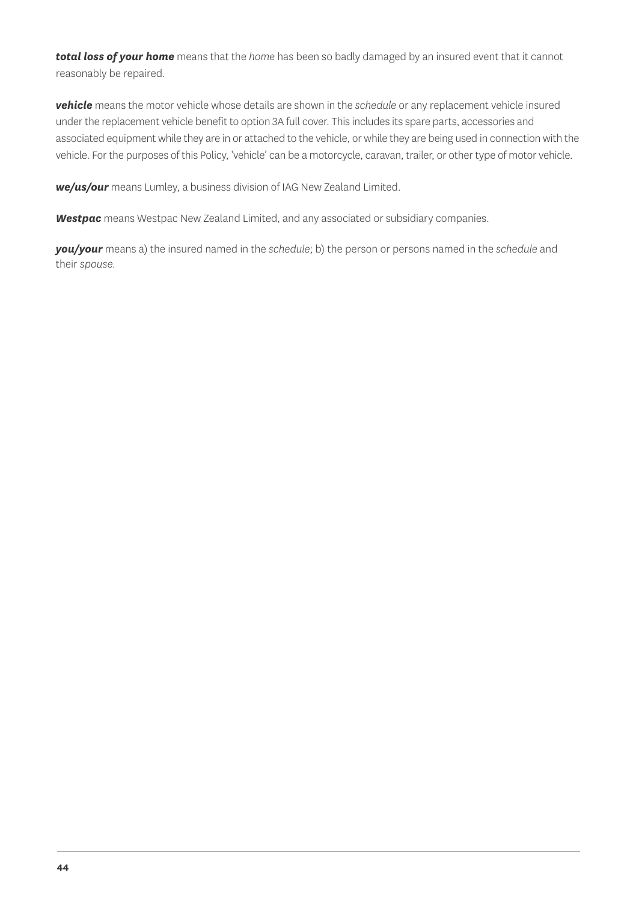***total loss of your home*** means that the *home* has been so badly damaged by an insured event that it cannot reasonably be repaired.

***vehicle*** means the motor vehicle whose details are shown in the *schedule* or any replacement vehicle insured under the replacement vehicle benefit to option 3A full cover. This includes its spare parts, accessories and associated equipment while they are in or attached to the vehicle, or while they are being used in connection with the vehicle. For the purposes of this Policy, 'vehicle' can be a motorcycle, caravan, trailer, or other type of motor vehicle.

***we/us/our*** means Lumley, a business division of IAG New Zealand Limited.

***Westpac*** means Westpac New Zealand Limited, and any associated or subsidiary companies.

***you/your*** means a) the insured named in the *schedule*; b) the person or persons named in the *schedule* and their *spouse*.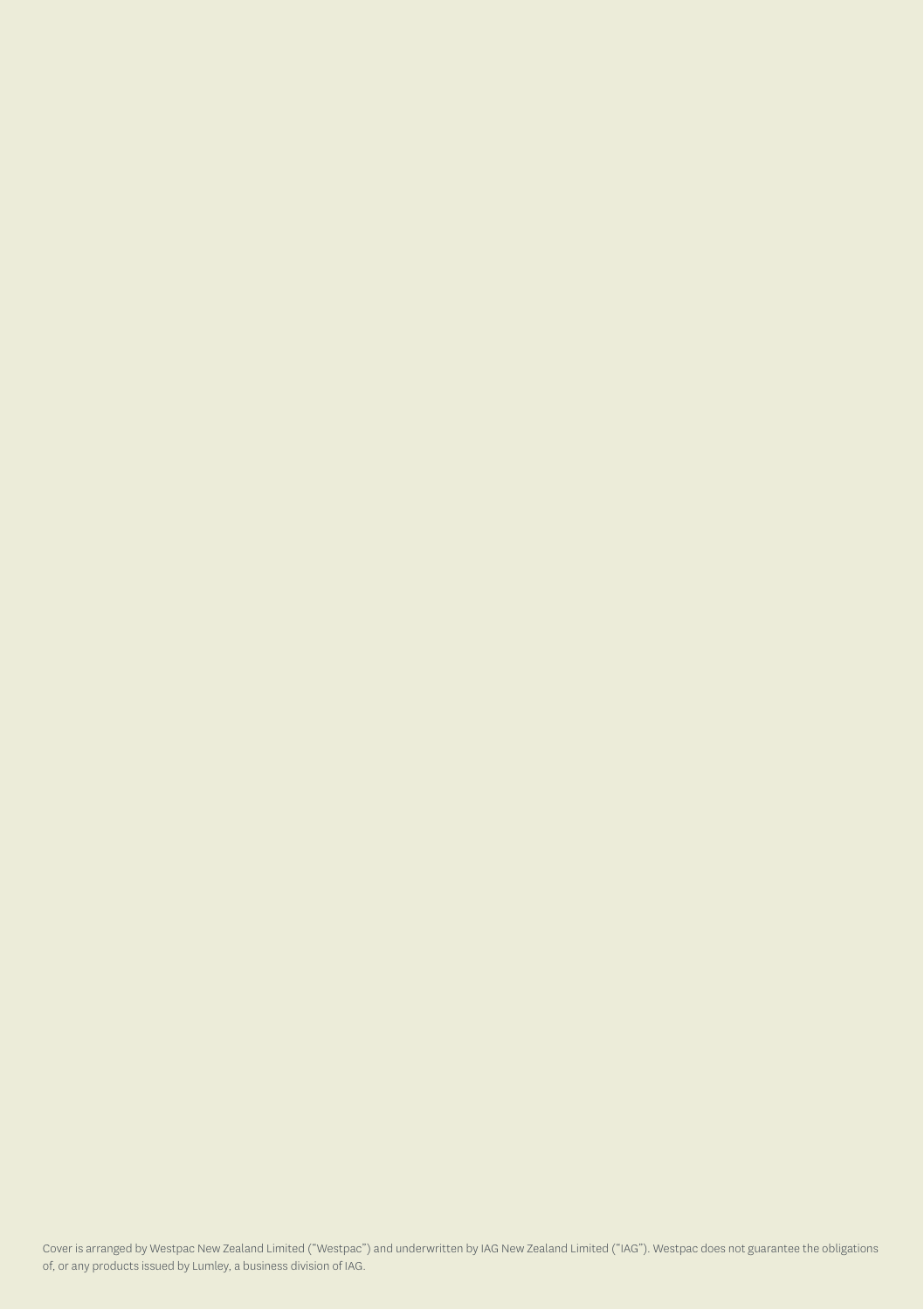Cover is arranged by Westpac New Zealand Limited ("Westpac") and underwritten by IAG New Zealand Limited ("IAG"). Westpac does not guarantee the obligations of, or any products issued by Lumley, a business division of IAG.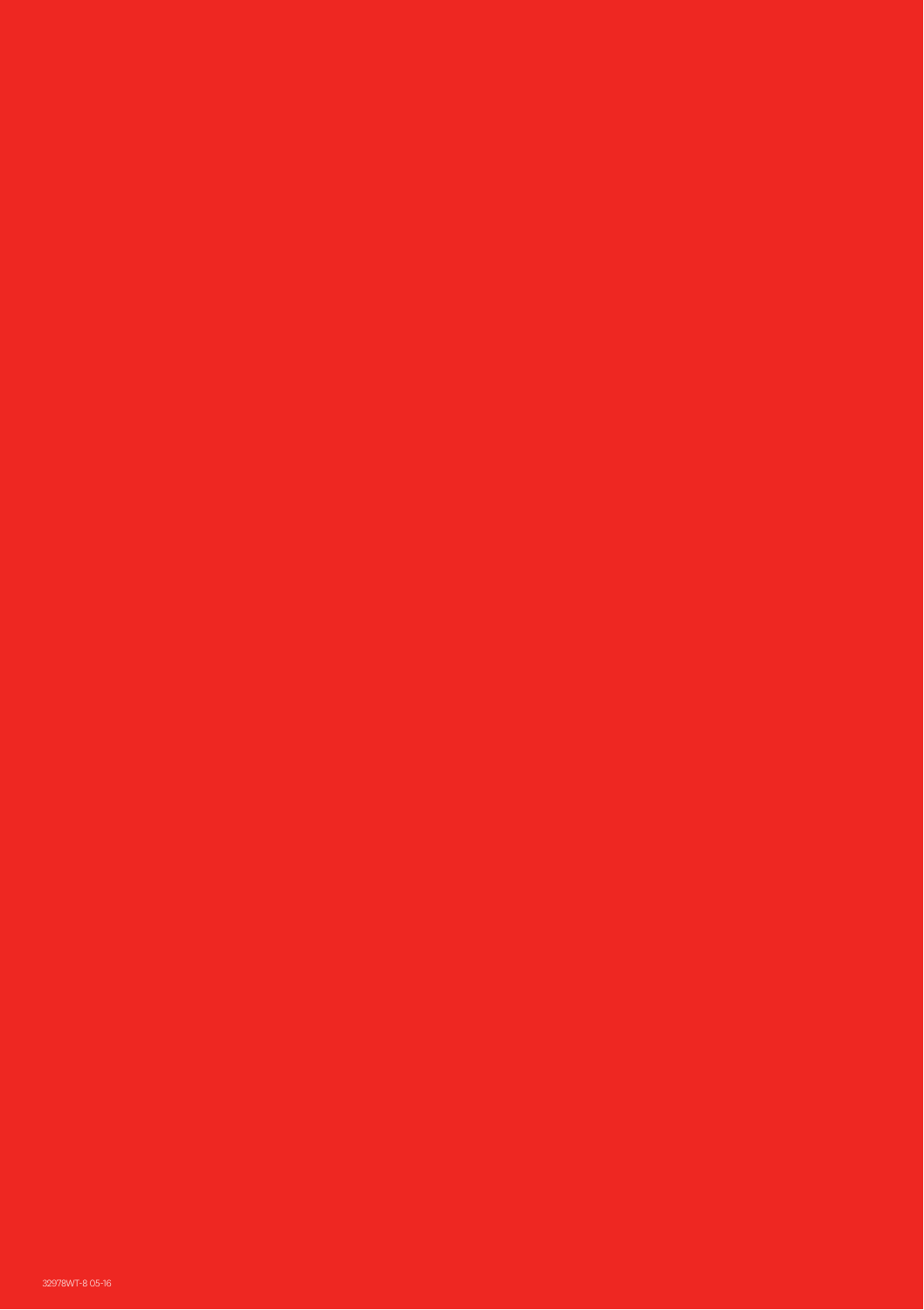32978WT-8 05-16